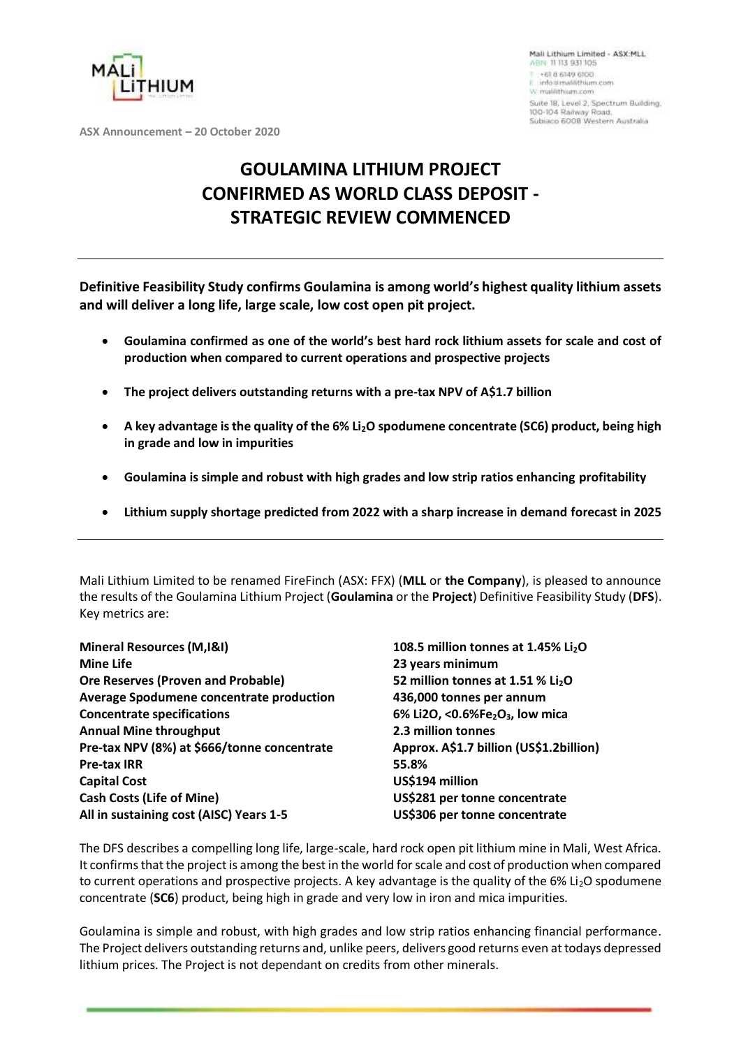Mali Lithium Limited - ASX:MLL
ABN: 11 113 931 105
T: +61 8 6149 6100
E: info@malilithium.com
W: malilithium.com
Suite 18, Level 2, Spectrum Building, 100-104 Railway Road, Subiaco 6008 Western Australia

**ASX Announcement – 20 October 2020**

# GOULAMINA LITHIUM PROJECT CONFIRMED AS WORLD CLASS DEPOSIT - STRATEGIC REVIEW COMMENCED

---

**Definitive Feasibility Study confirms Goulamina is among world's highest quality lithium assets and will deliver a long life, large scale, low cost open pit project.**

- **Goulamina confirmed as one of the world's best hard rock lithium assets for scale and cost of production when compared to current operations and prospective projects**
- **The project delivers outstanding returns with a pre-tax NPV of A$1.7 billion**
- **A key advantage is the quality of the 6% $Li_2O$ spodumene concentrate (SC6) product, being high in grade and low in impurities**
- **Goulamina is simple and robust with high grades and low strip ratios enhancing profitability**
- **Lithium supply shortage predicted from 2022 with a sharp increase in demand forecast in 2025**

---

Mali Lithium Limited to be renamed FireFinch (ASX: FFX) (**MLL** or **the Company**), is pleased to announce the results of the Goulamina Lithium Project (**Goulamina** or the **Project**) Definitive Feasibility Study (**DFS**). Key metrics are:

| | |
|---|---|
| **Mineral Resources (M,I&I)** | **108.5 million tonnes at 1.45% $Li_2O$** |
| **Mine Life** | **23 years minimum** |
| **Ore Reserves (Proven and Probable)** | **52 million tonnes at 1.51 % $Li_2O$** |
| **Average Spodumene concentrate production** | **436,000 tonnes per annum** |
| **Concentrate specifications** | **6% $Li_2O$, <0.6%$Fe_2O_3$, low mica** |
| **Annual Mine throughput** | **2.3 million tonnes** |
| **Pre-tax NPV (8%) at $666/tonne concentrate** | **Approx. A$1.7 billion (US$1.2billion)** |
| **Pre-tax IRR** | **55.8%** |
| **Capital Cost** | **US$194 million** |
| **Cash Costs (Life of Mine)** | **US$281 per tonne concentrate** |
| **All in sustaining cost (AISC) Years 1-5** | **US$306 per tonne concentrate** |

The DFS describes a compelling long life, large-scale, hard rock open pit lithium mine in Mali, West Africa. It confirms that the project is among the best in the world for scale and cost of production when compared to current operations and prospective projects. A key advantage is the quality of the 6% $Li_2O$ spodumene concentrate (**SC6**) product, being high in grade and very low in iron and mica impurities.

Goulamina is simple and robust, with high grades and low strip ratios enhancing financial performance. The Project delivers outstanding returns and, unlike peers, delivers good returns even at todays depressed lithium prices. The Project is not dependant on credits from other minerals.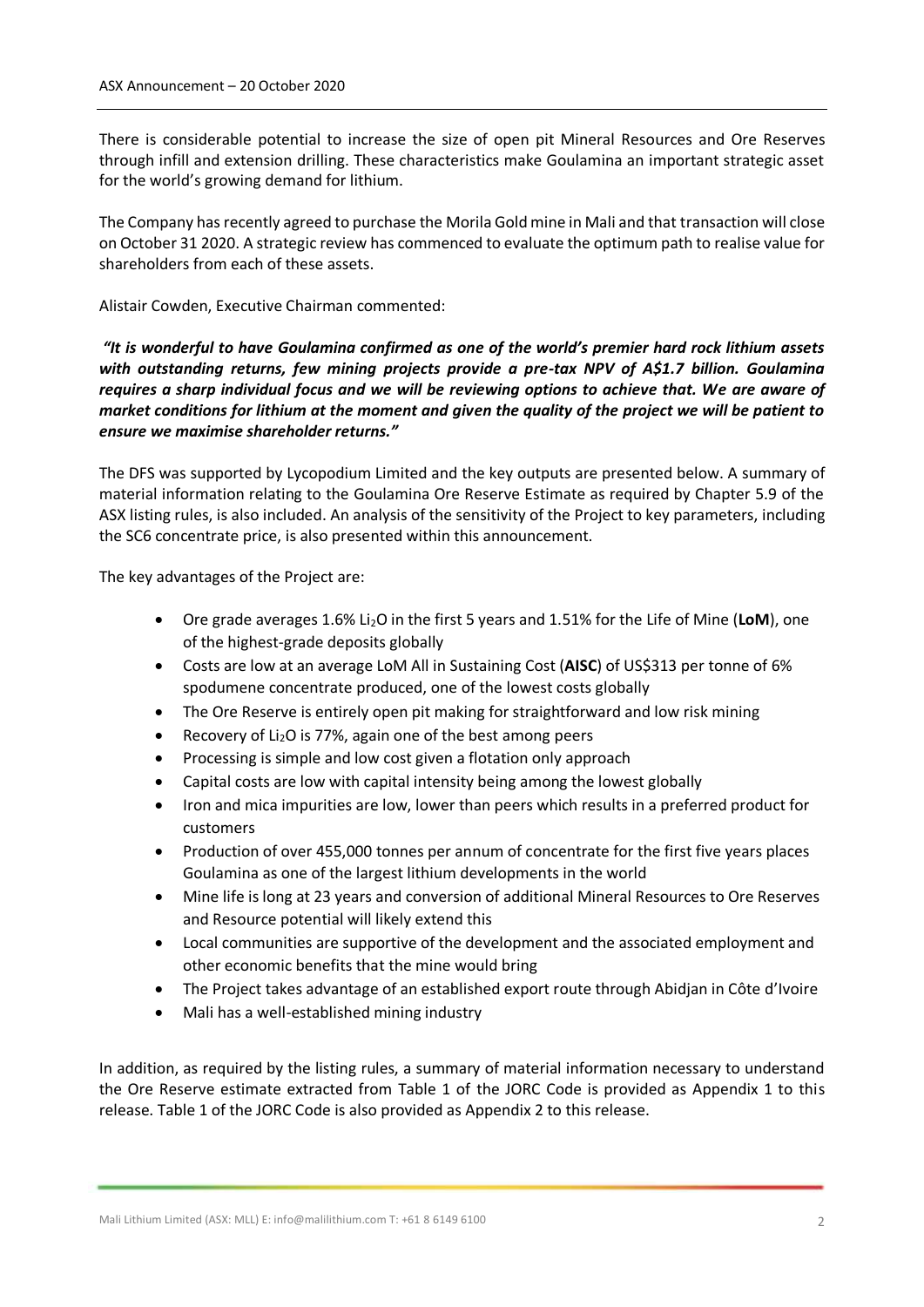There is considerable potential to increase the size of open pit Mineral Resources and Ore Reserves through infill and extension drilling. These characteristics make Goulamina an important strategic asset for the world's growing demand for lithium.

The Company has recently agreed to purchase the Morila Gold mine in Mali and that transaction will close on October 31 2020. A strategic review has commenced to evaluate the optimum path to realise value for shareholders from each of these assets.

Alistair Cowden, Executive Chairman commented:

***"It is wonderful to have Goulamina confirmed as one of the world's premier hard rock lithium assets with outstanding returns, few mining projects provide a pre-tax NPV of A$1.7 billion. Goulamina requires a sharp individual focus and we will be reviewing options to achieve that. We are aware of market conditions for lithium at the moment and given the quality of the project we will be patient to ensure we maximise shareholder returns."***

The DFS was supported by Lycopodium Limited and the key outputs are presented below. A summary of material information relating to the Goulamina Ore Reserve Estimate as required by Chapter 5.9 of the ASX listing rules, is also included. An analysis of the sensitivity of the Project to key parameters, including the SC6 concentrate price, is also presented within this announcement.

The key advantages of the Project are:

- Ore grade averages 1.6% $Li_2O$ in the first 5 years and 1.51% for the Life of Mine (**LoM**), one of the highest-grade deposits globally
- Costs are low at an average LoM All in Sustaining Cost (**AISC**) of US$313 per tonne of 6% spodumene concentrate produced, one of the lowest costs globally
- The Ore Reserve is entirely open pit making for straightforward and low risk mining
- Recovery of $Li_2O$ is 77%, again one of the best among peers
- Processing is simple and low cost given a flotation only approach
- Capital costs are low with capital intensity being among the lowest globally
- Iron and mica impurities are low, lower than peers which results in a preferred product for customers
- Production of over 455,000 tonnes per annum of concentrate for the first five years places Goulamina as one of the largest lithium developments in the world
- Mine life is long at 23 years and conversion of additional Mineral Resources to Ore Reserves and Resource potential will likely extend this
- Local communities are supportive of the development and the associated employment and other economic benefits that the mine would bring
- The Project takes advantage of an established export route through Abidjan in Côte d'Ivoire
- Mali has a well-established mining industry

In addition, as required by the listing rules, a summary of material information necessary to understand the Ore Reserve estimate extracted from Table 1 of the JORC Code is provided as Appendix 1 to this release. Table 1 of the JORC Code is also provided as Appendix 2 to this release.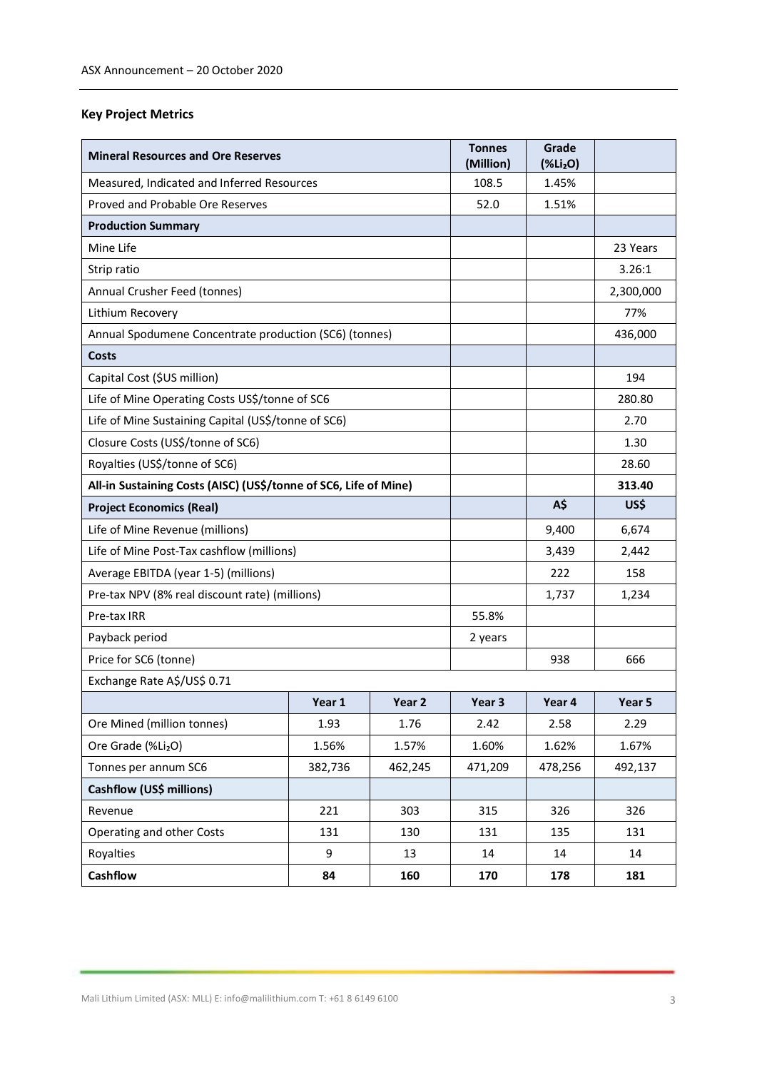## Key Project Metrics

| Mineral Resources and Ore Reserves | | | Tonnes (Million) | Grade ($\%Li_2O$) | |
|---|---|---|---|---|---|
| Measured, Indicated and Inferred Resources | | | 108.5 | 1.45% | |
| Proved and Probable Ore Reserves | | | 52.0 | 1.51% | |
| **Production Summary** | | | | | |
| Mine Life | | | | | 23 Years |
| Strip ratio | | | | | 3.26:1 |
| Annual Crusher Feed (tonnes) | | | | | 2,300,000 |
| Lithium Recovery | | | | | 77% |
| Annual Spodumene Concentrate production (SC6) (tonnes) | | | | | 436,000 |
| **Costs** | | | | | |
| Capital Cost ($US million) | | | | | 194 |
| Life of Mine Operating Costs US$/tonne of SC6 | | | | | 280.80 |
| Life of Mine Sustaining Capital (US$/tonne of SC6) | | | | | 2.70 |
| Closure Costs (US$/tonne of SC6) | | | | | 1.30 |
| Royalties (US$/tonne of SC6) | | | | | 28.60 |
| **All-in Sustaining Costs (AISC) (US$/tonne of SC6, Life of Mine)** | | | | | **313.40** |
| **Project Economics (Real)** | | | | **A$** | **US$** |
| Life of Mine Revenue (millions) | | | | 9,400 | 6,674 |
| Life of Mine Post-Tax cashflow (millions) | | | | 3,439 | 2,442 |
| Average EBITDA (year 1-5) (millions) | | | | 222 | 158 |
| Pre-tax NPV (8% real discount rate) (millions) | | | | 1,737 | 1,234 |
| Pre-tax IRR | | | 55.8% | | |
| Payback period | | | 2 years | | |
| Price for SC6 (tonne) | | | | 938 | 666 |
| Exchange Rate A$/US$ 0.71 | | | | | |
| | **Year 1** | **Year 2** | **Year 3** | **Year 4** | **Year 5** |
| Ore Mined (million tonnes) | 1.93 | 1.76 | 2.42 | 2.58 | 2.29 |
| Ore Grade ($\%Li_2O$) | 1.56% | 1.57% | 1.60% | 1.62% | 1.67% |
| Tonnes per annum SC6 | 382,736 | 462,245 | 471,209 | 478,256 | 492,137 |
| **Cashflow (US$ millions)** | | | | | |
| Revenue | 221 | 303 | 315 | 326 | 326 |
| Operating and other Costs | 131 | 130 | 131 | 135 | 131 |
| Royalties | 9 | 13 | 14 | 14 | 14 |
| **Cashflow** | **84** | **160** | **170** | **178** | **181** |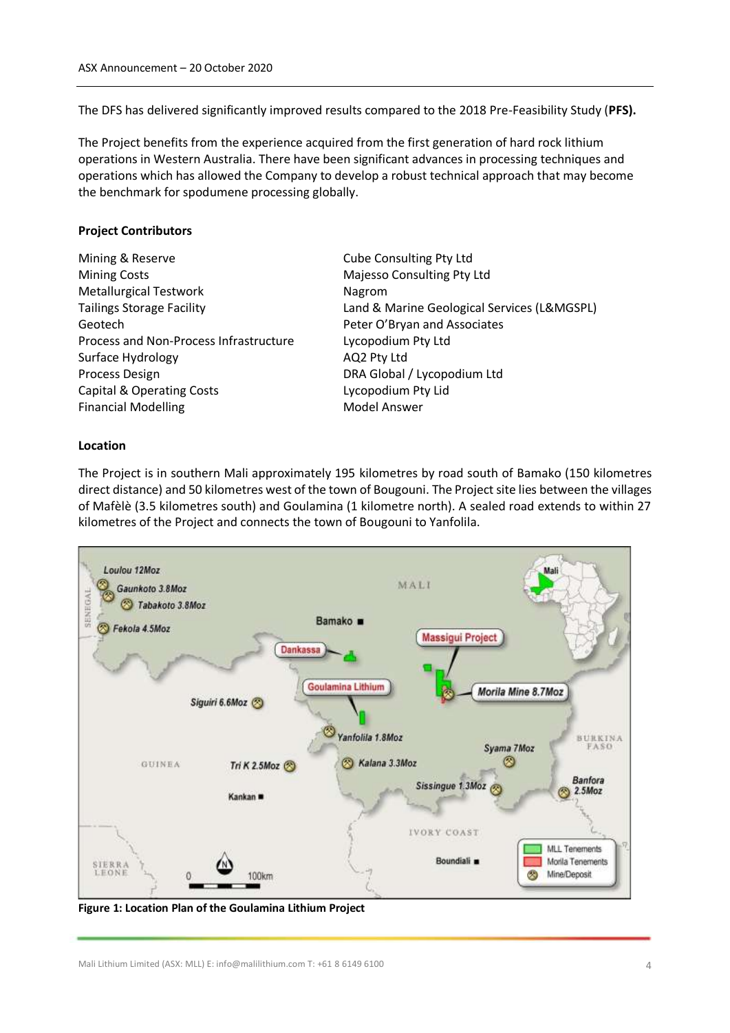The DFS has delivered significantly improved results compared to the 2018 Pre-Feasibility Study (**PFS).**

The Project benefits from the experience acquired from the first generation of hard rock lithium operations in Western Australia. There have been significant advances in processing techniques and operations which has allowed the Company to develop a robust technical approach that may become the benchmark for spodumene processing globally.

**Project Contributors**

| | |
|---|---|
| Mining & Reserve | Cube Consulting Pty Ltd |
| Mining Costs | Majesso Consulting Pty Ltd |
| Metallurgical Testwork | Nagrom |
| Tailings Storage Facility | Land & Marine Geological Services (L&MGSPL) |
| Geotech | Peter O'Bryan and Associates |
| Process and Non-Process Infrastructure | Lycopodium Pty Ltd |
| Surface Hydrology | AQ2 Pty Ltd |
| Process Design | DRA Global / Lycopodium Ltd |
| Capital & Operating Costs | Lycopodium Pty Lid |
| Financial Modelling | Model Answer |

**Location**

The Project is in southern Mali approximately 195 kilometres by road south of Bamako (150 kilometres direct distance) and 50 kilometres west of the town of Bougouni. The Project site lies between the villages of Mafèlè (3.5 kilometres south) and Goulamina (1 kilometre north). A sealed road extends to within 27 kilometres of the Project and connects the town of Bougouni to Yanfolila.

**Figure 1: Location Plan of the Goulamina Lithium Project**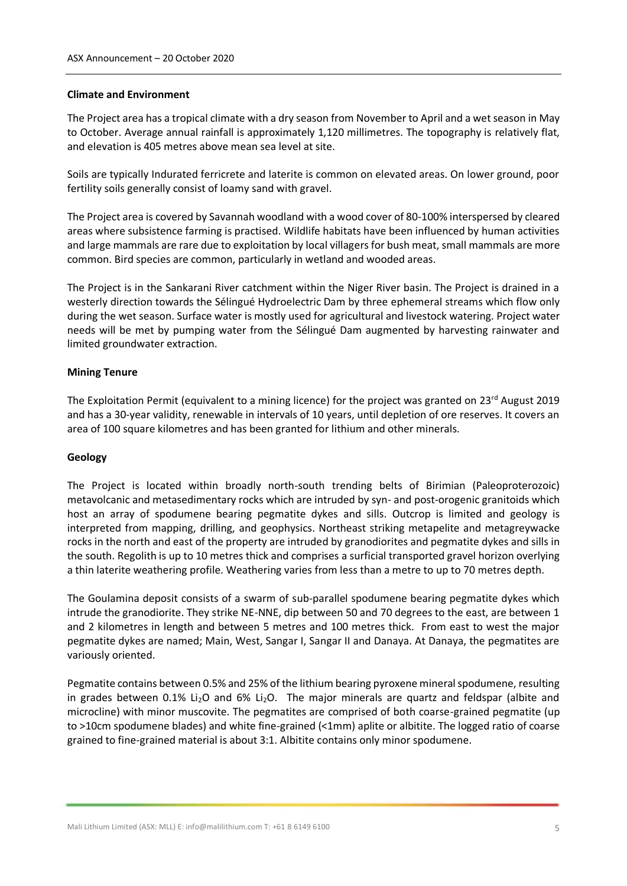**Climate and Environment**

The Project area has a tropical climate with a dry season from November to April and a wet season in May to October. Average annual rainfall is approximately 1,120 millimetres. The topography is relatively flat, and elevation is 405 metres above mean sea level at site.

Soils are typically Indurated ferricrete and laterite is common on elevated areas. On lower ground, poor fertility soils generally consist of loamy sand with gravel.

The Project area is covered by Savannah woodland with a wood cover of 80-100% interspersed by cleared areas where subsistence farming is practised. Wildlife habitats have been influenced by human activities and large mammals are rare due to exploitation by local villagers for bush meat, small mammals are more common. Bird species are common, particularly in wetland and wooded areas.

The Project is in the Sankarani River catchment within the Niger River basin. The Project is drained in a westerly direction towards the Sélingué Hydroelectric Dam by three ephemeral streams which flow only during the wet season. Surface water is mostly used for agricultural and livestock watering. Project water needs will be met by pumping water from the Sélingué Dam augmented by harvesting rainwater and limited groundwater extraction.

**Mining Tenure**

The Exploitation Permit (equivalent to a mining licence) for the project was granted on 23rd August 2019 and has a 30-year validity, renewable in intervals of 10 years, until depletion of ore reserves. It covers an area of 100 square kilometres and has been granted for lithium and other minerals.

**Geology**

The Project is located within broadly north-south trending belts of Birimian (Paleoproterozoic) metavolcanic and metasedimentary rocks which are intruded by syn- and post-orogenic granitoids which host an array of spodumene bearing pegmatite dykes and sills. Outcrop is limited and geology is interpreted from mapping, drilling, and geophysics. Northeast striking metapelite and metagreywacke rocks in the north and east of the property are intruded by granodiorites and pegmatite dykes and sills in the south. Regolith is up to 10 metres thick and comprises a surficial transported gravel horizon overlying a thin laterite weathering profile. Weathering varies from less than a metre to up to 70 metres depth.

The Goulamina deposit consists of a swarm of sub-parallel spodumene bearing pegmatite dykes which intrude the granodiorite. They strike NE-NNE, dip between 50 and 70 degrees to the east, are between 1 and 2 kilometres in length and between 5 metres and 100 metres thick. From east to west the major pegmatite dykes are named; Main, West, Sangar I, Sangar II and Danaya. At Danaya, the pegmatites are variously oriented.

Pegmatite contains between 0.5% and 25% of the lithium bearing pyroxene mineral spodumene, resulting in grades between 0.1% $Li_2O$ and 6% $Li_2O$. The major minerals are quartz and feldspar (albite and microcline) with minor muscovite. The pegmatites are comprised of both coarse-grained pegmatite (up to >10cm spodumene blades) and white fine-grained (<1mm) aplite or albitite. The logged ratio of coarse grained to fine-grained material is about 3:1. Albitite contains only minor spodumene.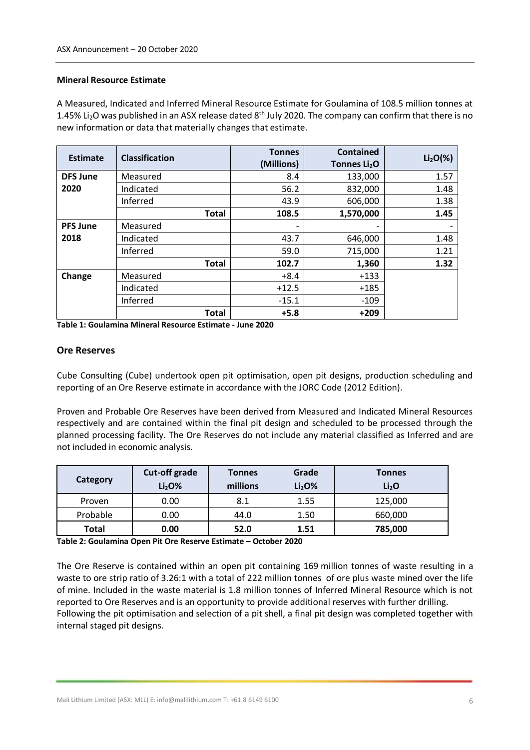**Mineral Resource Estimate**

A Measured, Indicated and Inferred Mineral Resource Estimate for Goulamina of 108.5 million tonnes at 1.45% $Li_2O$ was published in an ASX release dated 8th July 2020. The company can confirm that there is no new information or data that materially changes that estimate.

| Estimate | Classification | Tonnes (Millions) | Contained Tonnes $Li_2O$ | $Li_2O$(%) |
|---|---|---|---|---|
| **DFS June 2020** | Measured | 8.4 | 133,000 | 1.57 |
| | Indicated | 56.2 | 832,000 | 1.48 |
| | Inferred | 43.9 | 606,000 | 1.38 |
| | **Total** | **108.5** | **1,570,000** | **1.45** |
| **PFS June 2018** | Measured | - | - | - |
| | Indicated | 43.7 | 646,000 | 1.48 |
| | Inferred | 59.0 | 715,000 | 1.21 |
| | **Total** | **102.7** | **1,360** | **1.32** |
| **Change** | Measured | +8.4 | +133 | |
| | Indicated | +12.5 | +185 | |
| | Inferred | -15.1 | -109 | |
| | **Total** | **+5.8** | **+209** | |

**Table 1: Goulamina Mineral Resource Estimate - June 2020**

## Ore Reserves

Cube Consulting (Cube) undertook open pit optimisation, open pit designs, production scheduling and reporting of an Ore Reserve estimate in accordance with the JORC Code (2012 Edition).

Proven and Probable Ore Reserves have been derived from Measured and Indicated Mineral Resources respectively and are contained within the final pit design and scheduled to be processed through the planned processing facility. The Ore Reserves do not include any material classified as Inferred and are not included in economic analysis.

| Category | Cut-off grade $Li_2O$% | Tonnes millions | Grade $Li_2O$% | Tonnes $Li_2O$ |
|---|---|---|---|---|
| Proven | 0.00 | 8.1 | 1.55 | 125,000 |
| Probable | 0.00 | 44.0 | 1.50 | 660,000 |
| **Total** | **0.00** | **52.0** | **1.51** | **785,000** |

**Table 2: Goulamina Open Pit Ore Reserve Estimate – October 2020**

The Ore Reserve is contained within an open pit containing 169 million tonnes of waste resulting in a waste to ore strip ratio of 3.26:1 with a total of 222 million tonnes of ore plus waste mined over the life of mine. Included in the waste material is 1.8 million tonnes of Inferred Mineral Resource which is not reported to Ore Reserves and is an opportunity to provide additional reserves with further drilling.
Following the pit optimisation and selection of a pit shell, a final pit design was completed together with internal staged pit designs.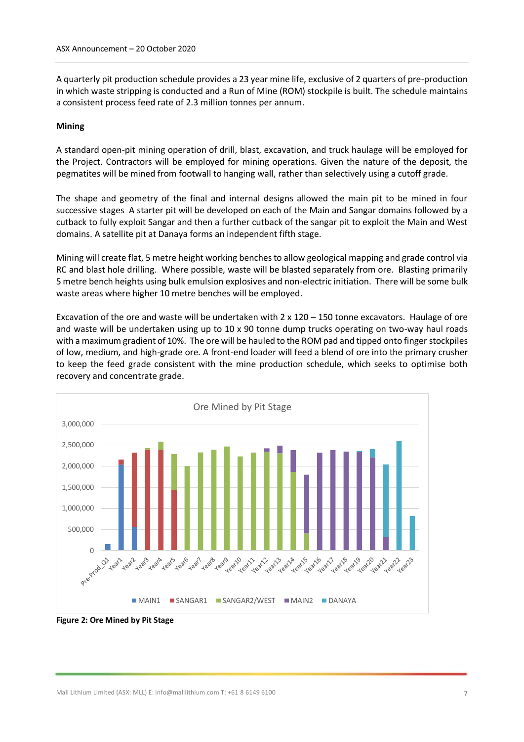A quarterly pit production schedule provides a 23 year mine life, exclusive of 2 quarters of pre-production in which waste stripping is conducted and a Run of Mine (ROM) stockpile is built. The schedule maintains a consistent process feed rate of 2.3 million tonnes per annum.

**Mining**

A standard open-pit mining operation of drill, blast, excavation, and truck haulage will be employed for the Project. Contractors will be employed for mining operations. Given the nature of the deposit, the pegmatites will be mined from footwall to hanging wall, rather than selectively using a cutoff grade.

The shape and geometry of the final and internal designs allowed the main pit to be mined in four successive stages A starter pit will be developed on each of the Main and Sangar domains followed by a cutback to fully exploit Sangar and then a further cutback of the sangar pit to exploit the Main and West domains. A satellite pit at Danaya forms an independent fifth stage.

Mining will create flat, 5 metre height working benches to allow geological mapping and grade control via RC and blast hole drilling. Where possible, waste will be blasted separately from ore. Blasting primarily 5 metre bench heights using bulk emulsion explosives and non-electric initiation. There will be some bulk waste areas where higher 10 metre benches will be employed.

Excavation of the ore and waste will be undertaken with 2 x 120 – 150 tonne excavators. Haulage of ore and waste will be undertaken using up to 10 x 90 tonne dump trucks operating on two-way haul roads with a maximum gradient of 10%. The ore will be hauled to the ROM pad and tipped onto finger stockpiles of low, medium, and high-grade ore. A front-end loader will feed a blend of ore into the primary crusher to keep the feed grade consistent with the mine production schedule, which seeks to optimise both recovery and concentrate grade.

**Figure 2: Ore Mined by Pit Stage**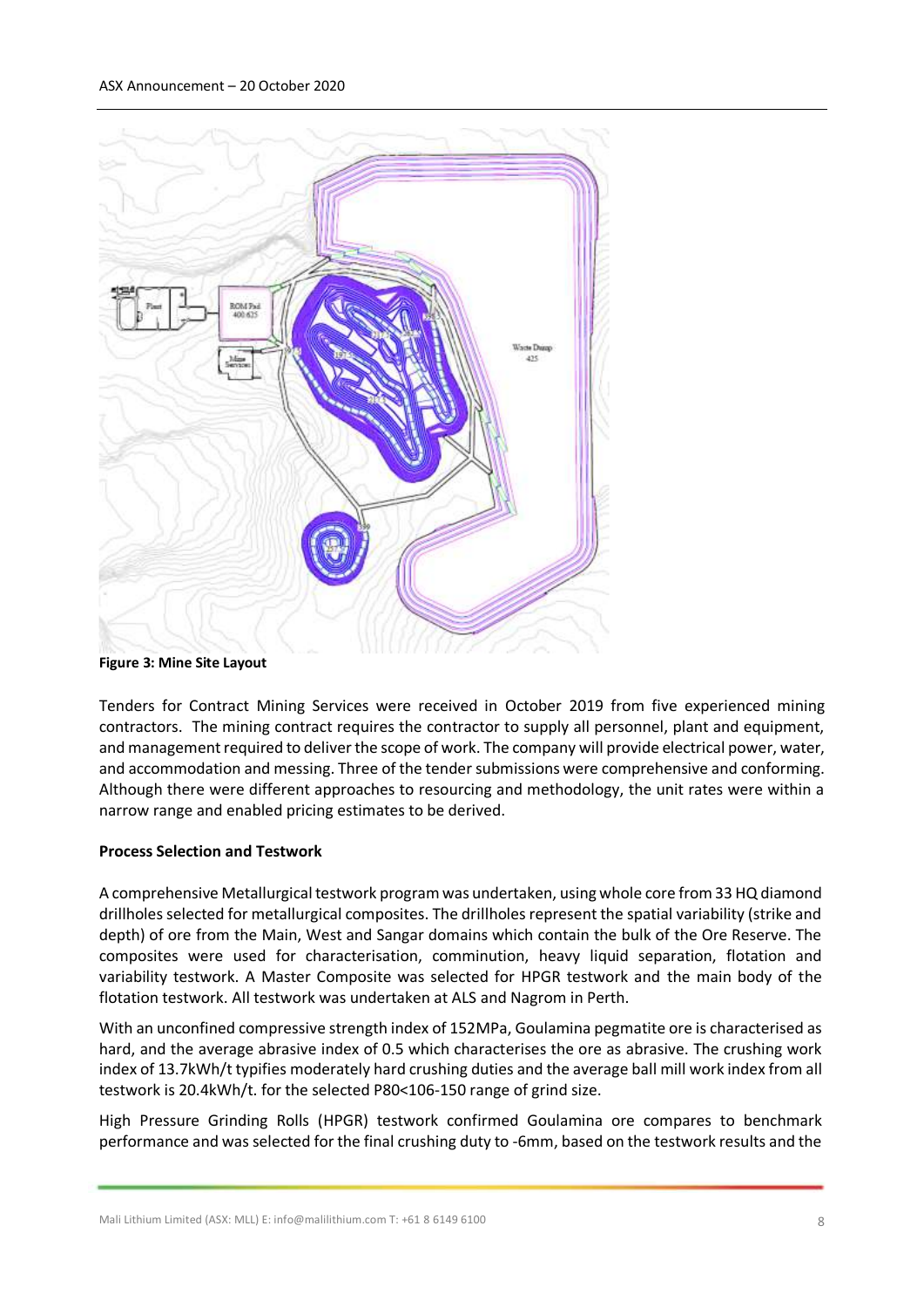**Figure 3: Mine Site Layout**

Tenders for Contract Mining Services were received in October 2019 from five experienced mining contractors. The mining contract requires the contractor to supply all personnel, plant and equipment, and management required to deliver the scope of work. The company will provide electrical power, water, and accommodation and messing. Three of the tender submissions were comprehensive and conforming. Although there were different approaches to resourcing and methodology, the unit rates were within a narrow range and enabled pricing estimates to be derived.

**Process Selection and Testwork**

A comprehensive Metallurgical testwork program was undertaken, using whole core from 33 HQ diamond drillholes selected for metallurgical composites. The drillholes represent the spatial variability (strike and depth) of ore from the Main, West and Sangar domains which contain the bulk of the Ore Reserve. The composites were used for characterisation, comminution, heavy liquid separation, flotation and variability testwork. A Master Composite was selected for HPGR testwork and the main body of the flotation testwork. All testwork was undertaken at ALS and Nagrom in Perth.

With an unconfined compressive strength index of 152MPa, Goulamina pegmatite ore is characterised as hard, and the average abrasive index of 0.5 which characterises the ore as abrasive. The crushing work index of 13.7kWh/t typifies moderately hard crushing duties and the average ball mill work index from all testwork is 20.4kWh/t. for the selected P80<106-150 range of grind size.

High Pressure Grinding Rolls (HPGR) testwork confirmed Goulamina ore compares to benchmark performance and was selected for the final crushing duty to -6mm, based on the testwork results and the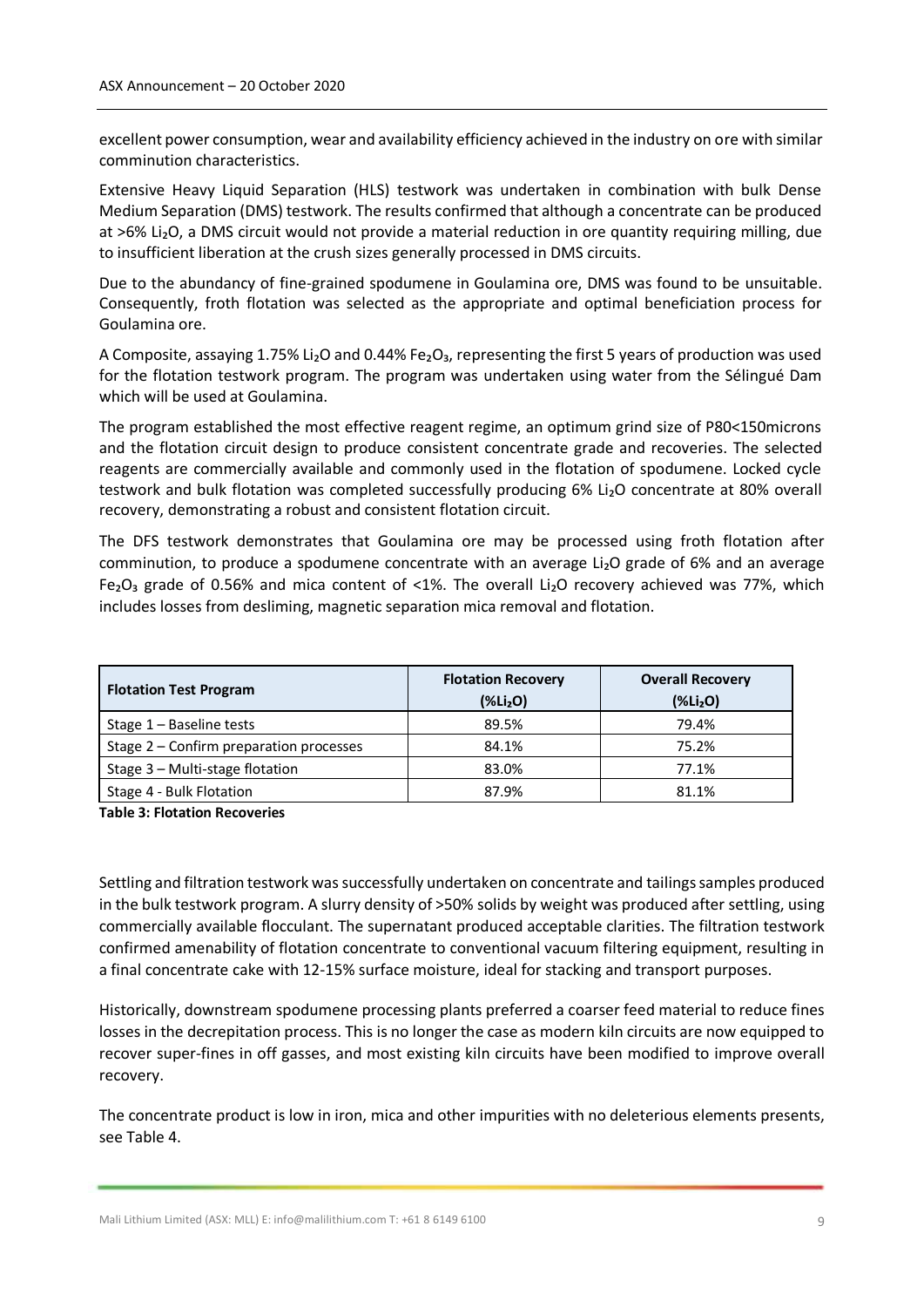excellent power consumption, wear and availability efficiency achieved in the industry on ore with similar comminution characteristics.

Extensive Heavy Liquid Separation (HLS) testwork was undertaken in combination with bulk Dense Medium Separation (DMS) testwork. The results confirmed that although a concentrate can be produced at >6% $Li_2O$, a DMS circuit would not provide a material reduction in ore quantity requiring milling, due to insufficient liberation at the crush sizes generally processed in DMS circuits.

Due to the abundancy of fine-grained spodumene in Goulamina ore, DMS was found to be unsuitable. Consequently, froth flotation was selected as the appropriate and optimal beneficiation process for Goulamina ore.

A Composite, assaying 1.75% $Li_2O$ and 0.44% $Fe_2O_3$, representing the first 5 years of production was used for the flotation testwork program. The program was undertaken using water from the Sélingué Dam which will be used at Goulamina.

The program established the most effective reagent regime, an optimum grind size of P80<150microns and the flotation circuit design to produce consistent concentrate grade and recoveries. The selected reagents are commercially available and commonly used in the flotation of spodumene. Locked cycle testwork and bulk flotation was completed successfully producing 6% $Li_2O$ concentrate at 80% overall recovery, demonstrating a robust and consistent flotation circuit.

The DFS testwork demonstrates that Goulamina ore may be processed using froth flotation after comminution, to produce a spodumene concentrate with an average $Li_2O$ grade of 6% and an average $Fe_2O_3$ grade of 0.56% and mica content of <1%. The overall $Li_2O$ recovery achieved was 77%, which includes losses from desliming, magnetic separation mica removal and flotation.

| Flotation Test Program | Flotation Recovery (%$Li_2O$) | Overall Recovery (%$Li_2O$) |
|---|---|---|
| Stage 1 – Baseline tests | 89.5% | 79.4% |
| Stage 2 – Confirm preparation processes | 84.1% | 75.2% |
| Stage 3 – Multi-stage flotation | 83.0% | 77.1% |
| Stage 4 - Bulk Flotation | 87.9% | 81.1% |

**Table 3: Flotation Recoveries**

Settling and filtration testwork was successfully undertaken on concentrate and tailings samples produced in the bulk testwork program. A slurry density of >50% solids by weight was produced after settling, using commercially available flocculant. The supernatant produced acceptable clarities. The filtration testwork confirmed amenability of flotation concentrate to conventional vacuum filtering equipment, resulting in a final concentrate cake with 12-15% surface moisture, ideal for stacking and transport purposes.

Historically, downstream spodumene processing plants preferred a coarser feed material to reduce fines losses in the decrepitation process. This is no longer the case as modern kiln circuits are now equipped to recover super-fines in off gasses, and most existing kiln circuits have been modified to improve overall recovery.

The concentrate product is low in iron, mica and other impurities with no deleterious elements presents, see Table 4.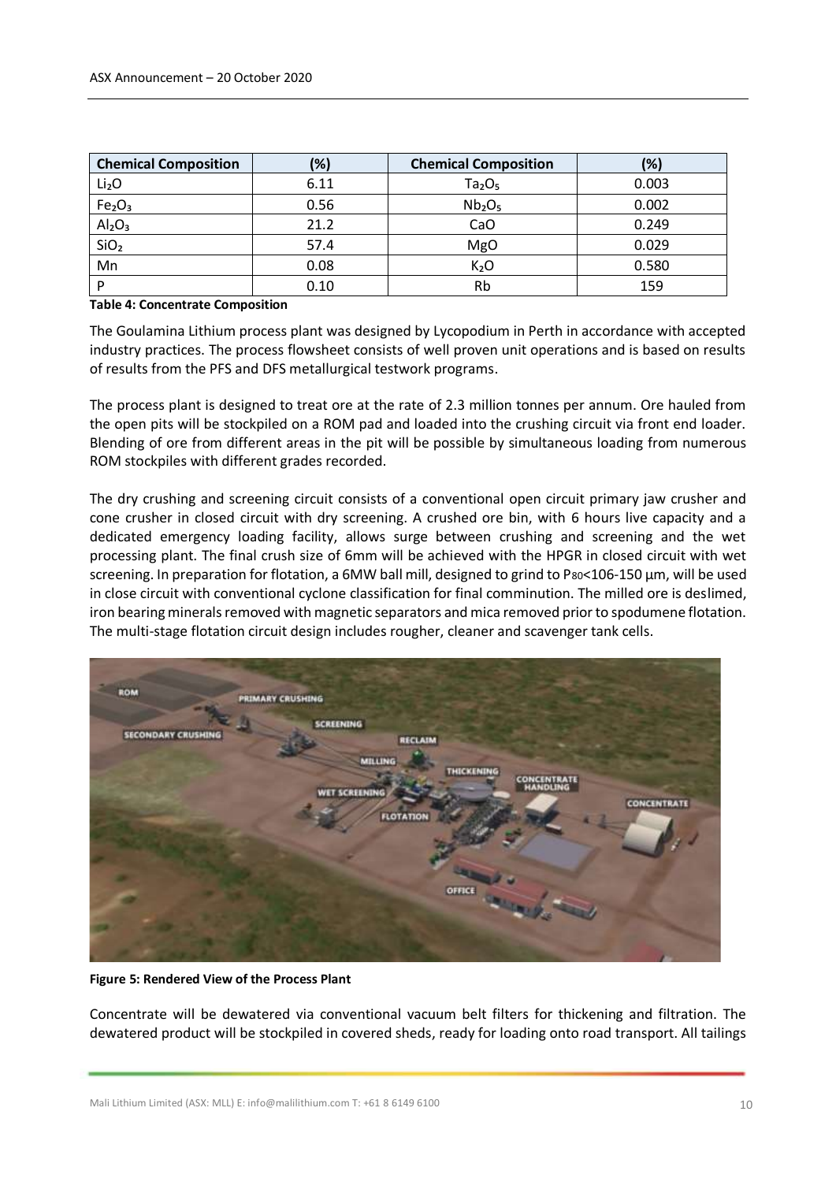| Chemical Composition | (%) | Chemical Composition | (%) |
|---|---|---|---|
| $Li_2O$ | 6.11 | $Ta_2O_5$ | 0.003 |
| $Fe_2O_3$ | 0.56 | $Nb_2O_5$ | 0.002 |
| $Al_2O_3$ | 21.2 | CaO | 0.249 |
| $SiO_2$ | 57.4 | MgO | 0.029 |
| Mn | 0.08 | $K_2O$ | 0.580 |
| P | 0.10 | Rb | 159 |

**Table 4: Concentrate Composition**

The Goulamina Lithium process plant was designed by Lycopodium in Perth in accordance with accepted industry practices. The process flowsheet consists of well proven unit operations and is based on results of results from the PFS and DFS metallurgical testwork programs.

The process plant is designed to treat ore at the rate of 2.3 million tonnes per annum. Ore hauled from the open pits will be stockpiled on a ROM pad and loaded into the crushing circuit via front end loader. Blending of ore from different areas in the pit will be possible by simultaneous loading from numerous ROM stockpiles with different grades recorded.

The dry crushing and screening circuit consists of a conventional open circuit primary jaw crusher and cone crusher in closed circuit with dry screening. A crushed ore bin, with 6 hours live capacity and a dedicated emergency loading facility, allows surge between crushing and screening and the wet processing plant. The final crush size of 6mm will be achieved with the HPGR in closed circuit with wet screening. In preparation for flotation, a 6MW ball mill, designed to grind to $P_{80}$<106-150 µm, will be used in close circuit with conventional cyclone classification for final comminution. The milled ore is deslimed, iron bearing minerals removed with magnetic separators and mica removed prior to spodumene flotation. The multi-stage flotation circuit design includes rougher, cleaner and scavenger tank cells.

**Figure 5: Rendered View of the Process Plant**

Concentrate will be dewatered via conventional vacuum belt filters for thickening and filtration. The dewatered product will be stockpiled in covered sheds, ready for loading onto road transport. All tailings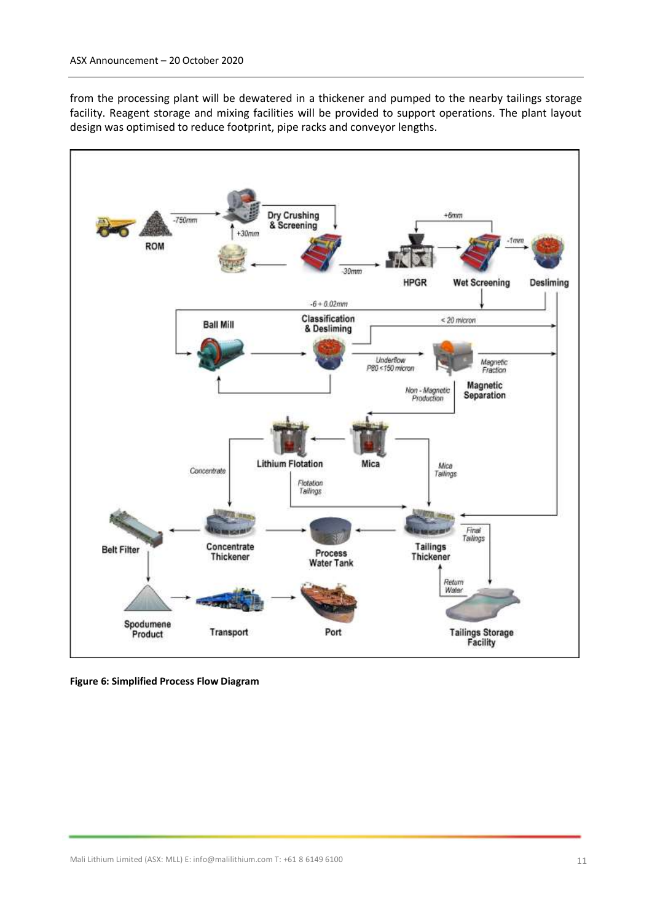from the processing plant will be dewatered in a thickener and pumped to the nearby tailings storage facility. Reagent storage and mixing facilities will be provided to support operations. The plant layout design was optimised to reduce footprint, pipe racks and conveyor lengths.

**Figure 6: Simplified Process Flow Diagram**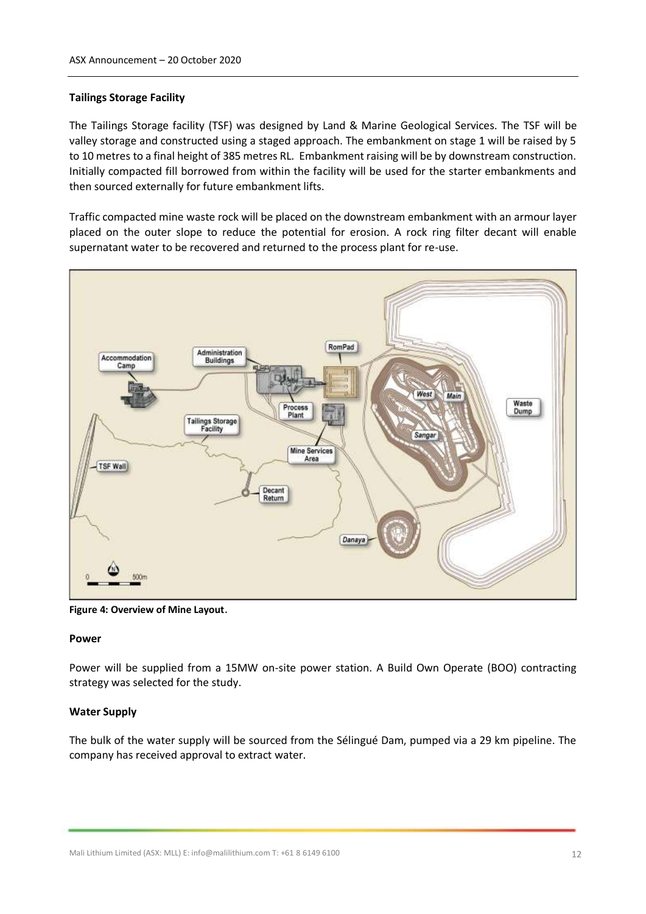### Tailings Storage Facility

The Tailings Storage facility (TSF) was designed by Land & Marine Geological Services. The TSF will be valley storage and constructed using a staged approach. The embankment on stage 1 will be raised by 5 to 10 metres to a final height of 385 metres RL. Embankment raising will be by downstream construction. Initially compacted fill borrowed from within the facility will be used for the starter embankments and then sourced externally for future embankment lifts.

Traffic compacted mine waste rock will be placed on the downstream embankment with an armour layer placed on the outer slope to reduce the potential for erosion. A rock ring filter decant will enable supernatant water to be recovered and returned to the process plant for re-use.

**Figure 4: Overview of Mine Layout.**

### Power

Power will be supplied from a 15MW on-site power station. A Build Own Operate (BOO) contracting strategy was selected for the study.

### Water Supply

The bulk of the water supply will be sourced from the Sélingué Dam, pumped via a 29 km pipeline. The company has received approval to extract water.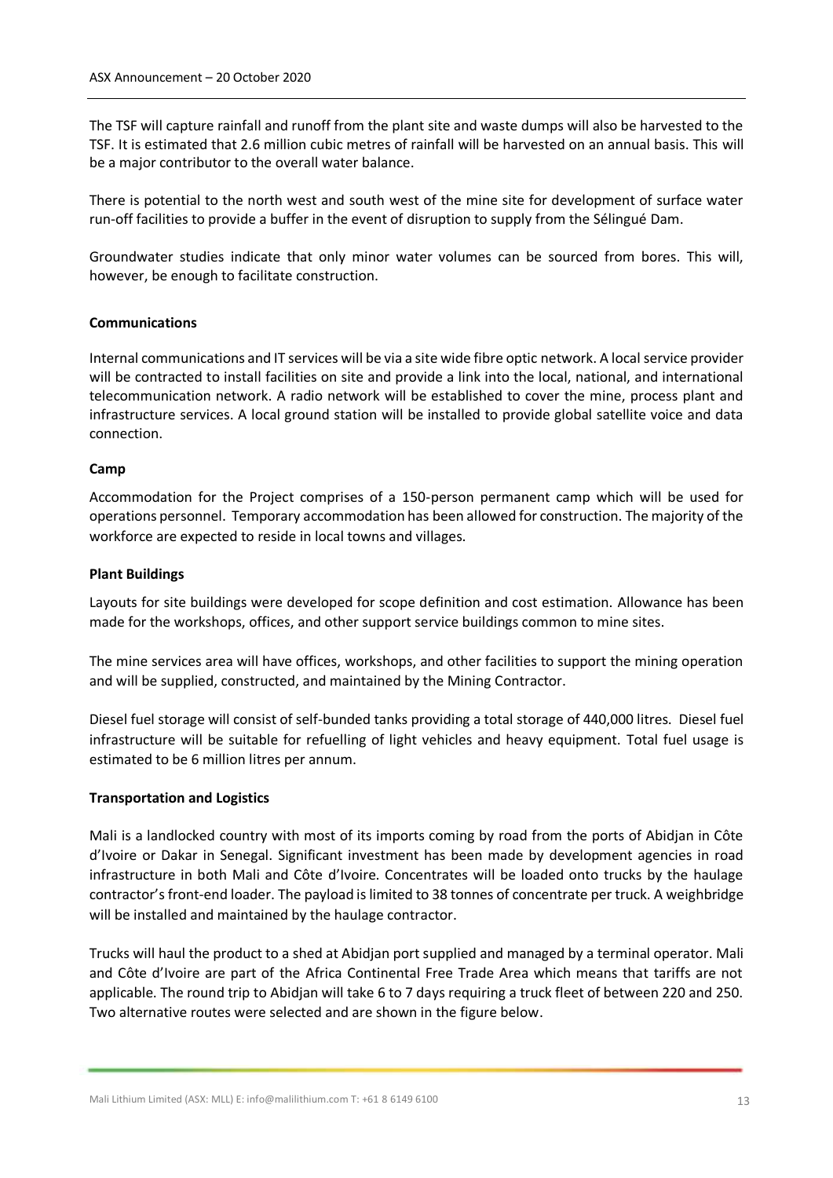The TSF will capture rainfall and runoff from the plant site and waste dumps will also be harvested to the TSF. It is estimated that 2.6 million cubic metres of rainfall will be harvested on an annual basis. This will be a major contributor to the overall water balance.

There is potential to the north west and south west of the mine site for development of surface water run-off facilities to provide a buffer in the event of disruption to supply from the Sélingué Dam.

Groundwater studies indicate that only minor water volumes can be sourced from bores. This will, however, be enough to facilitate construction.

**Communications**

Internal communications and IT services will be via a site wide fibre optic network. A local service provider will be contracted to install facilities on site and provide a link into the local, national, and international telecommunication network. A radio network will be established to cover the mine, process plant and infrastructure services. A local ground station will be installed to provide global satellite voice and data connection.

**Camp**

Accommodation for the Project comprises of a 150-person permanent camp which will be used for operations personnel. Temporary accommodation has been allowed for construction. The majority of the workforce are expected to reside in local towns and villages.

**Plant Buildings**

Layouts for site buildings were developed for scope definition and cost estimation. Allowance has been made for the workshops, offices, and other support service buildings common to mine sites.

The mine services area will have offices, workshops, and other facilities to support the mining operation and will be supplied, constructed, and maintained by the Mining Contractor.

Diesel fuel storage will consist of self-bunded tanks providing a total storage of 440,000 litres. Diesel fuel infrastructure will be suitable for refuelling of light vehicles and heavy equipment. Total fuel usage is estimated to be 6 million litres per annum.

**Transportation and Logistics**

Mali is a landlocked country with most of its imports coming by road from the ports of Abidjan in Côte d'Ivoire or Dakar in Senegal. Significant investment has been made by development agencies in road infrastructure in both Mali and Côte d'Ivoire. Concentrates will be loaded onto trucks by the haulage contractor's front-end loader. The payload is limited to 38 tonnes of concentrate per truck. A weighbridge will be installed and maintained by the haulage contractor.

Trucks will haul the product to a shed at Abidjan port supplied and managed by a terminal operator. Mali and Côte d'Ivoire are part of the Africa Continental Free Trade Area which means that tariffs are not applicable. The round trip to Abidjan will take 6 to 7 days requiring a truck fleet of between 220 and 250. Two alternative routes were selected and are shown in the figure below.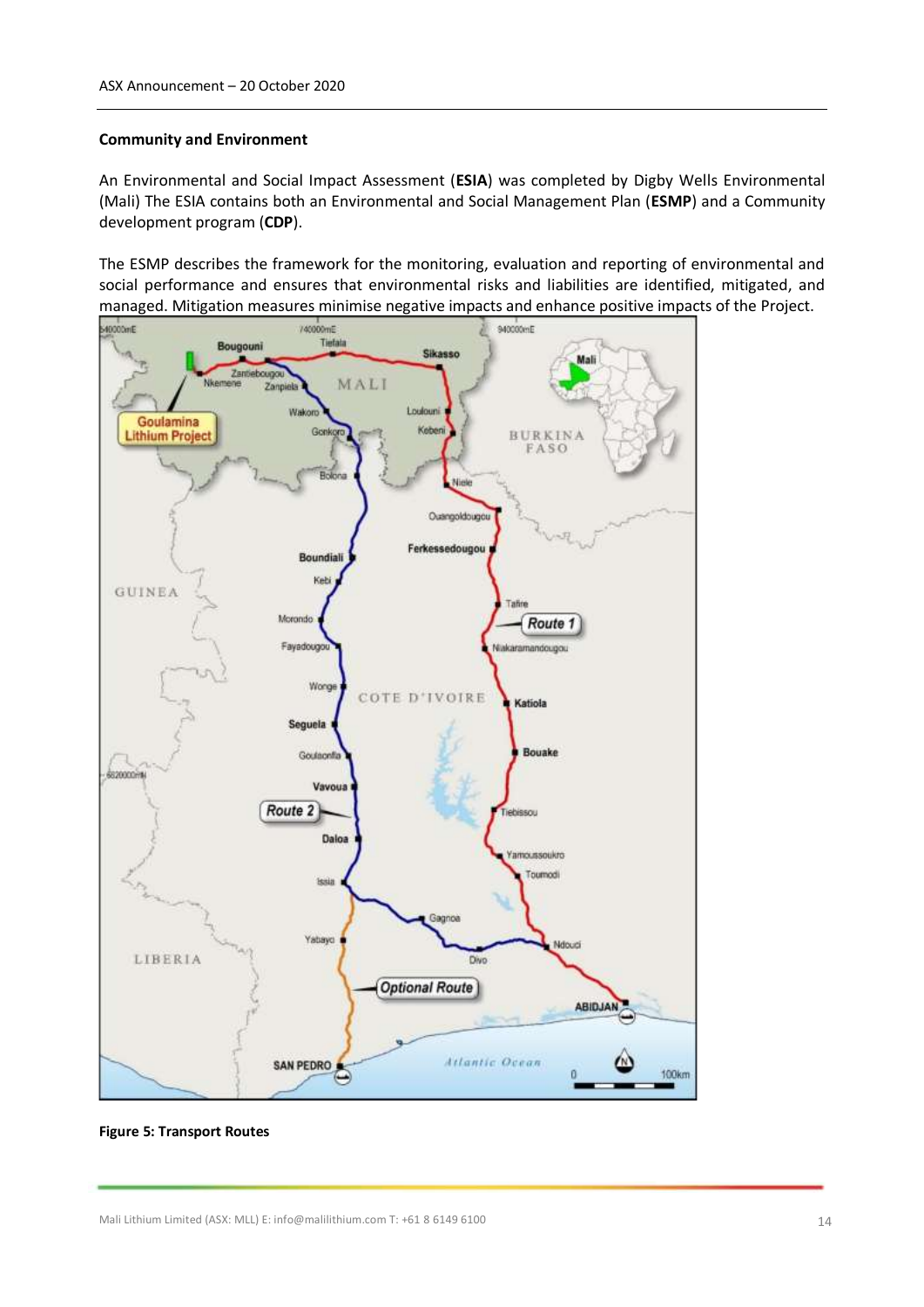**Community and Environment**

An Environmental and Social Impact Assessment (**ESIA**) was completed by Digby Wells Environmental (Mali) The ESIA contains both an Environmental and Social Management Plan (**ESMP**) and a Community development program (**CDP**).

The ESMP describes the framework for the monitoring, evaluation and reporting of environmental and social performance and ensures that environmental risks and liabilities are identified, mitigated, and managed. Mitigation measures minimise negative impacts and enhance positive impacts of the Project.

**Figure 5: Transport Routes**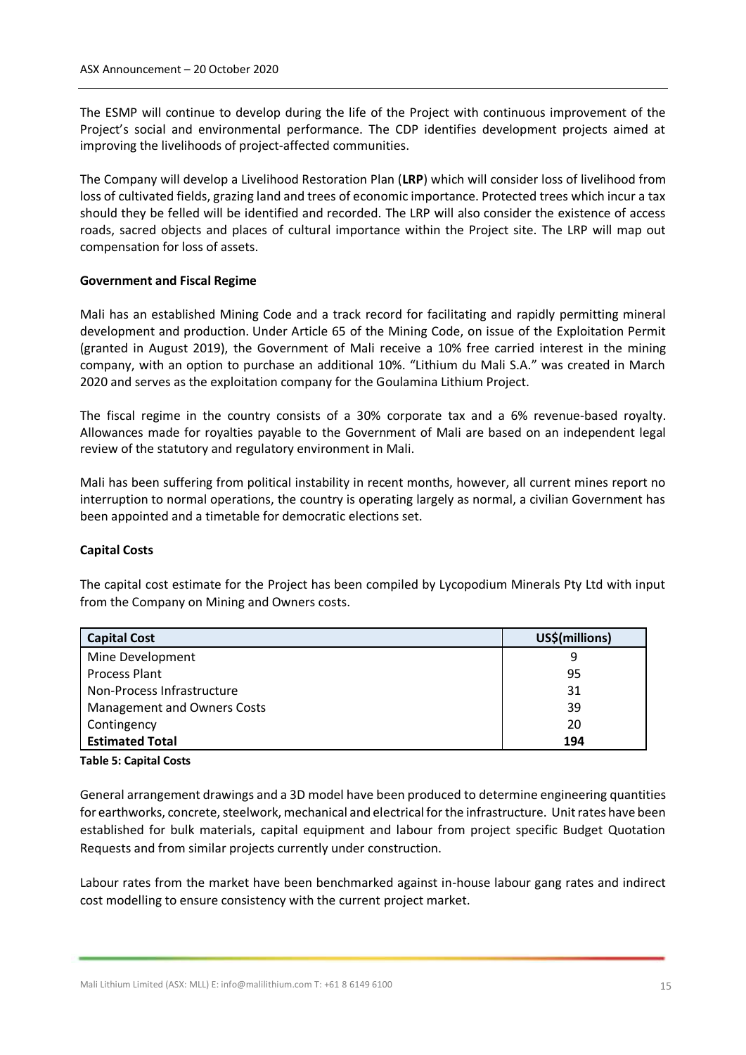The ESMP will continue to develop during the life of the Project with continuous improvement of the Project's social and environmental performance. The CDP identifies development projects aimed at improving the livelihoods of project-affected communities.

The Company will develop a Livelihood Restoration Plan (**LRP**) which will consider loss of livelihood from loss of cultivated fields, grazing land and trees of economic importance. Protected trees which incur a tax should they be felled will be identified and recorded. The LRP will also consider the existence of access roads, sacred objects and places of cultural importance within the Project site. The LRP will map out compensation for loss of assets.

**Government and Fiscal Regime**

Mali has an established Mining Code and a track record for facilitating and rapidly permitting mineral development and production. Under Article 65 of the Mining Code, on issue of the Exploitation Permit (granted in August 2019), the Government of Mali receive a 10% free carried interest in the mining company, with an option to purchase an additional 10%. "Lithium du Mali S.A." was created in March 2020 and serves as the exploitation company for the Goulamina Lithium Project.

The fiscal regime in the country consists of a 30% corporate tax and a 6% revenue-based royalty. Allowances made for royalties payable to the Government of Mali are based on an independent legal review of the statutory and regulatory environment in Mali.

Mali has been suffering from political instability in recent months, however, all current mines report no interruption to normal operations, the country is operating largely as normal, a civilian Government has been appointed and a timetable for democratic elections set.

**Capital Costs**

The capital cost estimate for the Project has been compiled by Lycopodium Minerals Pty Ltd with input from the Company on Mining and Owners costs.

| Capital Cost | US$(millions) |
|---|---|
| Mine Development | 9 |
| Process Plant | 95 |
| Non-Process Infrastructure | 31 |
| Management and Owners Costs | 39 |
| Contingency | 20 |
| **Estimated Total** | **194** |

**Table 5: Capital Costs**

General arrangement drawings and a 3D model have been produced to determine engineering quantities for earthworks, concrete, steelwork, mechanical and electrical for the infrastructure. Unit rates have been established for bulk materials, capital equipment and labour from project specific Budget Quotation Requests and from similar projects currently under construction.

Labour rates from the market have been benchmarked against in-house labour gang rates and indirect cost modelling to ensure consistency with the current project market.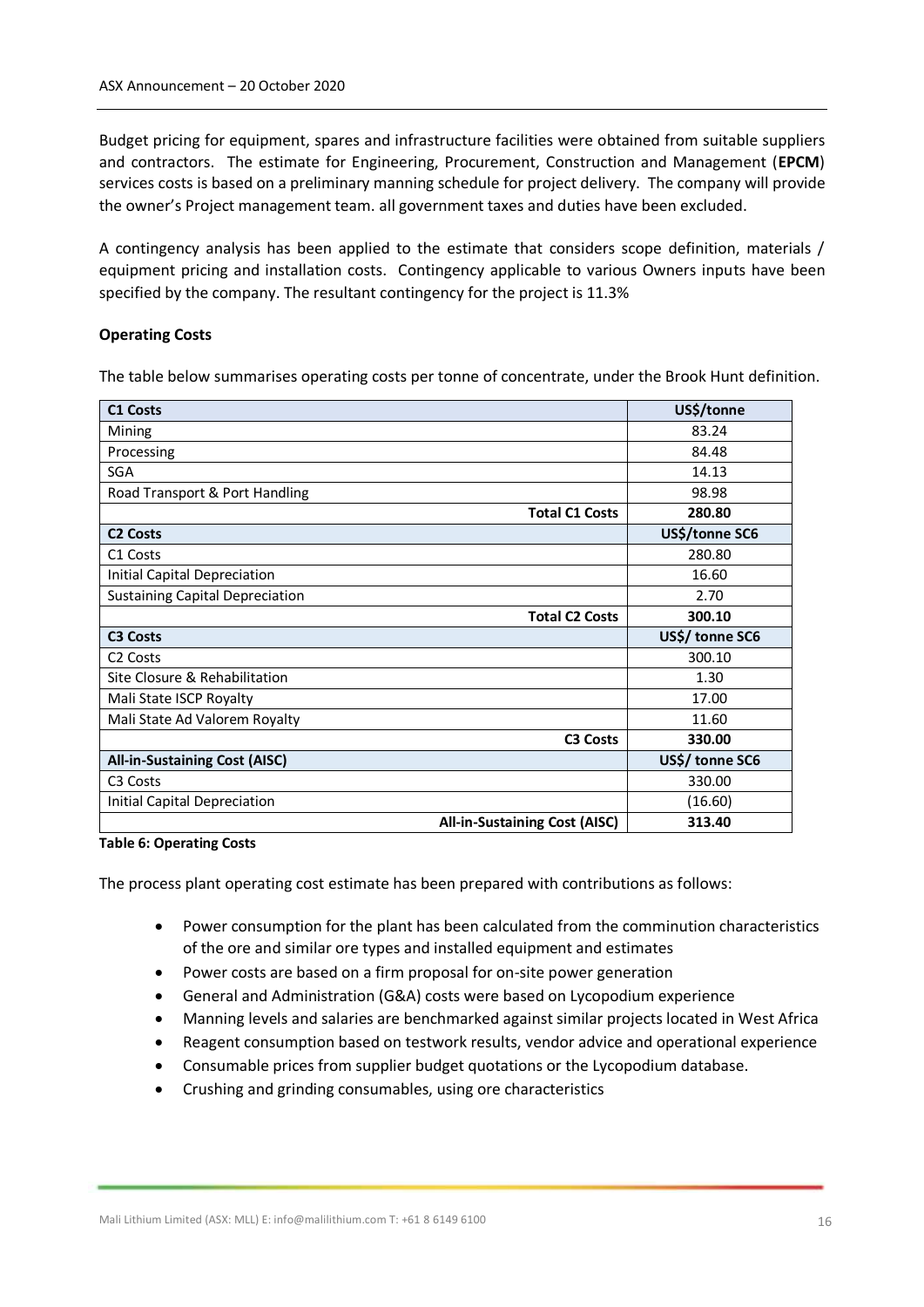Budget pricing for equipment, spares and infrastructure facilities were obtained from suitable suppliers and contractors. The estimate for Engineering, Procurement, Construction and Management (**EPCM**) services costs is based on a preliminary manning schedule for project delivery. The company will provide the owner's Project management team. all government taxes and duties have been excluded.

A contingency analysis has been applied to the estimate that considers scope definition, materials / equipment pricing and installation costs. Contingency applicable to various Owners inputs have been specified by the company. The resultant contingency for the project is 11.3%

**Operating Costs**

The table below summarises operating costs per tonne of concentrate, under the Brook Hunt definition.

| **C1 Costs** | **US$/tonne** |
|---|---|
| Mining | 83.24 |
| Processing | 84.48 |
| SGA | 14.13 |
| Road Transport & Port Handling | 98.98 |
| **Total C1 Costs** | **280.80** |
| **C2 Costs** | **US$/tonne SC6** |
| C1 Costs | 280.80 |
| Initial Capital Depreciation | 16.60 |
| Sustaining Capital Depreciation | 2.70 |
| **Total C2 Costs** | **300.10** |
| **C3 Costs** | **US$/ tonne SC6** |
| C2 Costs | 300.10 |
| Site Closure & Rehabilitation | 1.30 |
| Mali State ISCP Royalty | 17.00 |
| Mali State Ad Valorem Royalty | 11.60 |
| **C3 Costs** | **330.00** |
| **All-in-Sustaining Cost (AISC)** | **US$/ tonne SC6** |
| C3 Costs | 330.00 |
| Initial Capital Depreciation | (16.60) |
| **All-in-Sustaining Cost (AISC)** | **313.40** |

**Table 6: Operating Costs**

The process plant operating cost estimate has been prepared with contributions as follows:

- Power consumption for the plant has been calculated from the comminution characteristics of the ore and similar ore types and installed equipment and estimates
- Power costs are based on a firm proposal for on-site power generation
- General and Administration (G&A) costs were based on Lycopodium experience
- Manning levels and salaries are benchmarked against similar projects located in West Africa
- Reagent consumption based on testwork results, vendor advice and operational experience
- Consumable prices from supplier budget quotations or the Lycopodium database.
- Crushing and grinding consumables, using ore characteristics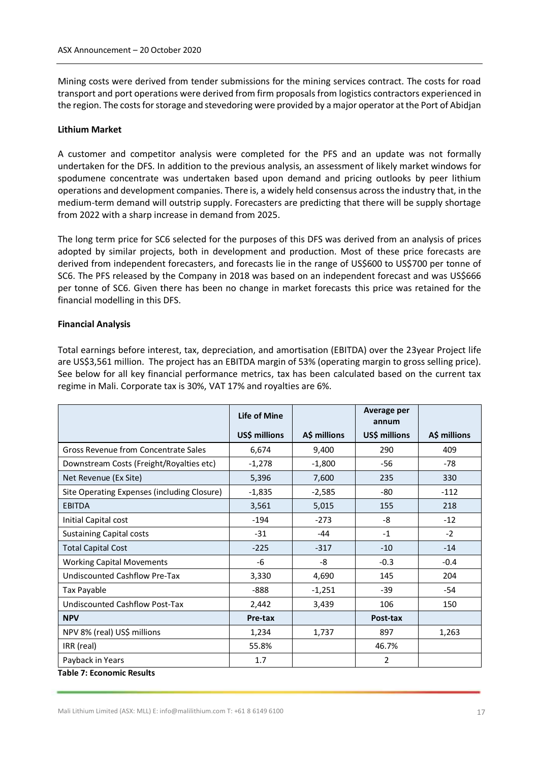Mining costs were derived from tender submissions for the mining services contract. The costs for road transport and port operations were derived from firm proposals from logistics contractors experienced in the region. The costs for storage and stevedoring were provided by a major operator at the Port of Abidjan

**Lithium Market**

A customer and competitor analysis were completed for the PFS and an update was not formally undertaken for the DFS. In addition to the previous analysis, an assessment of likely market windows for spodumene concentrate was undertaken based upon demand and pricing outlooks by peer lithium operations and development companies. There is, a widely held consensus across the industry that, in the medium-term demand will outstrip supply. Forecasters are predicting that there will be supply shortage from 2022 with a sharp increase in demand from 2025.

The long term price for SC6 selected for the purposes of this DFS was derived from an analysis of prices adopted by similar projects, both in development and production. Most of these price forecasts are derived from independent forecasters, and forecasts lie in the range of US$600 to US$700 per tonne of SC6. The PFS released by the Company in 2018 was based on an independent forecast and was US$666 per tonne of SC6. Given there has been no change in market forecasts this price was retained for the financial modelling in this DFS.

**Financial Analysis**

Total earnings before interest, tax, depreciation, and amortisation (EBITDA) over the 23year Project life are US$3,561 million. The project has an EBITDA margin of 53% (operating margin to gross selling price). See below for all key financial performance metrics, tax has been calculated based on the current tax regime in Mali. Corporate tax is 30%, VAT 17% and royalties are 6%.

| | **Life of Mine** | | **Average per annum** | |
|---|---|---|---|---|
| | **US$ millions** | **A$ millions** | **US$ millions** | **A$ millions** |
| Gross Revenue from Concentrate Sales | 6,674 | 9,400 | 290 | 409 |
| Downstream Costs (Freight/Royalties etc) | -1,278 | -1,800 | -56 | -78 |
| Net Revenue (Ex Site) | 5,396 | 7,600 | 235 | 330 |
| Site Operating Expenses (including Closure) | -1,835 | -2,585 | -80 | -112 |
| EBITDA | 3,561 | 5,015 | 155 | 218 |
| Initial Capital cost | -194 | -273 | -8 | -12 |
| Sustaining Capital costs | -31 | -44 | -1 | -2 |
| Total Capital Cost | -225 | -317 | -10 | -14 |
| Working Capital Movements | -6 | -8 | -0.3 | -0.4 |
| Undiscounted Cashflow Pre-Tax | 3,330 | 4,690 | 145 | 204 |
| Tax Payable | -888 | -1,251 | -39 | -54 |
| Undiscounted Cashflow Post-Tax | 2,442 | 3,439 | 106 | 150 |
| **NPV** | **Pre-tax** | | **Post-tax** | |
| NPV 8% (real) US$ millions | 1,234 | 1,737 | 897 | 1,263 |
| IRR (real) | 55.8% | | 46.7% | |
| Payback in Years | 1.7 | | 2 | |

**Table 7: Economic Results**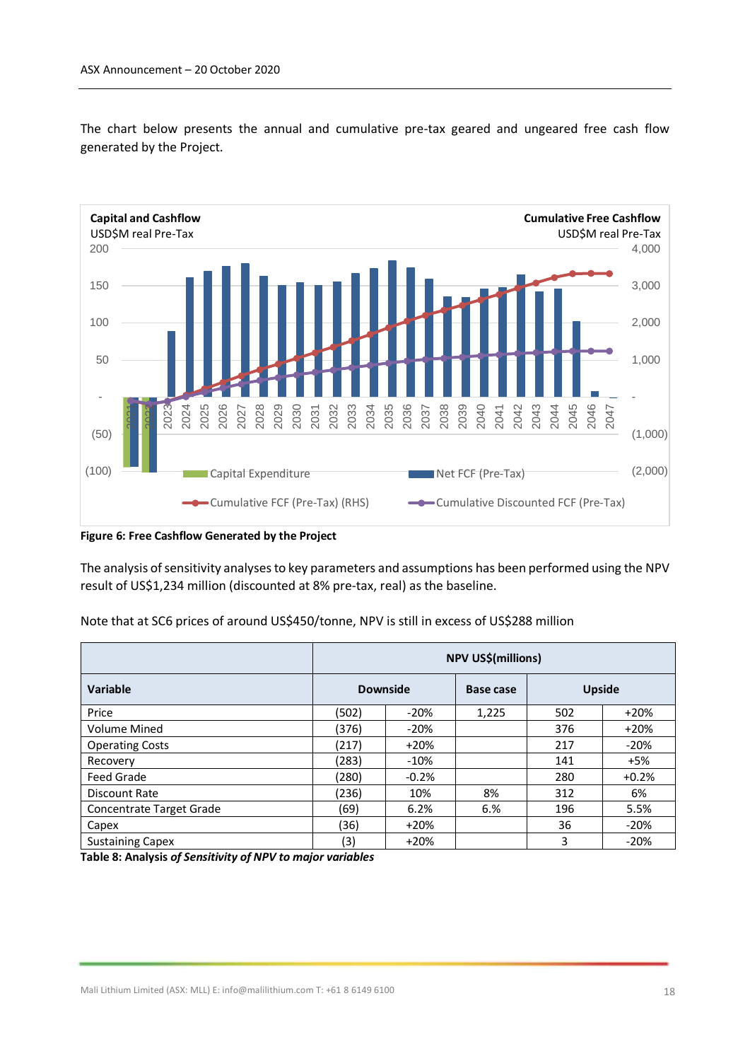The chart below presents the annual and cumulative pre-tax geared and ungeared free cash flow generated by the Project.

**Figure 6: Free Cashflow Generated by the Project**

The analysis of sensitivity analyses to key parameters and assumptions has been performed using the NPV result of US$1,234 million (discounted at 8% pre-tax, real) as the baseline.

Note that at SC6 prices of around US$450/tonne, NPV is still in excess of US$288 million

| | NPV US$(millions) | | | | |
|---|---|---|---|---|---|
| **Variable** | **Downside** | | **Base case** | **Upside** | |
| Price | (502) | -20% | 1,225 | 502 | +20% |
| Volume Mined | (376) | -20% | | 376 | +20% |
| Operating Costs | (217) | +20% | | 217 | -20% |
| Recovery | (283) | -10% | | 141 | +5% |
| Feed Grade | (280) | -0.2% | | 280 | +0.2% |
| Discount Rate | (236) | 10% | 8% | 312 | 6% |
| Concentrate Target Grade | (69) | 6.2% | 6.% | 196 | 5.5% |
| Capex | (36) | +20% | | 36 | -20% |
| Sustaining Capex | (3) | +20% | | 3 | -20% |

**Table 8: Analysis *of Sensitivity of NPV to major variables***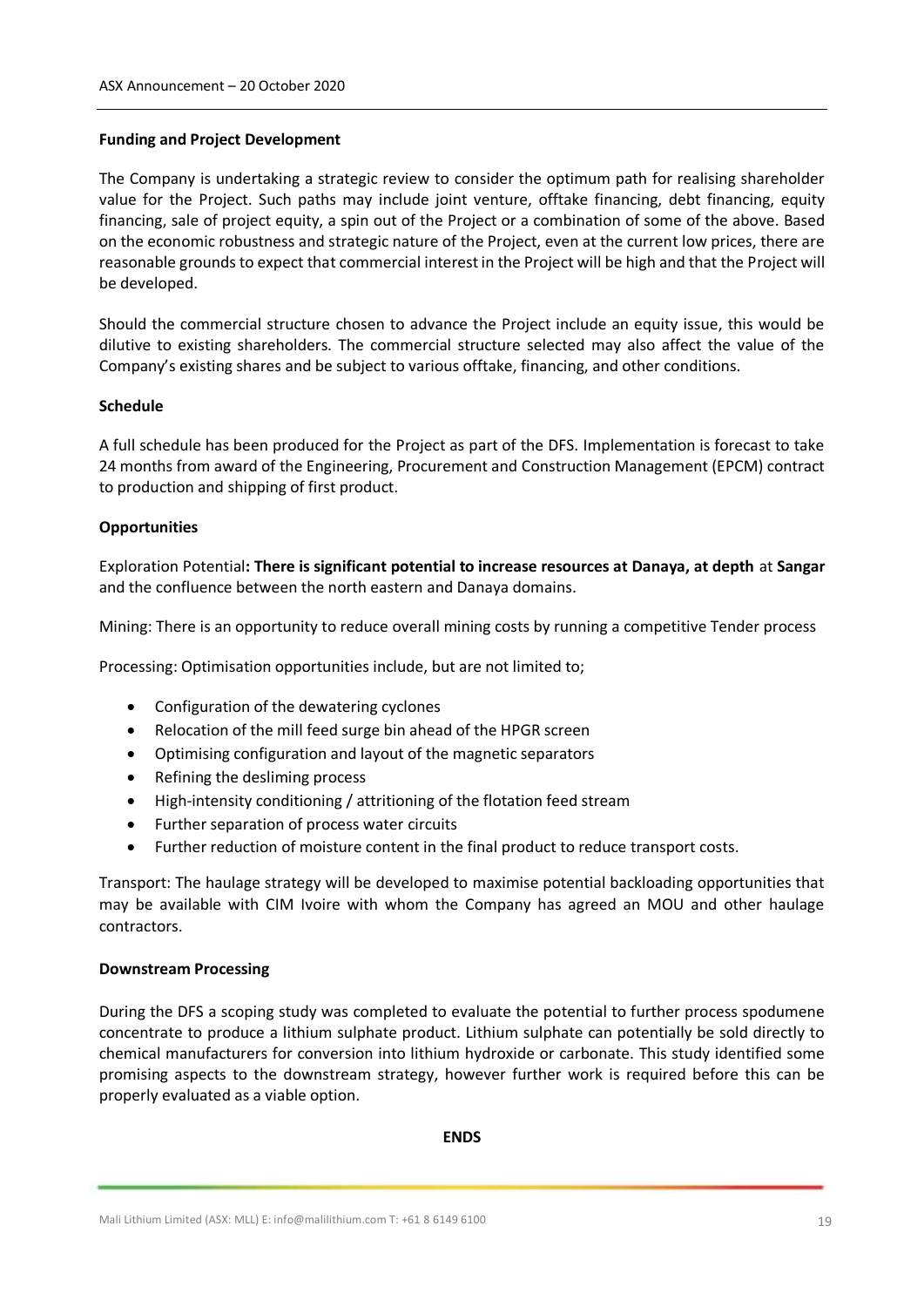**Funding and Project Development**

The Company is undertaking a strategic review to consider the optimum path for realising shareholder value for the Project. Such paths may include joint venture, offtake financing, debt financing, equity financing, sale of project equity, a spin out of the Project or a combination of some of the above. Based on the economic robustness and strategic nature of the Project, even at the current low prices, there are reasonable grounds to expect that commercial interest in the Project will be high and that the Project will be developed.

Should the commercial structure chosen to advance the Project include an equity issue, this would be dilutive to existing shareholders. The commercial structure selected may also affect the value of the Company's existing shares and be subject to various offtake, financing, and other conditions.

**Schedule**

A full schedule has been produced for the Project as part of the DFS. Implementation is forecast to take 24 months from award of the Engineering, Procurement and Construction Management (EPCM) contract to production and shipping of first product.

**Opportunities**

Exploration Potential**: There is significant potential to increase resources at Danaya, at depth** at **Sangar** and the confluence between the north eastern and Danaya domains.

Mining: There is an opportunity to reduce overall mining costs by running a competitive Tender process

Processing: Optimisation opportunities include, but are not limited to;

- Configuration of the dewatering cyclones
- Relocation of the mill feed surge bin ahead of the HPGR screen
- Optimising configuration and layout of the magnetic separators
- Refining the desliming process
- High-intensity conditioning / attritioning of the flotation feed stream
- Further separation of process water circuits
- Further reduction of moisture content in the final product to reduce transport costs.

Transport: The haulage strategy will be developed to maximise potential backloading opportunities that may be available with CIM Ivoire with whom the Company has agreed an MOU and other haulage contractors.

**Downstream Processing**

During the DFS a scoping study was completed to evaluate the potential to further process spodumene concentrate to produce a lithium sulphate product. Lithium sulphate can potentially be sold directly to chemical manufacturers for conversion into lithium hydroxide or carbonate. This study identified some promising aspects to the downstream strategy, however further work is required before this can be properly evaluated as a viable option.

**ENDS**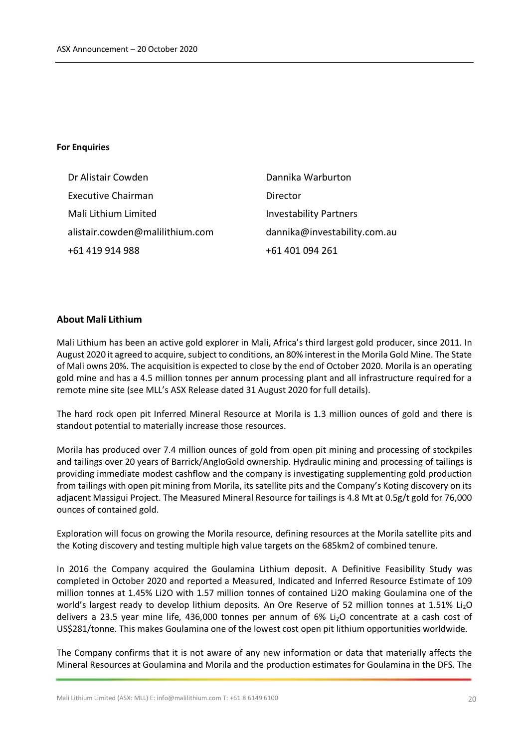**For Enquiries**

| | |
|---|---|
| Dr Alistair Cowden | Dannika Warburton |
| Executive Chairman | Director |
| Mali Lithium Limited | Investability Partners |
| alistair.cowden@malilithium.com | dannika@investability.com.au |
| +61 419 914 988 | +61 401 094 261 |

## About Mali Lithium

Mali Lithium has been an active gold explorer in Mali, Africa's third largest gold producer, since 2011. In August 2020 it agreed to acquire, subject to conditions, an 80% interest in the Morila Gold Mine. The State of Mali owns 20%. The acquisition is expected to close by the end of October 2020. Morila is an operating gold mine and has a 4.5 million tonnes per annum processing plant and all infrastructure required for a remote mine site (see MLL's ASX Release dated 31 August 2020 for full details).

The hard rock open pit Inferred Mineral Resource at Morila is 1.3 million ounces of gold and there is standout potential to materially increase those resources.

Morila has produced over 7.4 million ounces of gold from open pit mining and processing of stockpiles and tailings over 20 years of Barrick/AngloGold ownership. Hydraulic mining and processing of tailings is providing immediate modest cashflow and the company is investigating supplementing gold production from tailings with open pit mining from Morila, its satellite pits and the Company's Koting discovery on its adjacent Massigui Project. The Measured Mineral Resource for tailings is 4.8 Mt at 0.5g/t gold for 76,000 ounces of contained gold.

Exploration will focus on growing the Morila resource, defining resources at the Morila satellite pits and the Koting discovery and testing multiple high value targets on the 685km2 of combined tenure.

In 2016 the Company acquired the Goulamina Lithium deposit. A Definitive Feasibility Study was completed in October 2020 and reported a Measured, Indicated and Inferred Resource Estimate of 109 million tonnes at 1.45% Li2O with 1.57 million tonnes of contained Li2O making Goulamina one of the world's largest ready to develop lithium deposits. An Ore Reserve of 52 million tonnes at 1.51% $Li_2O$ delivers a 23.5 year mine life, 436,000 tonnes per annum of 6% $Li_2O$ concentrate at a cash cost of US$281/tonne. This makes Goulamina one of the lowest cost open pit lithium opportunities worldwide.

The Company confirms that it is not aware of any new information or data that materially affects the Mineral Resources at Goulamina and Morila and the production estimates for Goulamina in the DFS. The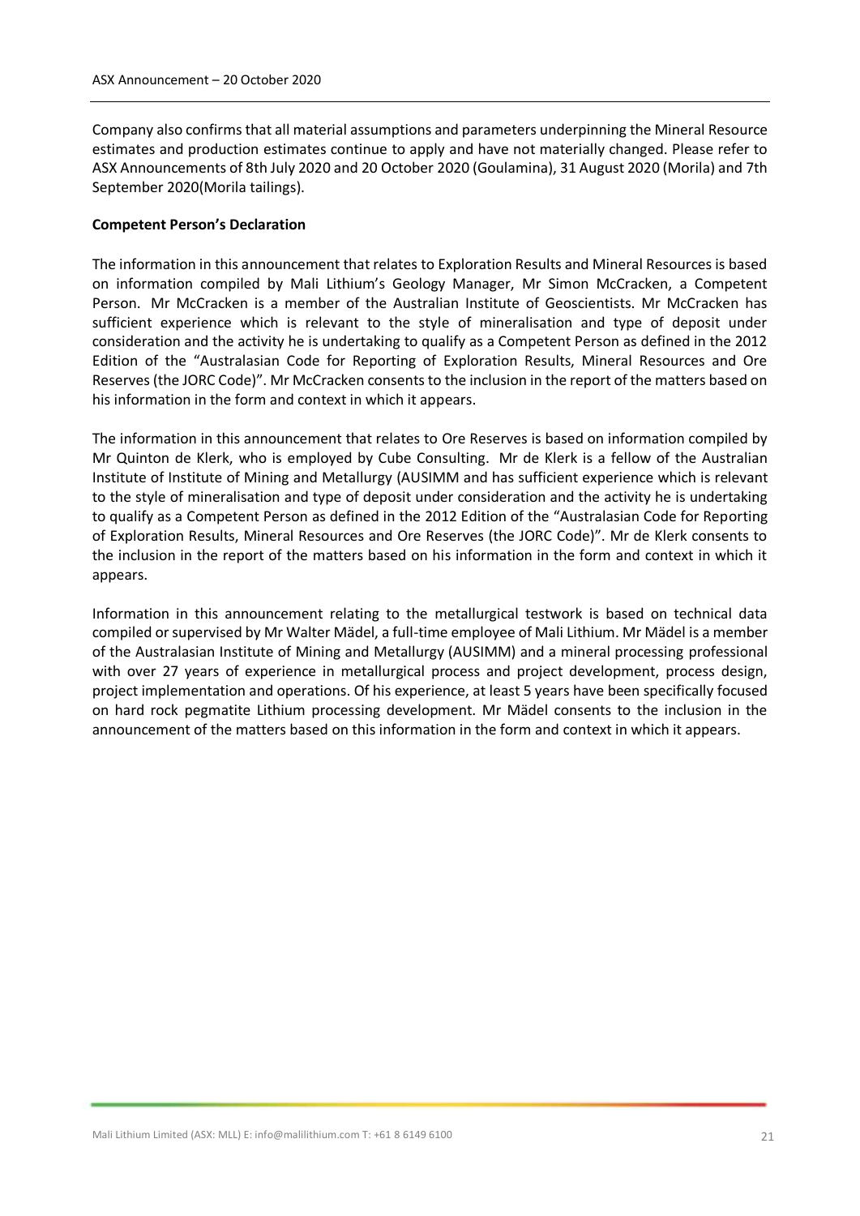Company also confirms that all material assumptions and parameters underpinning the Mineral Resource estimates and production estimates continue to apply and have not materially changed. Please refer to ASX Announcements of 8th July 2020 and 20 October 2020 (Goulamina), 31 August 2020 (Morila) and 7th September 2020(Morila tailings).

**Competent Person's Declaration**

The information in this announcement that relates to Exploration Results and Mineral Resources is based on information compiled by Mali Lithium's Geology Manager, Mr Simon McCracken, a Competent Person. Mr McCracken is a member of the Australian Institute of Geoscientists. Mr McCracken has sufficient experience which is relevant to the style of mineralisation and type of deposit under consideration and the activity he is undertaking to qualify as a Competent Person as defined in the 2012 Edition of the "Australasian Code for Reporting of Exploration Results, Mineral Resources and Ore Reserves (the JORC Code)". Mr McCracken consents to the inclusion in the report of the matters based on his information in the form and context in which it appears.

The information in this announcement that relates to Ore Reserves is based on information compiled by Mr Quinton de Klerk, who is employed by Cube Consulting. Mr de Klerk is a fellow of the Australian Institute of Institute of Mining and Metallurgy (AUSIMM and has sufficient experience which is relevant to the style of mineralisation and type of deposit under consideration and the activity he is undertaking to qualify as a Competent Person as defined in the 2012 Edition of the "Australasian Code for Reporting of Exploration Results, Mineral Resources and Ore Reserves (the JORC Code)". Mr de Klerk consents to the inclusion in the report of the matters based on his information in the form and context in which it appears.

Information in this announcement relating to the metallurgical testwork is based on technical data compiled or supervised by Mr Walter Mädel, a full-time employee of Mali Lithium. Mr Mädel is a member of the Australasian Institute of Mining and Metallurgy (AUSIMM) and a mineral processing professional with over 27 years of experience in metallurgical process and project development, process design, project implementation and operations. Of his experience, at least 5 years have been specifically focused on hard rock pegmatite Lithium processing development. Mr Mädel consents to the inclusion in the announcement of the matters based on this information in the form and context in which it appears.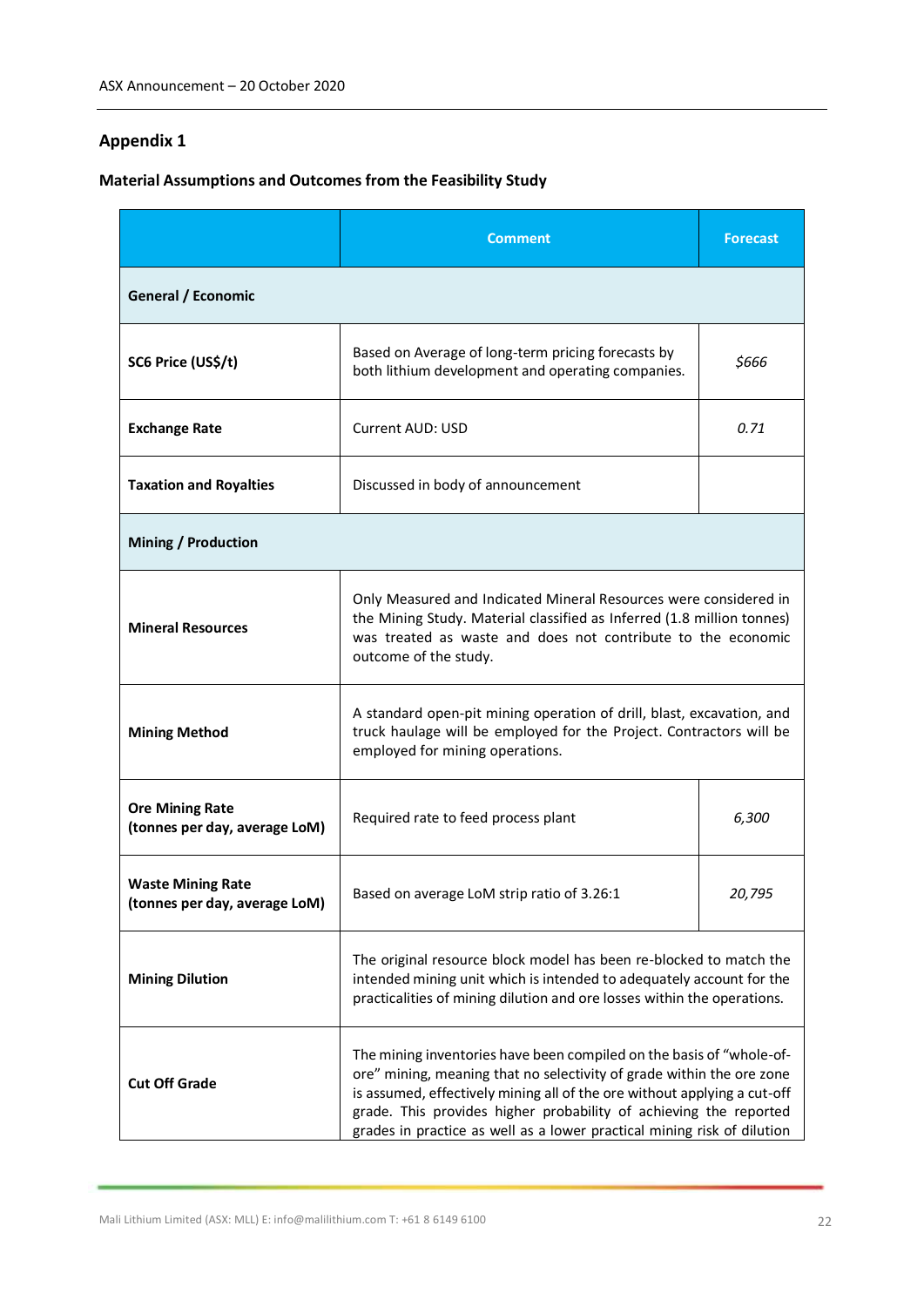## Appendix 1

### Material Assumptions and Outcomes from the Feasibility Study

| | Comment | Forecast |
|---|---|---|
| **General / Economic** | | |
| **SC6 Price (US$/t)** | Based on Average of long-term pricing forecasts by both lithium development and operating companies. | *$666* |
| **Exchange Rate** | Current AUD: USD | *0.71* |
| **Taxation and Royalties** | Discussed in body of announcement | |
| **Mining / Production** | | |
| **Mineral Resources** | Only Measured and Indicated Mineral Resources were considered in the Mining Study. Material classified as Inferred (1.8 million tonnes) was treated as waste and does not contribute to the economic outcome of the study. | |
| **Mining Method** | A standard open-pit mining operation of drill, blast, excavation, and truck haulage will be employed for the Project. Contractors will be employed for mining operations. | |
| **Ore Mining Rate (tonnes per day, average LoM)** | Required rate to feed process plant | *6,300* |
| **Waste Mining Rate (tonnes per day, average LoM)** | Based on average LoM strip ratio of 3.26:1 | *20,795* |
| **Mining Dilution** | The original resource block model has been re-blocked to match the intended mining unit which is intended to adequately account for the practicalities of mining dilution and ore losses within the operations. | |
| **Cut Off Grade** | The mining inventories have been compiled on the basis of "whole-of-ore" mining, meaning that no selectivity of grade within the ore zone is assumed, effectively mining all of the ore without applying a cut-off grade. This provides higher probability of achieving the reported grades in practice as well as a lower practical mining risk of dilution | |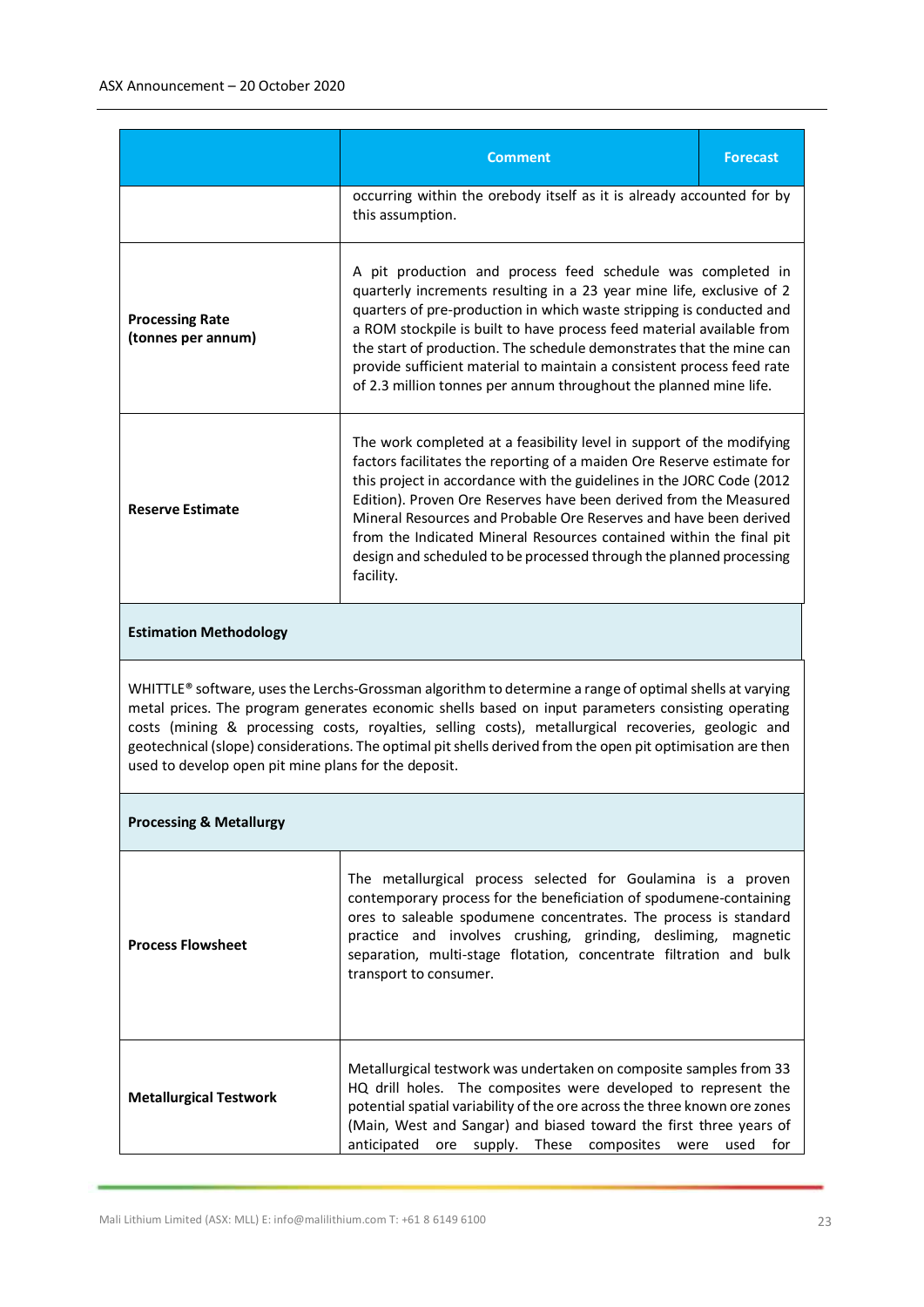| | Comment | Forecast |
|---|---|---|
| | occurring within the orebody itself as it is already accounted for by this assumption. | |
| **Processing Rate (tonnes per annum)** | A pit production and process feed schedule was completed in quarterly increments resulting in a 23 year mine life, exclusive of 2 quarters of pre-production in which waste stripping is conducted and a ROM stockpile is built to have process feed material available from the start of production. The schedule demonstrates that the mine can provide sufficient material to maintain a consistent process feed rate of 2.3 million tonnes per annum throughout the planned mine life. | |
| **Reserve Estimate** | The work completed at a feasibility level in support of the modifying factors facilitates the reporting of a maiden Ore Reserve estimate for this project in accordance with the guidelines in the JORC Code (2012 Edition). Proven Ore Reserves have been derived from the Measured Mineral Resources and Probable Ore Reserves and have been derived from the Indicated Mineral Resources contained within the final pit design and scheduled to be processed through the planned processing facility. | |
| **Estimation Methodology** | | |
| WHITTLE® software, uses the Lerchs-Grossman algorithm to determine a range of optimal shells at varying metal prices. The program generates economic shells based on input parameters consisting operating costs (mining & processing costs, royalties, selling costs), metallurgical recoveries, geologic and geotechnical (slope) considerations. The optimal pit shells derived from the open pit optimisation are then used to develop open pit mine plans for the deposit. | | |
| **Processing & Metallurgy** | | |
| **Process Flowsheet** | The metallurgical process selected for Goulamina is a proven contemporary process for the beneficiation of spodumene-containing ores to saleable spodumene concentrates. The process is standard practice and involves crushing, grinding, desliming, magnetic separation, multi-stage flotation, concentrate filtration and bulk transport to consumer. | |
| **Metallurgical Testwork** | Metallurgical testwork was undertaken on composite samples from 33 HQ drill holes. The composites were developed to represent the potential spatial variability of the ore across the three known ore zones (Main, West and Sangar) and biased toward the first three years of anticipated ore supply. These composites were used for | |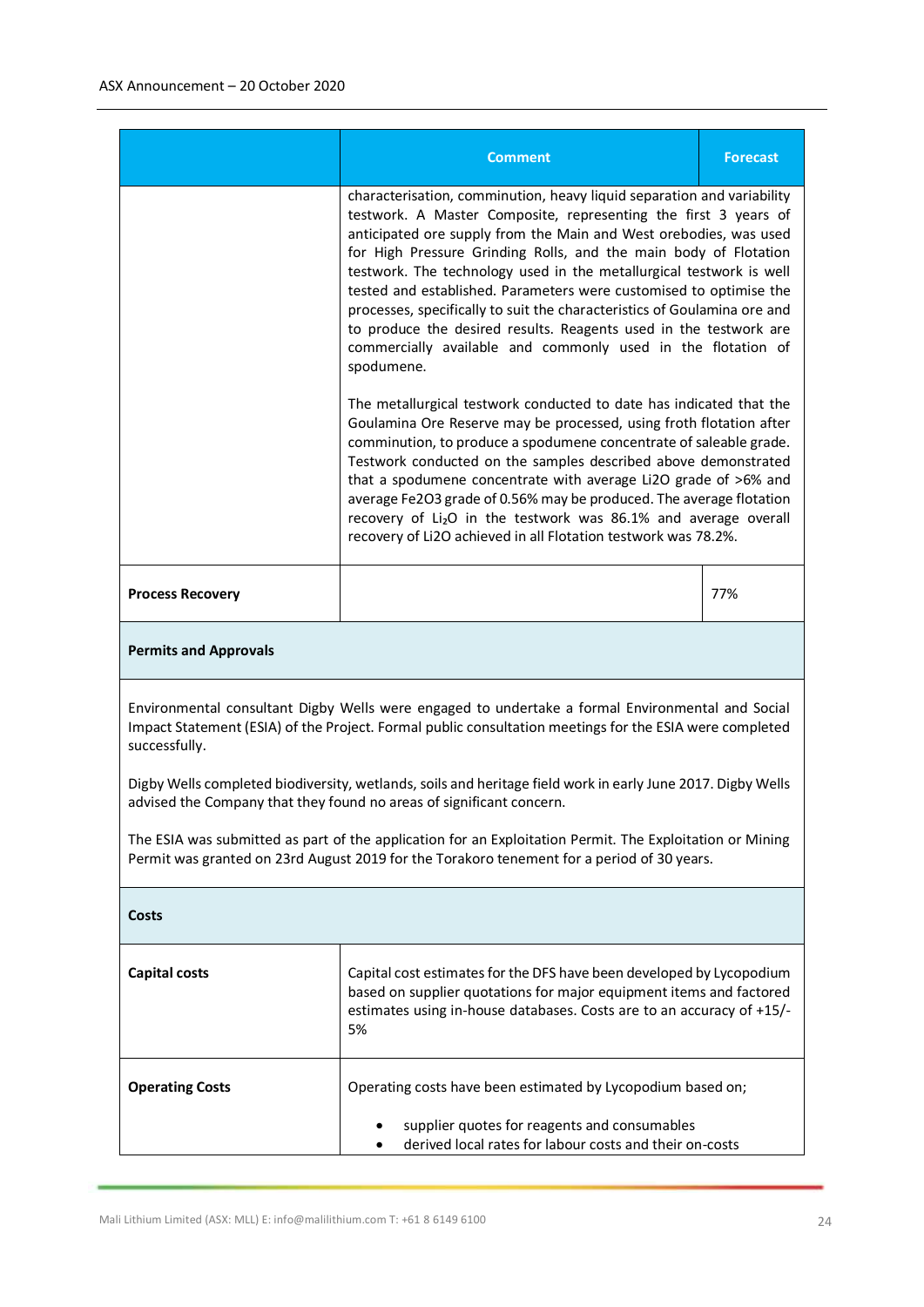| | Comment | Forecast |
|---|---|---|
| | characterisation, comminution, heavy liquid separation and variability testwork. A Master Composite, representing the first 3 years of anticipated ore supply from the Main and West orebodies, was used for High Pressure Grinding Rolls, and the main body of Flotation testwork. The technology used in the metallurgical testwork is well tested and established. Parameters were customised to optimise the processes, specifically to suit the characteristics of Goulamina ore and to produce the desired results. Reagents used in the testwork are commercially available and commonly used in the flotation of spodumene.<br><br>The metallurgical testwork conducted to date has indicated that the Goulamina Ore Reserve may be processed, using froth flotation after comminution, to produce a spodumene concentrate of saleable grade. Testwork conducted on the samples described above demonstrated that a spodumene concentrate with average $Li2O$ grade of >6% and average $Fe2O3$ grade of 0.56% may be produced. The average flotation recovery of $Li_2O$ in the testwork was 86.1% and average overall recovery of $Li2O$ achieved in all Flotation testwork was 78.2%. | |
| **Process Recovery** | | 77% |
| **Permits and Approvals** | | |
| Environmental consultant Digby Wells were engaged to undertake a formal Environmental and Social Impact Statement (ESIA) of the Project. Formal public consultation meetings for the ESIA were completed successfully.<br><br>Digby Wells completed biodiversity, wetlands, soils and heritage field work in early June 2017. Digby Wells advised the Company that they found no areas of significant concern.<br><br>The ESIA was submitted as part of the application for an Exploitation Permit. The Exploitation or Mining Permit was granted on 23rd August 2019 for the Torakoro tenement for a period of 30 years. | | |
| **Costs** | | |
| **Capital costs** | Capital cost estimates for the DFS have been developed by Lycopodium based on supplier quotations for major equipment items and factored estimates using in-house databases. Costs are to an accuracy of +15/-5% | |
| **Operating Costs** | Operating costs have been estimated by Lycopodium based on;<br><br>• supplier quotes for reagents and consumables<br>• derived local rates for labour costs and their on-costs | |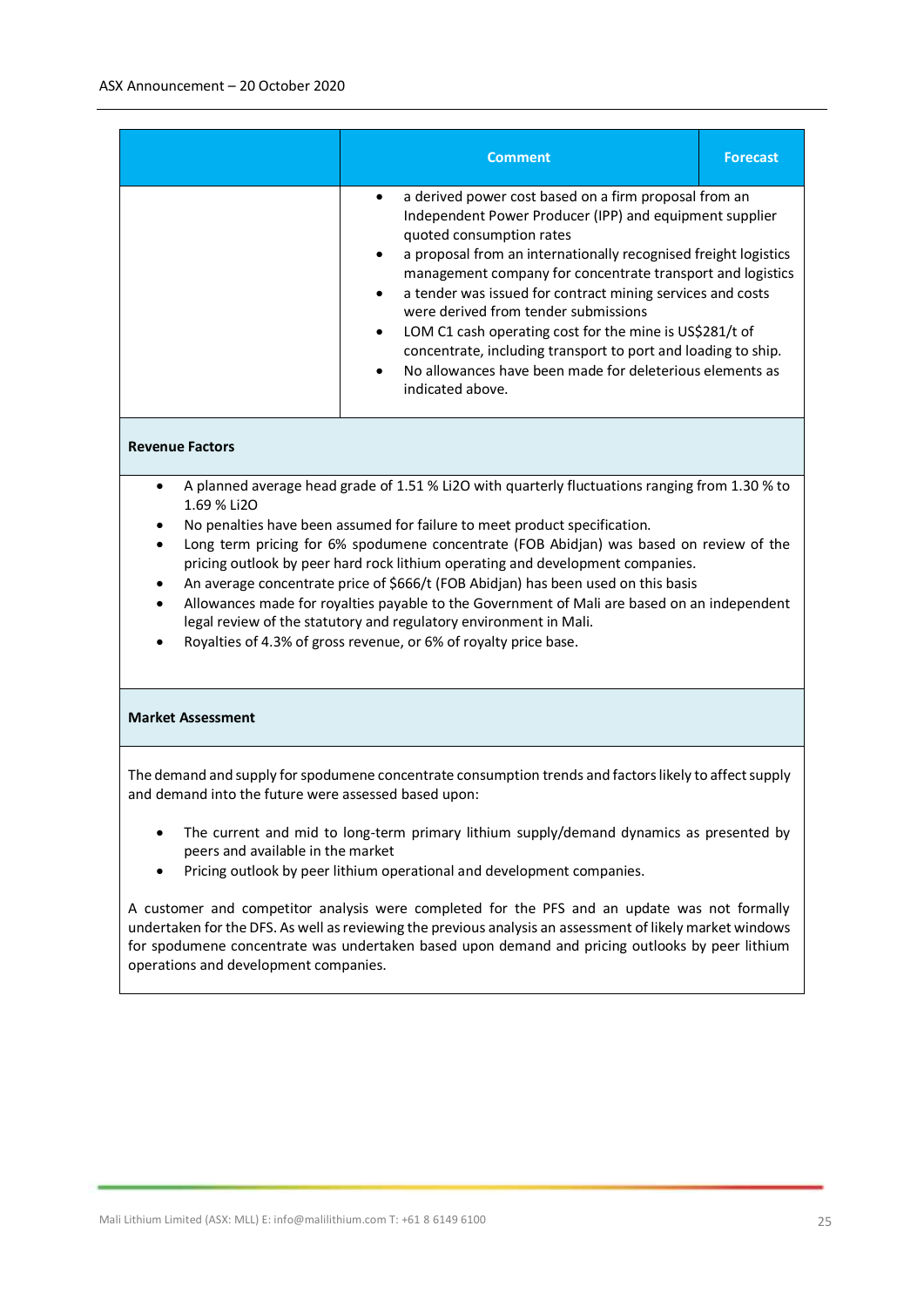| | Comment | Forecast |
|---|---|---|
| | • a derived power cost based on a firm proposal from an Independent Power Producer (IPP) and equipment supplier quoted consumption rates<br>• a proposal from an internationally recognised freight logistics management company for concentrate transport and logistics<br>• a tender was issued for contract mining services and costs were derived from tender submissions<br>• LOM C1 cash operating cost for the mine is US$281/t of concentrate, including transport to port and loading to ship.<br>• No allowances have been made for deleterious elements as indicated above. | |
| **Revenue Factors** | | |
| • A planned average head grade of 1.51 % $Li_2O$ with quarterly fluctuations ranging from 1.30 % to 1.69 % $Li_2O$<br>• No penalties have been assumed for failure to meet product specification.<br>• Long term pricing for 6% spodumene concentrate (FOB Abidjan) was based on review of the pricing outlook by peer hard rock lithium operating and development companies.<br>• An average concentrate price of $666/t (FOB Abidjan) has been used on this basis<br>• Allowances made for royalties payable to the Government of Mali are based on an independent legal review of the statutory and regulatory environment in Mali.<br>• Royalties of 4.3% of gross revenue, or 6% of royalty price base. | | |
| **Market Assessment** | | |
| The demand and supply for spodumene concentrate consumption trends and factors likely to affect supply and demand into the future were assessed based upon:<br>• The current and mid to long-term primary lithium supply/demand dynamics as presented by peers and available in the market<br>• Pricing outlook by peer lithium operational and development companies.<br><br>A customer and competitor analysis were completed for the PFS and an update was not formally undertaken for the DFS. As well as reviewing the previous analysis an assessment of likely market windows for spodumene concentrate was undertaken based upon demand and pricing outlooks by peer lithium operations and development companies. | | |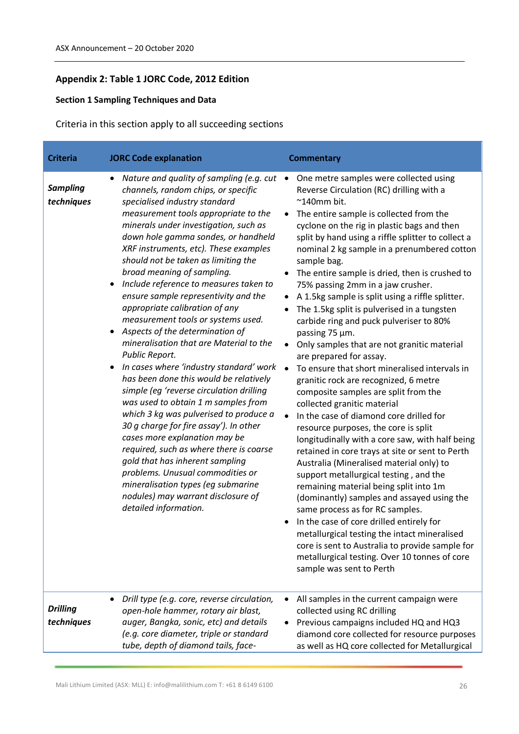## Appendix 2: Table 1 JORC Code, 2012 Edition

### Section 1 Sampling Techniques and Data

Criteria in this section apply to all succeeding sections

| Criteria | JORC Code explanation | Commentary |
|---|---|---|
| ***Sampling techniques*** | • *Nature and quality of sampling (e.g. cut channels, random chips, or specific specialised industry standard measurement tools appropriate to the minerals under investigation, such as down hole gamma sondes, or handheld XRF instruments, etc). These examples should not be taken as limiting the broad meaning of sampling.*<br>• *Include reference to measures taken to ensure sample representivity and the appropriate calibration of any measurement tools or systems used.*<br>• *Aspects of the determination of mineralisation that are Material to the Public Report.*<br>• *In cases where 'industry standard' work has been done this would be relatively simple (eg 'reverse circulation drilling was used to obtain 1 m samples from which 3 kg was pulverised to produce a 30 g charge for fire assay'). In other cases more explanation may be required, such as where there is coarse gold that has inherent sampling problems. Unusual commodities or mineralisation types (eg submarine nodules) may warrant disclosure of detailed information.* | • One metre samples were collected using Reverse Circulation (RC) drilling with a ~140mm bit.<br>• The entire sample is collected from the cyclone on the rig in plastic bags and then split by hand using a riffle splitter to collect a nominal 2 kg sample in a prenumbered cotton sample bag.<br>• The entire sample is dried, then is crushed to 75% passing 2mm in a jaw crusher.<br>• A 1.5kg sample is split using a riffle splitter.<br>• The 1.5kg split is pulverised in a tungsten carbide ring and puck pulveriser to 80% passing 75 µm.<br>• Only samples that are not granitic material are prepared for assay.<br>• To ensure that short mineralised intervals in granitic rock are recognized, 6 metre composite samples are split from the collected granitic material<br>• In the case of diamond core drilled for resource purposes, the core is split longitudinally with a core saw, with half being retained in core trays at site or sent to Perth Australia (Mineralised material only) to support metallurgical testing , and the remaining material being split into 1m (dominantly) samples and assayed using the same process as for RC samples.<br>• In the case of core drilled entirely for metallurgical testing the intact mineralised core is sent to Australia to provide sample for metallurgical testing. Over 10 tonnes of core sample was sent to Perth |
| ***Drilling techniques*** | • *Drill type (e.g. core, reverse circulation, open-hole hammer, rotary air blast, auger, Bangka, sonic, etc) and details (e.g. core diameter, triple or standard tube, depth of diamond tails, face-* | • All samples in the current campaign were collected using RC drilling<br>• Previous campaigns included HQ and HQ3 diamond core collected for resource purposes as well as HQ core collected for Metallurgical |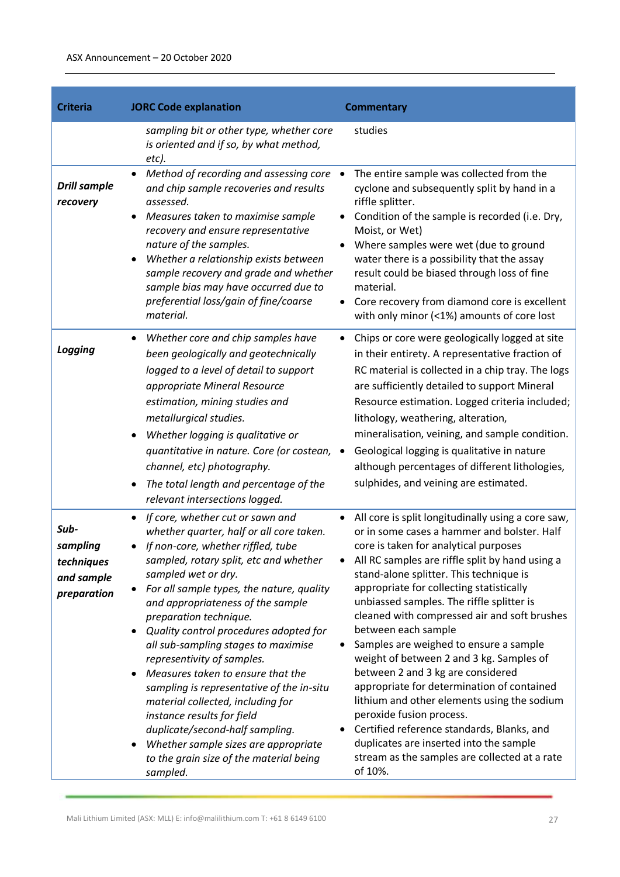| Criteria | JORC Code explanation | Commentary |
|---|---|---|
| | *sampling bit or other type, whether core is oriented and if so, by what method, etc).* | studies |
| ***Drill sample recovery*** | • *Method of recording and assessing core and chip sample recoveries and results assessed.*<br>• *Measures taken to maximise sample recovery and ensure representative nature of the samples.*<br>• *Whether a relationship exists between sample recovery and grade and whether sample bias may have occurred due to preferential loss/gain of fine/coarse material.* | • The entire sample was collected from the cyclone and subsequently split by hand in a riffle splitter.<br>• Condition of the sample is recorded (i.e. Dry, Moist, or Wet)<br>• Where samples were wet (due to ground water there is a possibility that the assay result could be biased through loss of fine material.<br>• Core recovery from diamond core is excellent with only minor (<1%) amounts of core lost |
| ***Logging*** | • *Whether core and chip samples have been geologically and geotechnically logged to a level of detail to support appropriate Mineral Resource estimation, mining studies and metallurgical studies.*<br>• *Whether logging is qualitative or quantitative in nature. Core (or costean, channel, etc) photography.*<br>• *The total length and percentage of the relevant intersections logged.* | • Chips or core were geologically logged at site in their entirety. A representative fraction of RC material is collected in a chip tray. The logs are sufficiently detailed to support Mineral Resource estimation. Logged criteria included; lithology, weathering, alteration, mineralisation, veining, and sample condition.<br>• Geological logging is qualitative in nature although percentages of different lithologies, sulphides, and veining are estimated. |
| ***Sub-sampling techniques and sample preparation*** | • *If core, whether cut or sawn and whether quarter, half or all core taken.*<br>• *If non-core, whether riffled, tube sampled, rotary split, etc and whether sampled wet or dry.*<br>• *For all sample types, the nature, quality and appropriateness of the sample preparation technique.*<br>• *Quality control procedures adopted for all sub-sampling stages to maximise representivity of samples.*<br>• *Measures taken to ensure that the sampling is representative of the in-situ material collected, including for instance results for field duplicate/second-half sampling.*<br>• *Whether sample sizes are appropriate to the grain size of the material being sampled.* | • All core is split longitudinally using a core saw, or in some cases a hammer and bolster. Half core is taken for analytical purposes<br>• All RC samples are riffle split by hand using a stand-alone splitter. This technique is appropriate for collecting statistically unbiassed samples. The riffle splitter is cleaned with compressed air and soft brushes between each sample<br>• Samples are weighed to ensure a sample weight of between 2 and 3 kg. Samples of between 2 and 3 kg are considered appropriate for determination of contained lithium and other elements using the sodium peroxide fusion process.<br>• Certified reference standards, Blanks, and duplicates are inserted into the sample stream as the samples are collected at a rate of 10%. |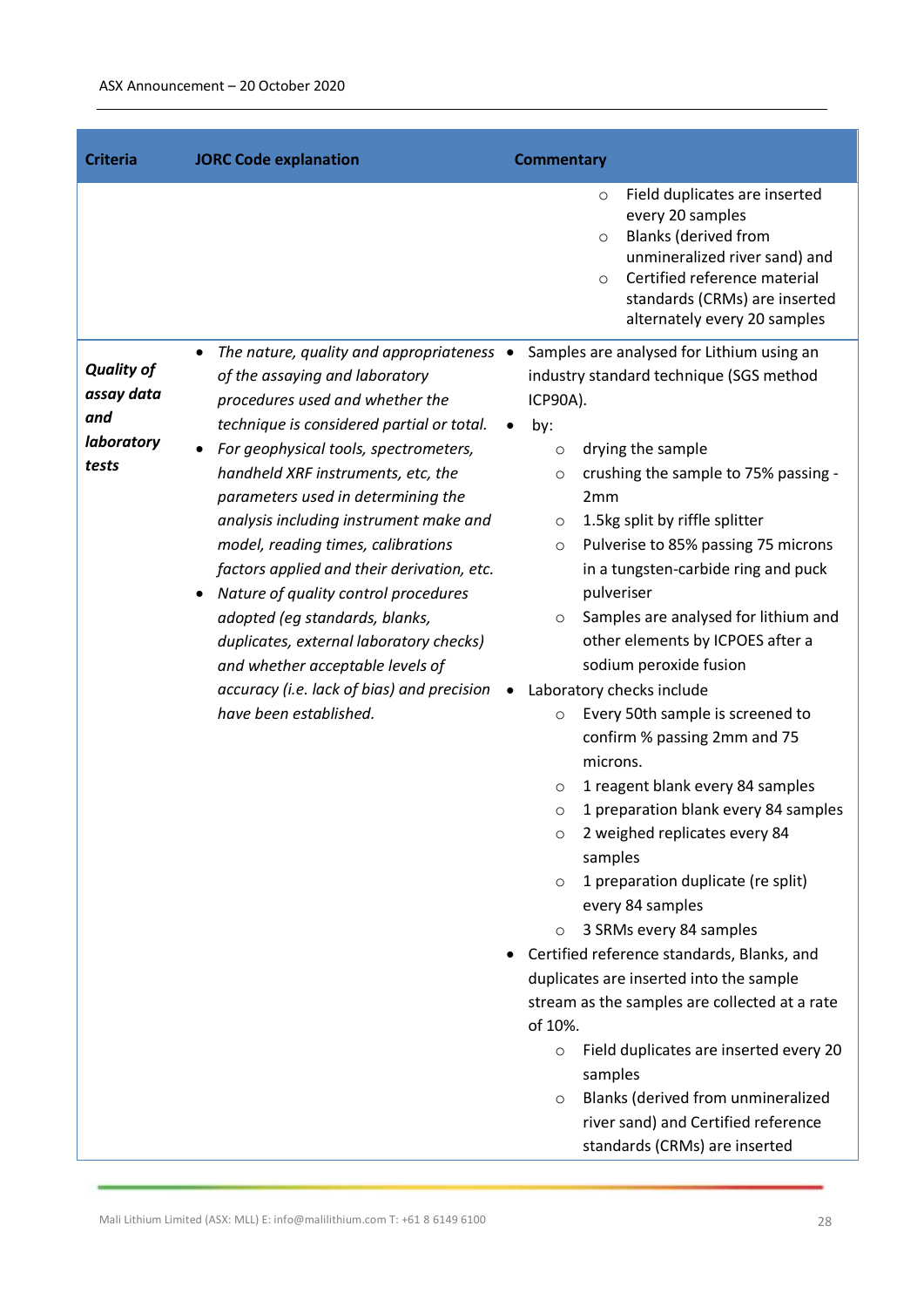| Criteria | JORC Code explanation | Commentary |
|---|---|---|
| | | ○ Field duplicates are inserted every 20 samples<br>○ Blanks (derived from unmineralized river sand) and<br>○ Certified reference material standards (CRMs) are inserted alternately every 20 samples |
| ***Quality of assay data and laboratory tests*** | • *The nature, quality and appropriateness of the assaying and laboratory procedures used and whether the technique is considered partial or total.*<br>• *For geophysical tools, spectrometers, handheld XRF instruments, etc, the parameters used in determining the analysis including instrument make and model, reading times, calibrations factors applied and their derivation, etc.*<br>• *Nature of quality control procedures adopted (eg standards, blanks, duplicates, external laboratory checks) and whether acceptable levels of accuracy (i.e. lack of bias) and precision have been established.* | • Samples are analysed for Lithium using an industry standard technique (SGS method ICP90A).<br>• by:<br>○ drying the sample<br>○ crushing the sample to 75% passing - 2mm<br>○ 1.5kg split by riffle splitter<br>○ Pulverise to 85% passing 75 microns in a tungsten-carbide ring and puck pulveriser<br>○ Samples are analysed for lithium and other elements by ICPOES after a sodium peroxide fusion<br>• Laboratory checks include<br>○ Every 50th sample is screened to confirm % passing 2mm and 75 microns.<br>○ 1 reagent blank every 84 samples<br>○ 1 preparation blank every 84 samples<br>○ 2 weighed replicates every 84 samples<br>○ 1 preparation duplicate (re split) every 84 samples<br>○ 3 SRMs every 84 samples<br>• Certified reference standards, Blanks, and duplicates are inserted into the sample stream as the samples are collected at a rate of 10%.<br>○ Field duplicates are inserted every 20 samples<br>○ Blanks (derived from unmineralized river sand) and Certified reference standards (CRMs) are inserted |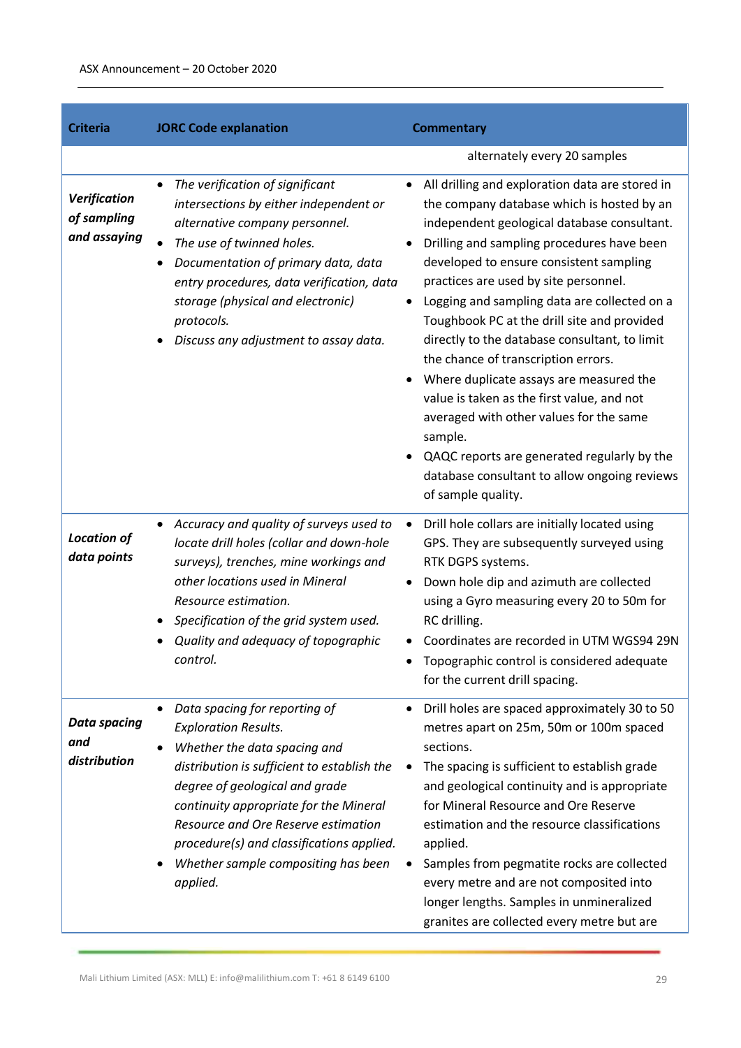| Criteria | JORC Code explanation | Commentary |
|---|---|---|
| | | alternately every 20 samples |
| ***Verification of sampling and assaying*** | • *The verification of significant intersections by either independent or alternative company personnel.*<br>• *The use of twinned holes.*<br>• *Documentation of primary data, data entry procedures, data verification, data storage (physical and electronic) protocols.*<br>• *Discuss any adjustment to assay data.* | • All drilling and exploration data are stored in the company database which is hosted by an independent geological database consultant.<br>• Drilling and sampling procedures have been developed to ensure consistent sampling practices are used by site personnel.<br>• Logging and sampling data are collected on a Toughbook PC at the drill site and provided directly to the database consultant, to limit the chance of transcription errors.<br>• Where duplicate assays are measured the value is taken as the first value, and not averaged with other values for the same sample.<br>• QAQC reports are generated regularly by the database consultant to allow ongoing reviews of sample quality. |
| ***Location of data points*** | • *Accuracy and quality of surveys used to locate drill holes (collar and down-hole surveys), trenches, mine workings and other locations used in Mineral Resource estimation.*<br>• *Specification of the grid system used.*<br>• *Quality and adequacy of topographic control.* | • Drill hole collars are initially located using GPS. They are subsequently surveyed using RTK DGPS systems.<br>• Down hole dip and azimuth are collected using a Gyro measuring every 20 to 50m for RC drilling.<br>• Coordinates are recorded in UTM WGS94 29N<br>• Topographic control is considered adequate for the current drill spacing. |
| ***Data spacing and distribution*** | • *Data spacing for reporting of Exploration Results.*<br>• *Whether the data spacing and distribution is sufficient to establish the degree of geological and grade continuity appropriate for the Mineral Resource and Ore Reserve estimation procedure(s) and classifications applied.*<br>• *Whether sample compositing has been applied.* | • Drill holes are spaced approximately 30 to 50 metres apart on 25m, 50m or 100m spaced sections.<br>• The spacing is sufficient to establish grade and geological continuity and is appropriate for Mineral Resource and Ore Reserve estimation and the resource classifications applied.<br>• Samples from pegmatite rocks are collected every metre and are not composited into longer lengths. Samples in unmineralized granites are collected every metre but are |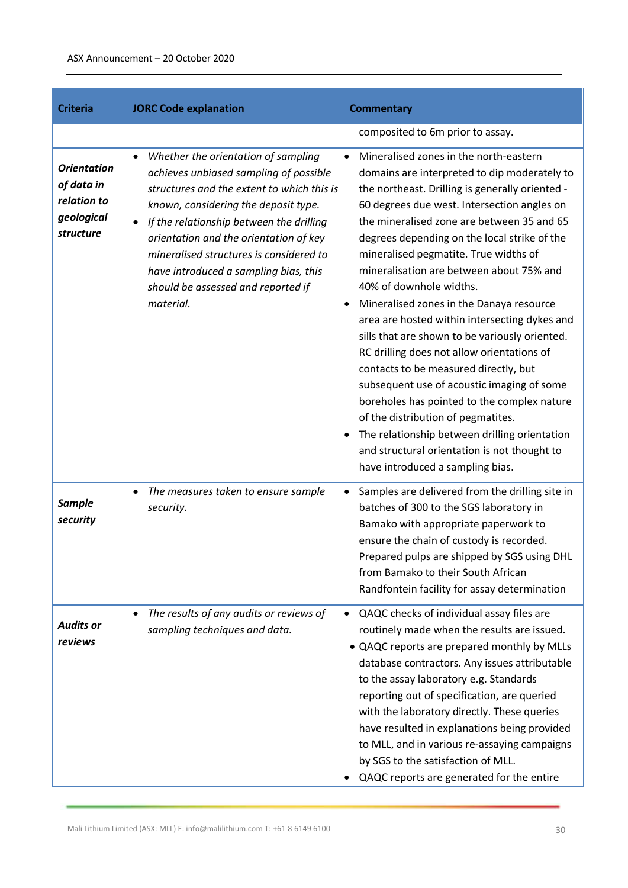| Criteria | JORC Code explanation | Commentary |
|---|---|---|
| | | composited to 6m prior to assay. |
| ***Orientation of data in relation to geological structure*** | • *Whether the orientation of sampling achieves unbiased sampling of possible structures and the extent to which this is known, considering the deposit type.*<br>• *If the relationship between the drilling orientation and the orientation of key mineralised structures is considered to have introduced a sampling bias, this should be assessed and reported if material.* | • Mineralised zones in the north-eastern domains are interpreted to dip moderately to the northeast. Drilling is generally oriented -60 degrees due west. Intersection angles on the mineralised zone are between 35 and 65 degrees depending on the local strike of the mineralised pegmatite. True widths of mineralisation are between about 75% and 40% of downhole widths.<br>• Mineralised zones in the Danaya resource area are hosted within intersecting dykes and sills that are shown to be variously oriented. RC drilling does not allow orientations of contacts to be measured directly, but subsequent use of acoustic imaging of some boreholes has pointed to the complex nature of the distribution of pegmatites.<br>• The relationship between drilling orientation and structural orientation is not thought to have introduced a sampling bias. |
| ***Sample security*** | • *The measures taken to ensure sample security.* | • Samples are delivered from the drilling site in batches of 300 to the SGS laboratory in Bamako with appropriate paperwork to ensure the chain of custody is recorded. Prepared pulps are shipped by SGS using DHL from Bamako to their South African Randfontein facility for assay determination |
| ***Audits or reviews*** | • *The results of any audits or reviews of sampling techniques and data.* | • QAQC checks of individual assay files are routinely made when the results are issued.<br>• QAQC reports are prepared monthly by MLLs database contractors. Any issues attributable to the assay laboratory e.g. Standards reporting out of specification, are queried with the laboratory directly. These queries have resulted in explanations being provided to MLL, and in various re-assaying campaigns by SGS to the satisfaction of MLL.<br>• QAQC reports are generated for the entire |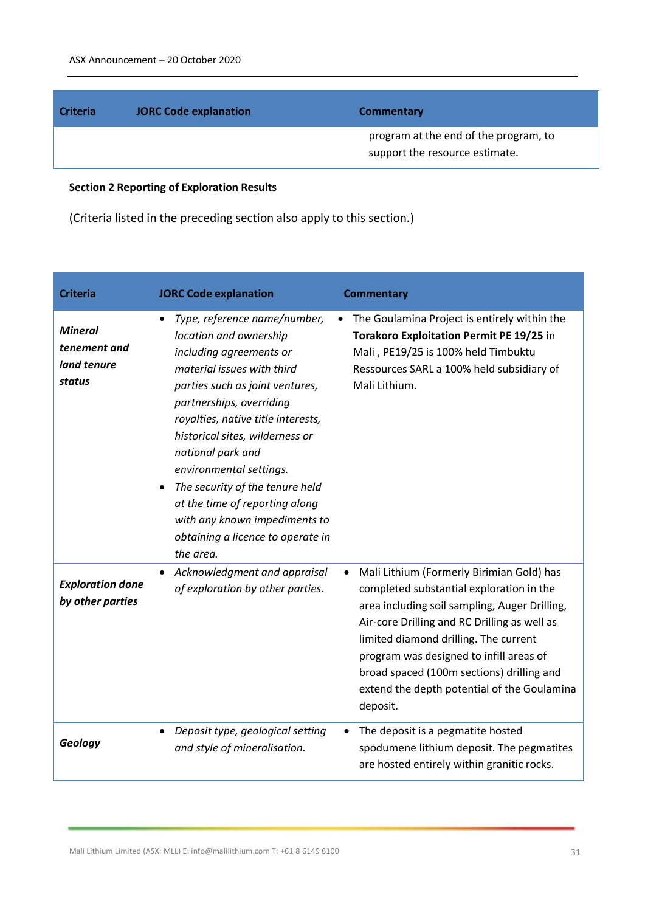| Criteria | JORC Code explanation | Commentary |
|---|---|---|
| | | program at the end of the program, to support the resource estimate. |

**Section 2 Reporting of Exploration Results**

(Criteria listed in the preceding section also apply to this section.)

| Criteria | JORC Code explanation | Commentary |
|---|---|---|
| ***Mineral tenement and land tenure status*** | • *Type, reference name/number, location and ownership including agreements or material issues with third parties such as joint ventures, partnerships, overriding royalties, native title interests, historical sites, wilderness or national park and environmental settings.* <br> • *The security of the tenure held at the time of reporting along with any known impediments to obtaining a licence to operate in the area.* | • The Goulamina Project is entirely within the **Torakoro Exploitation Permit PE 19/25** in Mali , PE19/25 is 100% held Timbuktu Ressources SARL a 100% held subsidiary of Mali Lithium. |
| ***Exploration done by other parties*** | • *Acknowledgment and appraisal of exploration by other parties.* | • Mali Lithium (Formerly Birimian Gold) has completed substantial exploration in the area including soil sampling, Auger Drilling, Air-core Drilling and RC Drilling as well as limited diamond drilling. The current program was designed to infill areas of broad spaced (100m sections) drilling and extend the depth potential of the Goulamina deposit. |
| ***Geology*** | • *Deposit type, geological setting and style of mineralisation.* | • The deposit is a pegmatite hosted spodumene lithium deposit. The pegmatites are hosted entirely within granitic rocks. |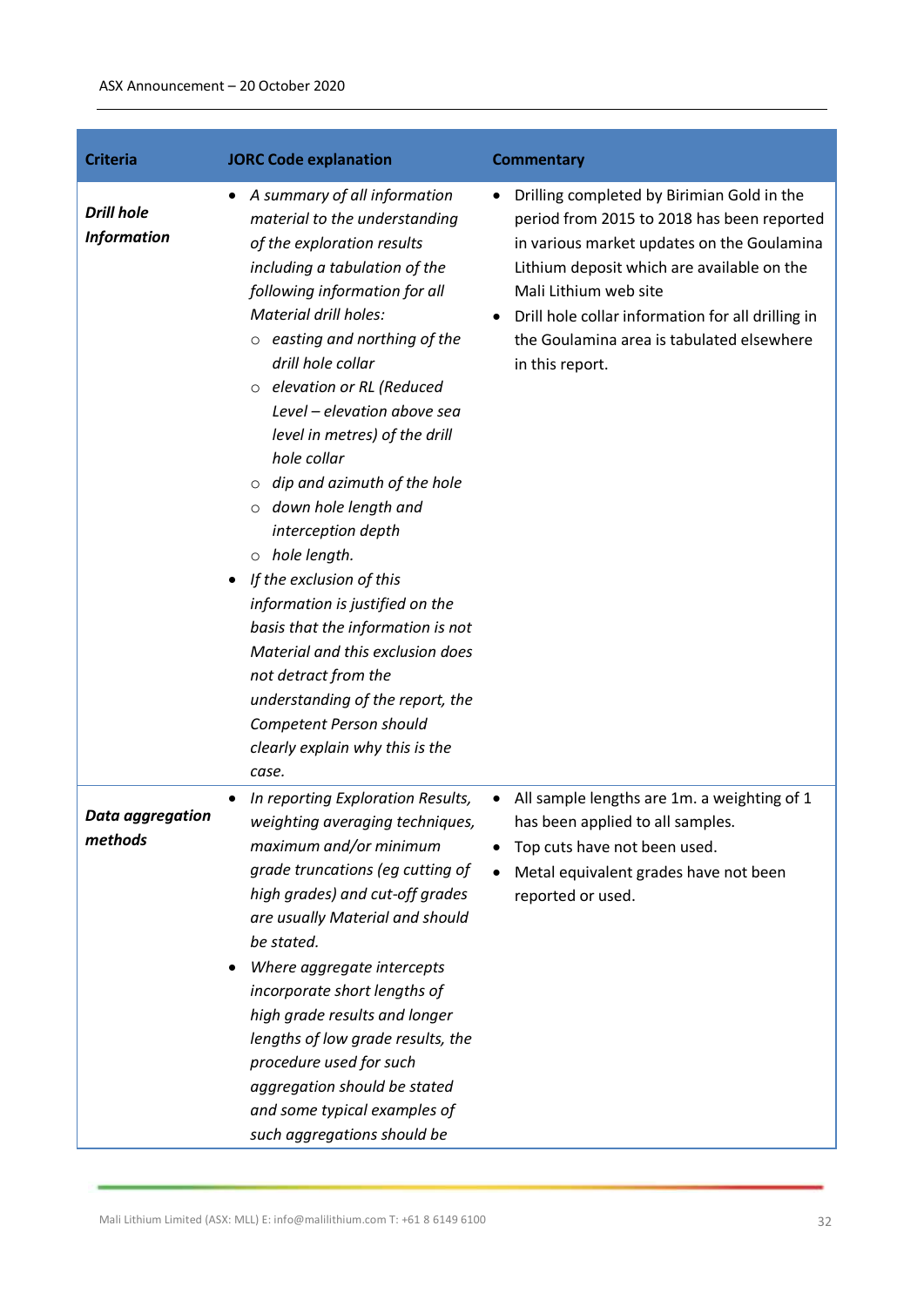| Criteria | JORC Code explanation | Commentary |
|---|---|---|
| ***Drill hole Information*** | • *A summary of all information material to the understanding of the exploration results including a tabulation of the following information for all Material drill holes:*<br>○ *easting and northing of the drill hole collar*<br>○ *elevation or RL (Reduced Level – elevation above sea level in metres) of the drill hole collar*<br>○ *dip and azimuth of the hole*<br>○ *down hole length and interception depth*<br>○ *hole length.*<br>• *If the exclusion of this information is justified on the basis that the information is not Material and this exclusion does not detract from the understanding of the report, the Competent Person should clearly explain why this is the case.* | • Drilling completed by Birimian Gold in the period from 2015 to 2018 has been reported in various market updates on the Goulamina Lithium deposit which are available on the Mali Lithium web site<br>• Drill hole collar information for all drilling in the Goulamina area is tabulated elsewhere in this report. |
| ***Data aggregation methods*** | • *In reporting Exploration Results, weighting averaging techniques, maximum and/or minimum grade truncations (eg cutting of high grades) and cut-off grades are usually Material and should be stated.*<br>• *Where aggregate intercepts incorporate short lengths of high grade results and longer lengths of low grade results, the procedure used for such aggregation should be stated and some typical examples of such aggregations should be* | • All sample lengths are 1m. a weighting of 1 has been applied to all samples.<br>• Top cuts have not been used.<br>• Metal equivalent grades have not been reported or used. |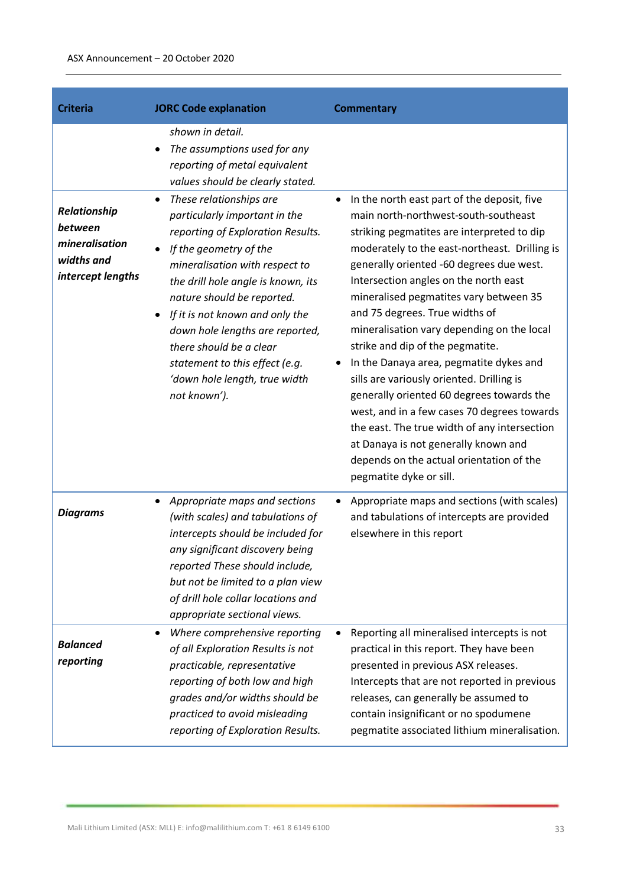| Criteria | JORC Code explanation | Commentary |
|---|---|---|
| | *shown in detail.*<br>• *The assumptions used for any reporting of metal equivalent values should be clearly stated.* | |
| ***Relationship between mineralisation widths and intercept lengths*** | • *These relationships are particularly important in the reporting of Exploration Results.*<br>• *If the geometry of the mineralisation with respect to the drill hole angle is known, its nature should be reported.*<br>• *If it is not known and only the down hole lengths are reported, there should be a clear statement to this effect (e.g. 'down hole length, true width not known').* | • In the north east part of the deposit, five main north-northwest-south-southeast striking pegmatites are interpreted to dip moderately to the east-northeast. Drilling is generally oriented -60 degrees due west. Intersection angles on the north east mineralised pegmatites vary between 35 and 75 degrees. True widths of mineralisation vary depending on the local strike and dip of the pegmatite.<br>• In the Danaya area, pegmatite dykes and sills are variously oriented. Drilling is generally oriented 60 degrees towards the west, and in a few cases 70 degrees towards the east. The true width of any intersection at Danaya is not generally known and depends on the actual orientation of the pegmatite dyke or sill. |
| ***Diagrams*** | • *Appropriate maps and sections (with scales) and tabulations of intercepts should be included for any significant discovery being reported These should include, but not be limited to a plan view of drill hole collar locations and appropriate sectional views.* | • Appropriate maps and sections (with scales) and tabulations of intercepts are provided elsewhere in this report |
| ***Balanced reporting*** | • *Where comprehensive reporting of all Exploration Results is not practicable, representative reporting of both low and high grades and/or widths should be practiced to avoid misleading reporting of Exploration Results.* | • Reporting all mineralised intercepts is not practical in this report. They have been presented in previous ASX releases. Intercepts that are not reported in previous releases, can generally be assumed to contain insignificant or no spodumene pegmatite associated lithium mineralisation. |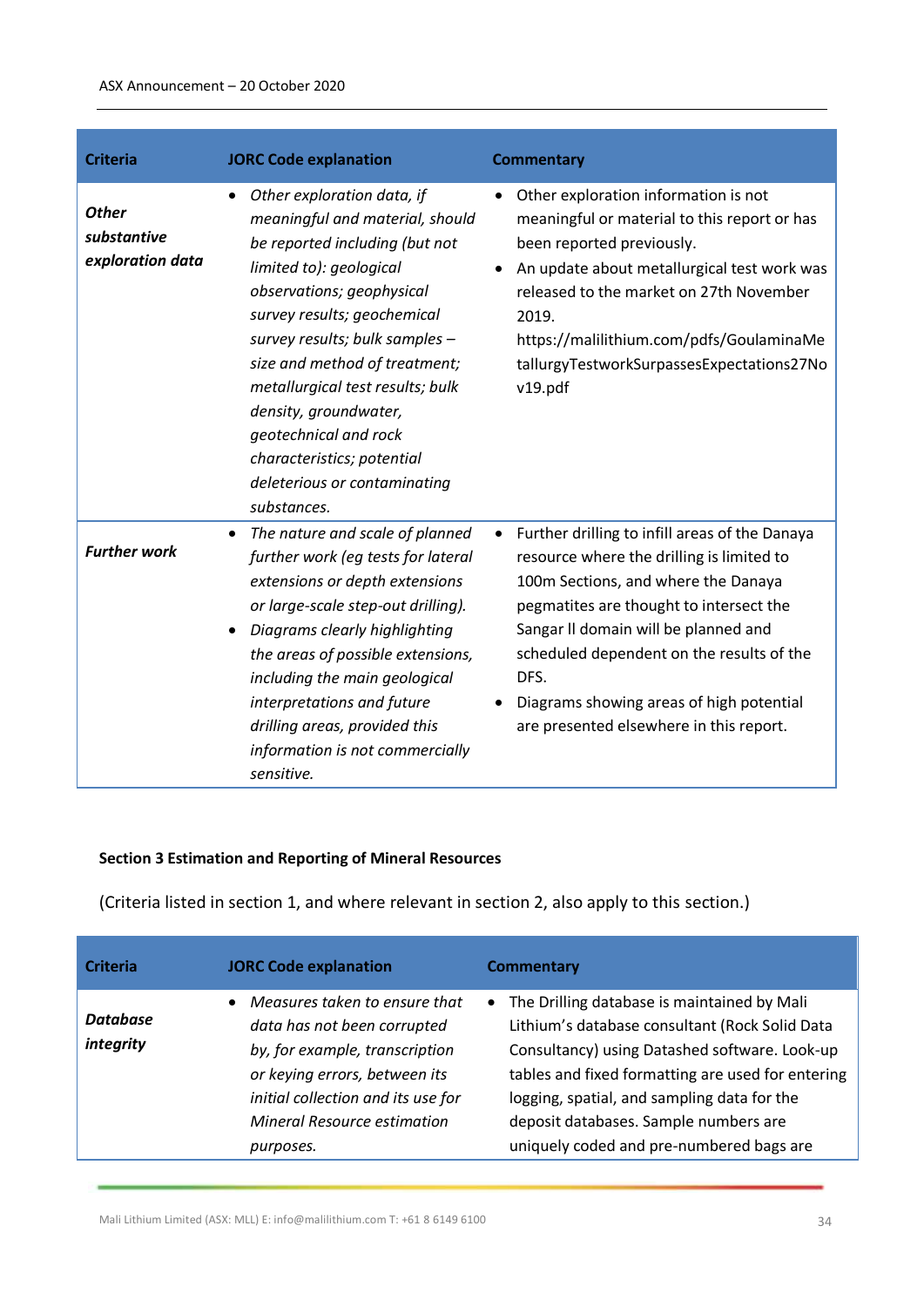| Criteria | JORC Code explanation | Commentary |
|---|---|---|
| ***Other substantive exploration data*** | • *Other exploration data, if meaningful and material, should be reported including (but not limited to): geological observations; geophysical survey results; geochemical survey results; bulk samples – size and method of treatment; metallurgical test results; bulk density, groundwater, geotechnical and rock characteristics; potential deleterious or contaminating substances.* | • Other exploration information is not meaningful or material to this report or has been reported previously.<br>• An update about metallurgical test work was released to the market on 27th November 2019. https://malilithium.com/pdfs/GoulaminaMetallurgyTestworkSurpassesExpectations27Nov19.pdf |
| ***Further work*** | • *The nature and scale of planned further work (eg tests for lateral extensions or depth extensions or large-scale step-out drilling).*<br>• *Diagrams clearly highlighting the areas of possible extensions, including the main geological interpretations and future drilling areas, provided this information is not commercially sensitive.* | • Further drilling to infill areas of the Danaya resource where the drilling is limited to 100m Sections, and where the Danaya pegmatites are thought to intersect the Sangar II domain will be planned and scheduled dependent on the results of the DFS.<br>• Diagrams showing areas of high potential are presented elsewhere in this report. |

**Section 3 Estimation and Reporting of Mineral Resources**

(Criteria listed in section 1, and where relevant in section 2, also apply to this section.)

| Criteria | JORC Code explanation | Commentary |
|---|---|---|
| ***Database integrity*** | • *Measures taken to ensure that data has not been corrupted by, for example, transcription or keying errors, between its initial collection and its use for Mineral Resource estimation purposes.* | • The Drilling database is maintained by Mali Lithium's database consultant (Rock Solid Data Consultancy) using Datashed software. Look-up tables and fixed formatting are used for entering logging, spatial, and sampling data for the deposit databases. Sample numbers are uniquely coded and pre-numbered bags are |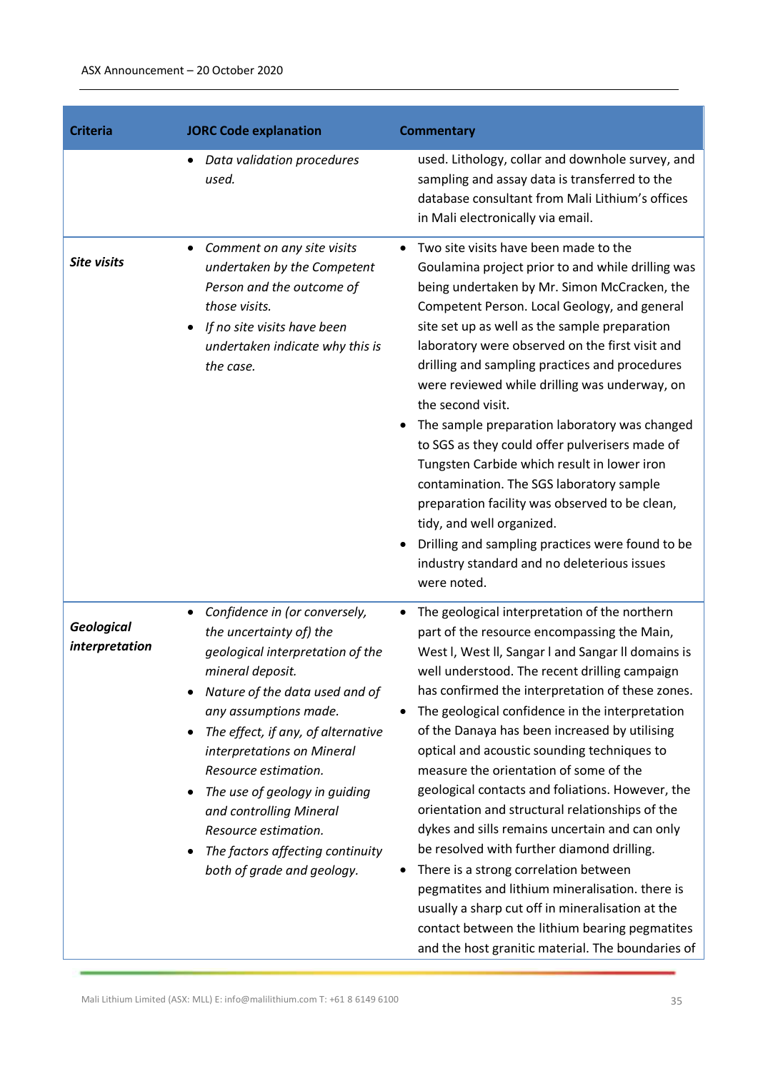| Criteria | JORC Code explanation | Commentary |
|---|---|---|
| | • *Data validation procedures used.* | used. Lithology, collar and downhole survey, and sampling and assay data is transferred to the database consultant from Mali Lithium's offices in Mali electronically via email. |
| ***Site visits*** | • *Comment on any site visits undertaken by the Competent Person and the outcome of those visits.*<br>• *If no site visits have been undertaken indicate why this is the case.* | • Two site visits have been made to the Goulamina project prior to and while drilling was being undertaken by Mr. Simon McCracken, the Competent Person. Local Geology, and general site set up as well as the sample preparation laboratory were observed on the first visit and drilling and sampling practices and procedures were reviewed while drilling was underway, on the second visit.<br>• The sample preparation laboratory was changed to SGS as they could offer pulverisers made of Tungsten Carbide which result in lower iron contamination. The SGS laboratory sample preparation facility was observed to be clean, tidy, and well organized.<br>• Drilling and sampling practices were found to be industry standard and no deleterious issues were noted. |
| ***Geological interpretation*** | • *Confidence in (or conversely, the uncertainty of) the geological interpretation of the mineral deposit.*<br>• *Nature of the data used and of any assumptions made.*<br>• *The effect, if any, of alternative interpretations on Mineral Resource estimation.*<br>• *The use of geology in guiding and controlling Mineral Resource estimation.*<br>• *The factors affecting continuity both of grade and geology.* | • The geological interpretation of the northern part of the resource encompassing the Main, West I, West II, Sangar I and Sangar II domains is well understood. The recent drilling campaign has confirmed the interpretation of these zones.<br>• The geological confidence in the interpretation of the Danaya has been increased by utilising optical and acoustic sounding techniques to measure the orientation of some of the geological contacts and foliations. However, the orientation and structural relationships of the dykes and sills remains uncertain and can only be resolved with further diamond drilling.<br>• There is a strong correlation between pegmatites and lithium mineralisation. there is usually a sharp cut off in mineralisation at the contact between the lithium bearing pegmatites and the host granitic material. The boundaries of |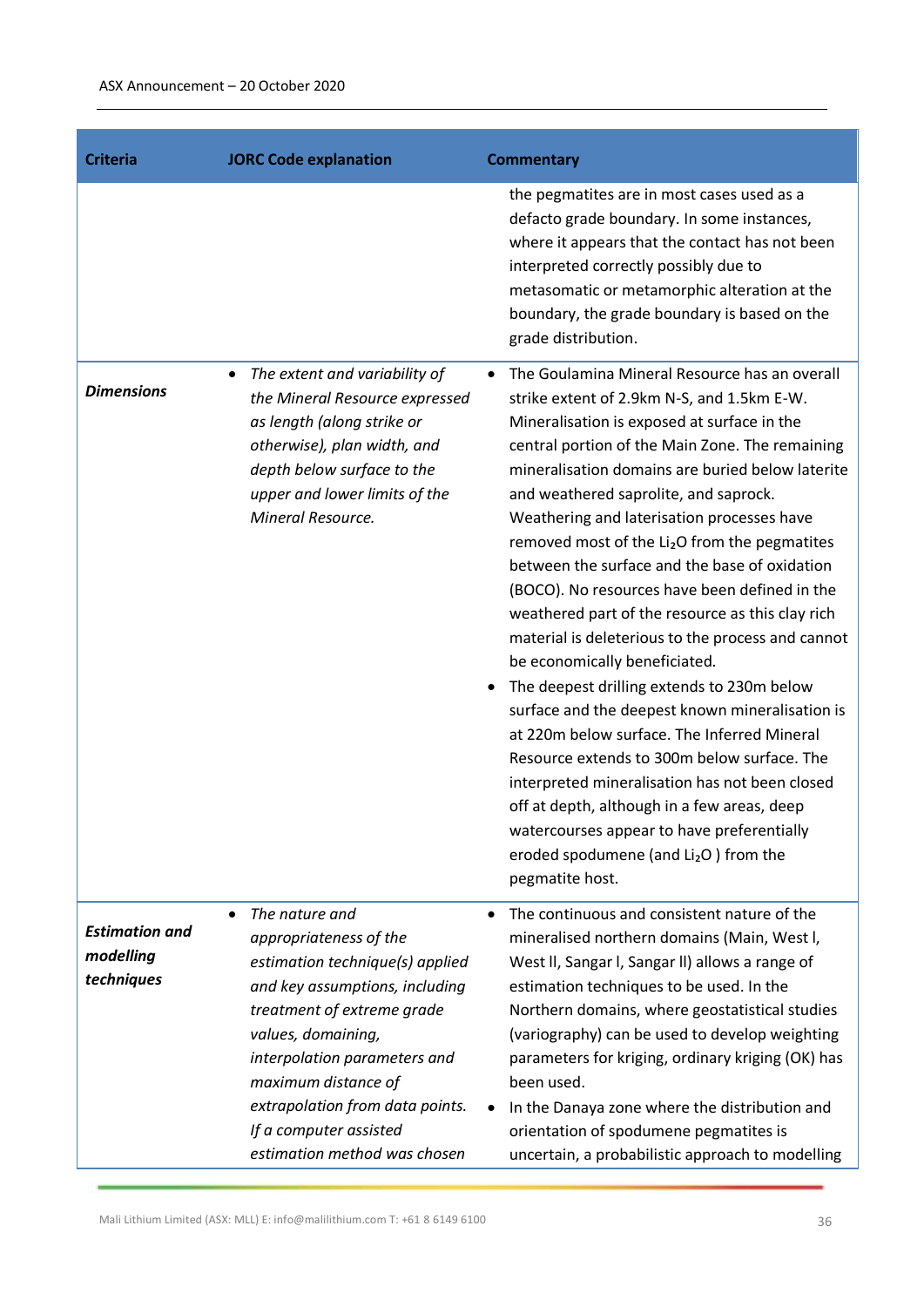| Criteria | JORC Code explanation | Commentary |
|---|---|---|
| | | the pegmatites are in most cases used as a defacto grade boundary. In some instances, where it appears that the contact has not been interpreted correctly possibly due to metasomatic or metamorphic alteration at the boundary, the grade boundary is based on the grade distribution. |
| ***Dimensions*** | • *The extent and variability of the Mineral Resource expressed as length (along strike or otherwise), plan width, and depth below surface to the upper and lower limits of the Mineral Resource.* | • The Goulamina Mineral Resource has an overall strike extent of 2.9km N-S, and 1.5km E-W. Mineralisation is exposed at surface in the central portion of the Main Zone. The remaining mineralisation domains are buried below laterite and weathered saprolite, and saprock. Weathering and laterisation processes have removed most of the $Li_2O$ from the pegmatites between the surface and the base of oxidation (BOCO). No resources have been defined in the weathered part of the resource as this clay rich material is deleterious to the process and cannot be economically beneficiated.<br>• The deepest drilling extends to 230m below surface and the deepest known mineralisation is at 220m below surface. The Inferred Mineral Resource extends to 300m below surface. The interpreted mineralisation has not been closed off at depth, although in a few areas, deep watercourses appear to have preferentially eroded spodumene (and $Li_2O$ ) from the pegmatite host. |
| ***Estimation and modelling techniques*** | • *The nature and appropriateness of the estimation technique(s) applied and key assumptions, including treatment of extreme grade values, domaining, interpolation parameters and maximum distance of extrapolation from data points. If a computer assisted estimation method was chosen* | • The continuous and consistent nature of the mineralised northern domains (Main, West I, West II, Sangar I, Sangar II) allows a range of estimation techniques to be used. In the Northern domains, where geostatistical studies (variography) can be used to develop weighting parameters for kriging, ordinary kriging (OK) has been used.<br>• In the Danaya zone where the distribution and orientation of spodumene pegmatites is uncertain, a probabilistic approach to modelling |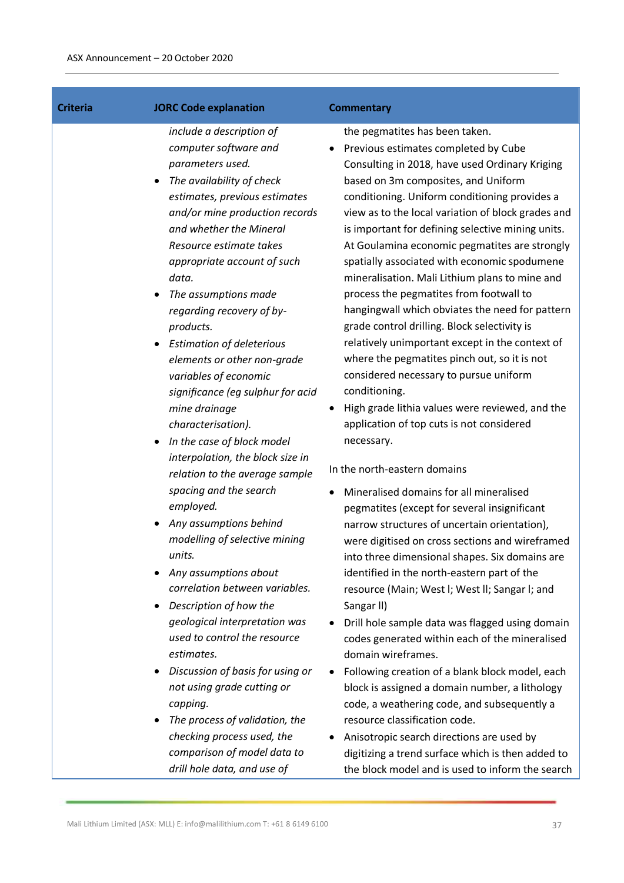| Criteria | JORC Code explanation | Commentary |
|---|---|---|
| | *include a description of computer software and parameters used.*<br>• *The availability of check estimates, previous estimates and/or mine production records and whether the Mineral Resource estimate takes appropriate account of such data.*<br>• *The assumptions made regarding recovery of by-products.*<br>• *Estimation of deleterious elements or other non-grade variables of economic significance (eg sulphur for acid mine drainage characterisation).*<br>• *In the case of block model interpolation, the block size in relation to the average sample spacing and the search employed.*<br>• *Any assumptions behind modelling of selective mining units.*<br>• *Any assumptions about correlation between variables.*<br>• *Description of how the geological interpretation was used to control the resource estimates.*<br>• *Discussion of basis for using or not using grade cutting or capping.*<br>• *The process of validation, the checking process used, the comparison of model data to drill hole data, and use of* | the pegmatites has been taken.<br>• Previous estimates completed by Cube Consulting in 2018, have used Ordinary Kriging based on 3m composites, and Uniform conditioning. Uniform conditioning provides a view as to the local variation of block grades and is important for defining selective mining units. At Goulamina economic pegmatites are strongly spatially associated with economic spodumene mineralisation. Mali Lithium plans to mine and process the pegmatites from footwall to hangingwall which obviates the need for pattern grade control drilling. Block selectivity is relatively unimportant except in the context of where the pegmatites pinch out, so it is not considered necessary to pursue uniform conditioning.<br>• High grade lithia values were reviewed, and the application of top cuts is not considered necessary.<br><br>In the north-eastern domains<br><br>• Mineralised domains for all mineralised pegmatites (except for several insignificant narrow structures of uncertain orientation), were digitised on cross sections and wireframed into three dimensional shapes. Six domains are identified in the north-eastern part of the resource (Main; West I; West II; Sangar I; and Sangar II)<br>• Drill hole sample data was flagged using domain codes generated within each of the mineralised domain wireframes.<br>• Following creation of a blank block model, each block is assigned a domain number, a lithology code, a weathering code, and subsequently a resource classification code.<br>• Anisotropic search directions are used by digitizing a trend surface which is then added to the block model and is used to inform the search |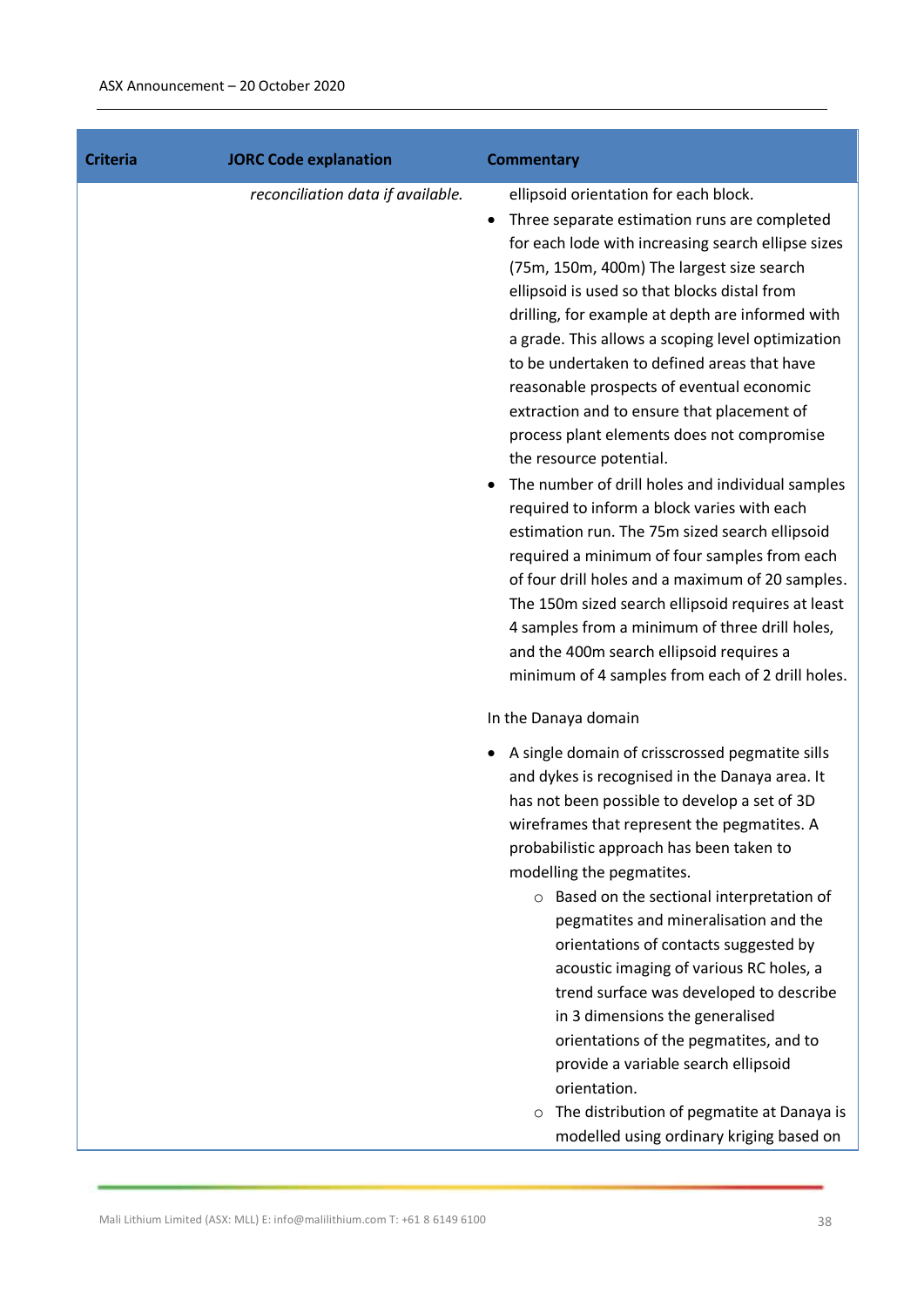| Criteria | JORC Code explanation | Commentary |
|---|---|---|
| | *reconciliation data if available.* | ellipsoid orientation for each block.<br>• Three separate estimation runs are completed for each lode with increasing search ellipse sizes (75m, 150m, 400m) The largest size search ellipsoid is used so that blocks distal from drilling, for example at depth are informed with a grade. This allows a scoping level optimization to be undertaken to defined areas that have reasonable prospects of eventual economic extraction and to ensure that placement of process plant elements does not compromise the resource potential.<br>• The number of drill holes and individual samples required to inform a block varies with each estimation run. The 75m sized search ellipsoid required a minimum of four samples from each of four drill holes and a maximum of 20 samples. The 150m sized search ellipsoid requires at least 4 samples from a minimum of three drill holes, and the 400m search ellipsoid requires a minimum of 4 samples from each of 2 drill holes.<br><br>In the Danaya domain<br><br>• A single domain of crisscrossed pegmatite sills and dykes is recognised in the Danaya area. It has not been possible to develop a set of 3D wireframes that represent the pegmatites. A probabilistic approach has been taken to modelling the pegmatites.<br>  ○ Based on the sectional interpretation of pegmatites and mineralisation and the orientations of contacts suggested by acoustic imaging of various RC holes, a trend surface was developed to describe in 3 dimensions the generalised orientations of the pegmatites, and to provide a variable search ellipsoid orientation.<br>  ○ The distribution of pegmatite at Danaya is modelled using ordinary kriging based on |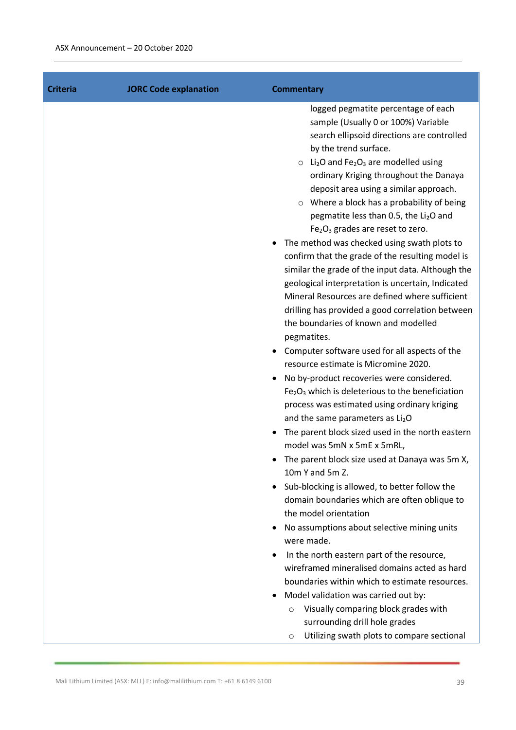| Criteria | JORC Code explanation | Commentary |
|---|---|---|
| | | logged pegmatite percentage of each sample (Usually 0 or 100%) Variable search ellipsoid directions are controlled by the trend surface.<br>◦ $Li_2O$ and $Fe_2O_3$ are modelled using ordinary Kriging throughout the Danaya deposit area using a similar approach.<br>◦ Where a block has a probability of being pegmatite less than 0.5, the $Li_2O$ and $Fe_2O_3$ grades are reset to zero.<br>• The method was checked using swath plots to confirm that the grade of the resulting model is similar the grade of the input data. Although the geological interpretation is uncertain, Indicated Mineral Resources are defined where sufficient drilling has provided a good correlation between the boundaries of known and modelled pegmatites.<br>• Computer software used for all aspects of the resource estimate is Micromine 2020.<br>• No by-product recoveries were considered. $Fe_2O_3$ which is deleterious to the beneficiation process was estimated using ordinary kriging and the same parameters as $Li_2O$<br>• The parent block sized used in the north eastern model was 5mN x 5mE x 5mRL,<br>• The parent block size used at Danaya was 5m X, 10m Y and 5m Z.<br>• Sub-blocking is allowed, to better follow the domain boundaries which are often oblique to the model orientation<br>• No assumptions about selective mining units were made.<br>• In the north eastern part of the resource, wireframed mineralised domains acted as hard boundaries within which to estimate resources.<br>• Model validation was carried out by:<br>◦ Visually comparing block grades with surrounding drill hole grades<br>◦ Utilizing swath plots to compare sectional |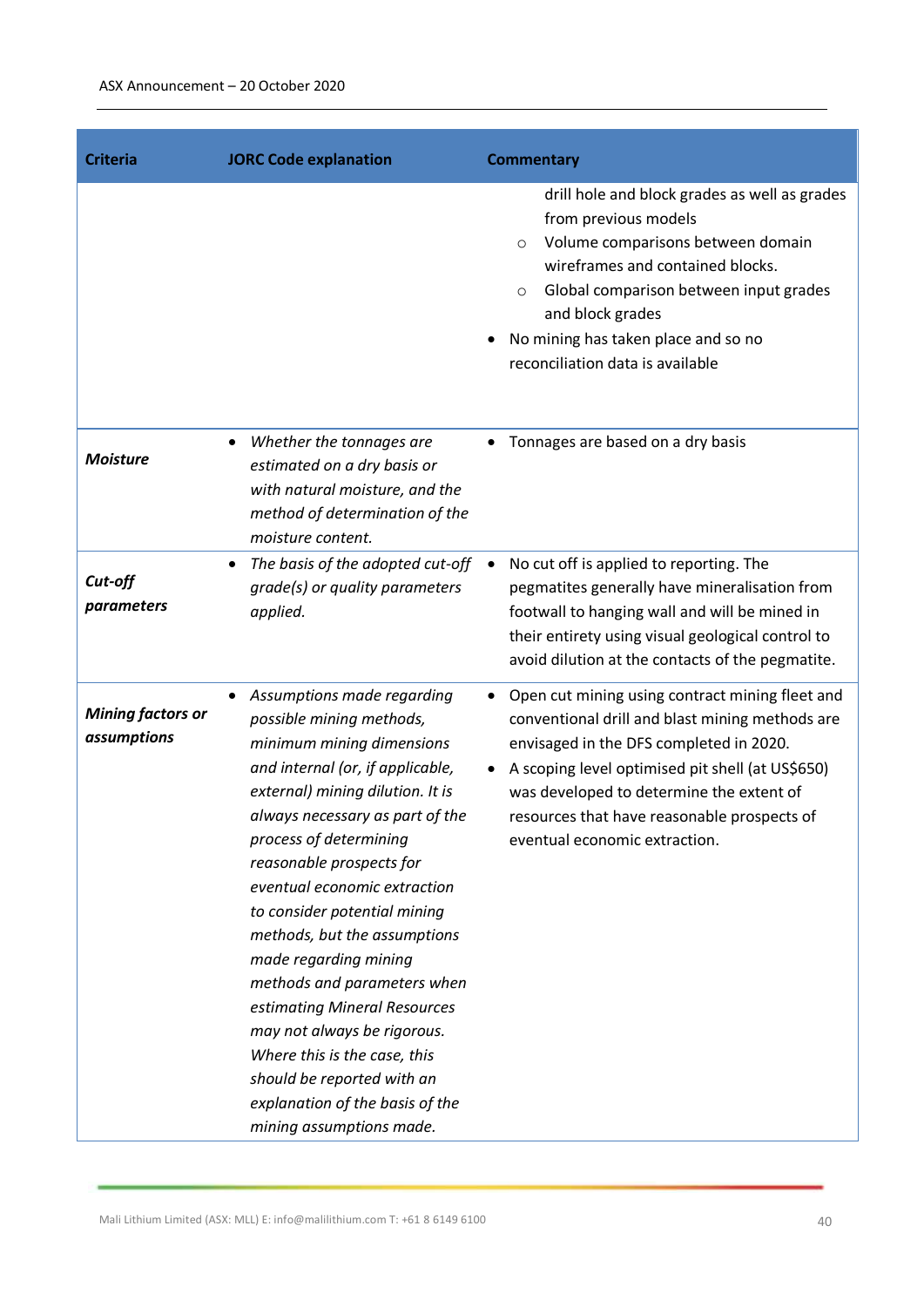| Criteria | JORC Code explanation | Commentary |
| --- | --- | --- |
| | | drill hole and block grades as well as grades from previous models<br>◦ Volume comparisons between domain wireframes and contained blocks.<br>◦ Global comparison between input grades and block grades<br>• No mining has taken place and so no reconciliation data is available |
| ***Moisture*** | • *Whether the tonnages are estimated on a dry basis or with natural moisture, and the method of determination of the moisture content.* | • Tonnages are based on a dry basis |
| ***Cut-off parameters*** | • *The basis of the adopted cut-off grade(s) or quality parameters applied.* | • No cut off is applied to reporting. The pegmatites generally have mineralisation from footwall to hanging wall and will be mined in their entirety using visual geological control to avoid dilution at the contacts of the pegmatite. |
| ***Mining factors or assumptions*** | • *Assumptions made regarding possible mining methods, minimum mining dimensions and internal (or, if applicable, external) mining dilution. It is always necessary as part of the process of determining reasonable prospects for eventual economic extraction to consider potential mining methods, but the assumptions made regarding mining methods and parameters when estimating Mineral Resources may not always be rigorous. Where this is the case, this should be reported with an explanation of the basis of the mining assumptions made.* | • Open cut mining using contract mining fleet and conventional drill and blast mining methods are envisaged in the DFS completed in 2020.<br>• A scoping level optimised pit shell (at US$650) was developed to determine the extent of resources that have reasonable prospects of eventual economic extraction. |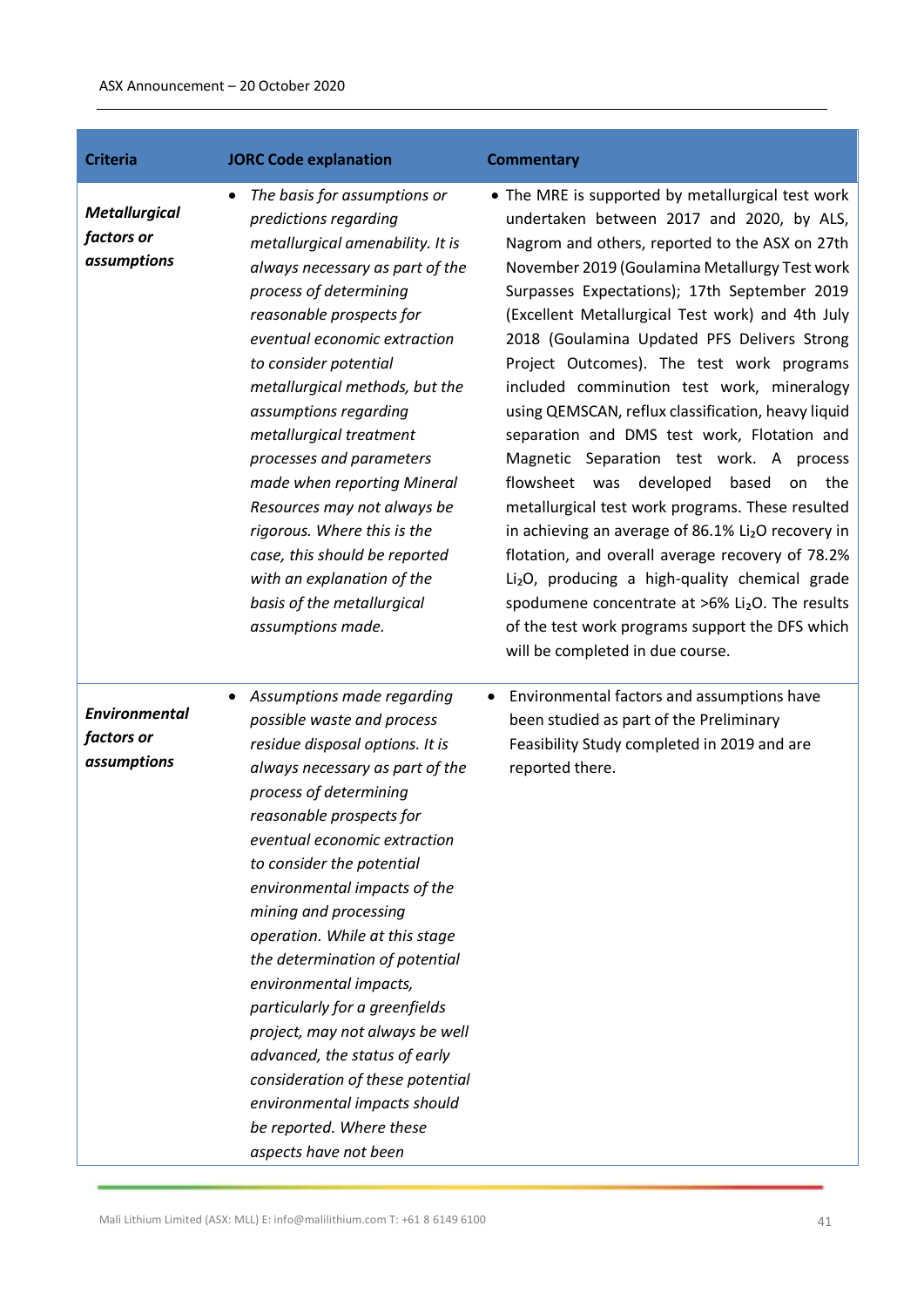| Criteria | JORC Code explanation | Commentary |
| --- | --- | --- |
| ***Metallurgical factors or assumptions*** | • *The basis for assumptions or predictions regarding metallurgical amenability. It is always necessary as part of the process of determining reasonable prospects for eventual economic extraction to consider potential metallurgical methods, but the assumptions regarding metallurgical treatment processes and parameters made when reporting Mineral Resources may not always be rigorous. Where this is the case, this should be reported with an explanation of the basis of the metallurgical assumptions made.* | • The MRE is supported by metallurgical test work undertaken between 2017 and 2020, by ALS, Nagrom and others, reported to the ASX on 27th November 2019 (Goulamina Metallurgy Test work Surpasses Expectations); 17th September 2019 (Excellent Metallurgical Test work) and 4th July 2018 (Goulamina Updated PFS Delivers Strong Project Outcomes). The test work programs included comminution test work, mineralogy using QEMSCAN, reflux classification, heavy liquid separation and DMS test work, Flotation and Magnetic Separation test work. A process flowsheet was developed based on the metallurgical test work programs. These resulted in achieving an average of 86.1% $Li_2O$ recovery in flotation, and overall average recovery of 78.2% $Li_2O$, producing a high-quality chemical grade spodumene concentrate at >6% $Li_2O$. The results of the test work programs support the DFS which will be completed in due course. |
| ***Environmental factors or assumptions*** | • *Assumptions made regarding possible waste and process residue disposal options. It is always necessary as part of the process of determining reasonable prospects for eventual economic extraction to consider the potential environmental impacts of the mining and processing operation. While at this stage the determination of potential environmental impacts, particularly for a greenfields project, may not always be well advanced, the status of early consideration of these potential environmental impacts should be reported. Where these aspects have not been* | • Environmental factors and assumptions have been studied as part of the Preliminary Feasibility Study completed in 2019 and are reported there. |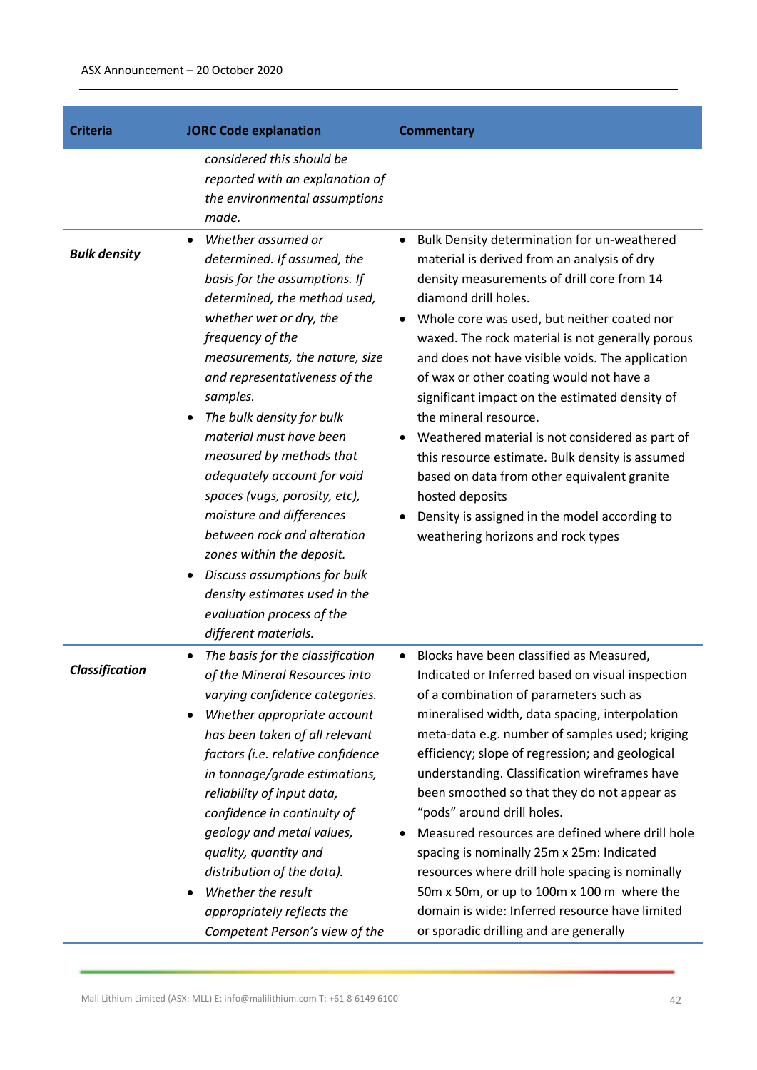| Criteria | JORC Code explanation | Commentary |
|---|---|---|
| | *considered this should be reported with an explanation of the environmental assumptions made.* | |
| ***Bulk density*** | • *Whether assumed or determined. If assumed, the basis for the assumptions. If determined, the method used, whether wet or dry, the frequency of the measurements, the nature, size and representativeness of the samples.* <br> • *The bulk density for bulk material must have been measured by methods that adequately account for void spaces (vugs, porosity, etc), moisture and differences between rock and alteration zones within the deposit.* <br> • *Discuss assumptions for bulk density estimates used in the evaluation process of the different materials.* | • Bulk Density determination for un-weathered material is derived from an analysis of dry density measurements of drill core from 14 diamond drill holes. <br> • Whole core was used, but neither coated nor waxed. The rock material is not generally porous and does not have visible voids. The application of wax or other coating would not have a significant impact on the estimated density of the mineral resource. <br> • Weathered material is not considered as part of this resource estimate. Bulk density is assumed based on data from other equivalent granite hosted deposits <br> • Density is assigned in the model according to weathering horizons and rock types |
| ***Classification*** | • *The basis for the classification of the Mineral Resources into varying confidence categories.* <br> • *Whether appropriate account has been taken of all relevant factors (i.e. relative confidence in tonnage/grade estimations, reliability of input data, confidence in continuity of geology and metal values, quality, quantity and distribution of the data).* <br> • *Whether the result appropriately reflects the Competent Person's view of the* | • Blocks have been classified as Measured, Indicated or Inferred based on visual inspection of a combination of parameters such as mineralised width, data spacing, interpolation meta-data e.g. number of samples used; kriging efficiency; slope of regression; and geological understanding. Classification wireframes have been smoothed so that they do not appear as "pods" around drill holes. <br> • Measured resources are defined where drill hole spacing is nominally 25m x 25m: Indicated resources where drill hole spacing is nominally 50m x 50m, or up to 100m x 100 m where the domain is wide: Inferred resource have limited or sporadic drilling and are generally |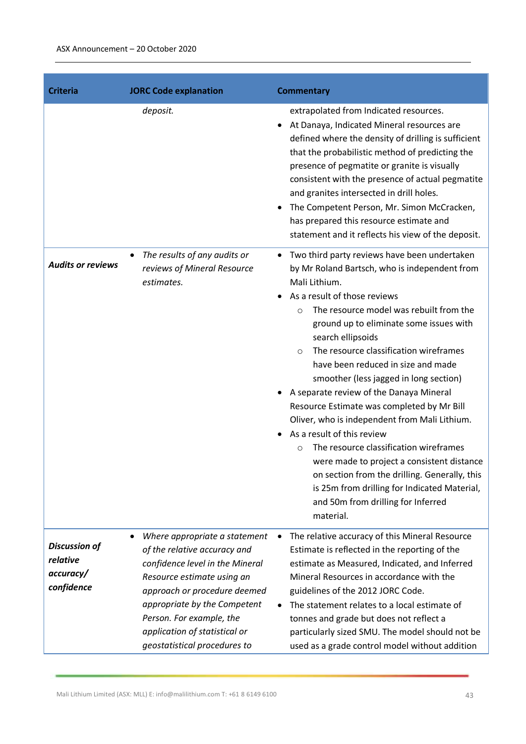| Criteria | JORC Code explanation | Commentary |
|---|---|---|
| | *deposit.* | extrapolated from Indicated resources.<br>• At Danaya, Indicated Mineral resources are defined where the density of drilling is sufficient that the probabilistic method of predicting the presence of pegmatite or granite is visually consistent with the presence of actual pegmatite and granites intersected in drill holes.<br>• The Competent Person, Mr. Simon McCracken, has prepared this resource estimate and statement and it reflects his view of the deposit. |
| ***Audits or reviews*** | • *The results of any audits or reviews of Mineral Resource estimates.* | • Two third party reviews have been undertaken by Mr Roland Bartsch, who is independent from Mali Lithium.<br>• As a result of those reviews<br>  ○ The resource model was rebuilt from the ground up to eliminate some issues with search ellipsoids<br>  ○ The resource classification wireframes have been reduced in size and made smoother (less jagged in long section)<br>• A separate review of the Danaya Mineral Resource Estimate was completed by Mr Bill Oliver, who is independent from Mali Lithium.<br>• As a result of this review<br>  ○ The resource classification wireframes were made to project a consistent distance on section from the drilling. Generally, this is 25m from drilling for Indicated Material, and 50m from drilling for Inferred material. |
| ***Discussion of relative accuracy/ confidence*** | • *Where appropriate a statement of the relative accuracy and confidence level in the Mineral Resource estimate using an approach or procedure deemed appropriate by the Competent Person. For example, the application of statistical or geostatistical procedures to* | • The relative accuracy of this Mineral Resource Estimate is reflected in the reporting of the estimate as Measured, Indicated, and Inferred Mineral Resources in accordance with the guidelines of the 2012 JORC Code.<br>• The statement relates to a local estimate of tonnes and grade but does not reflect a particularly sized SMU. The model should not be used as a grade control model without addition |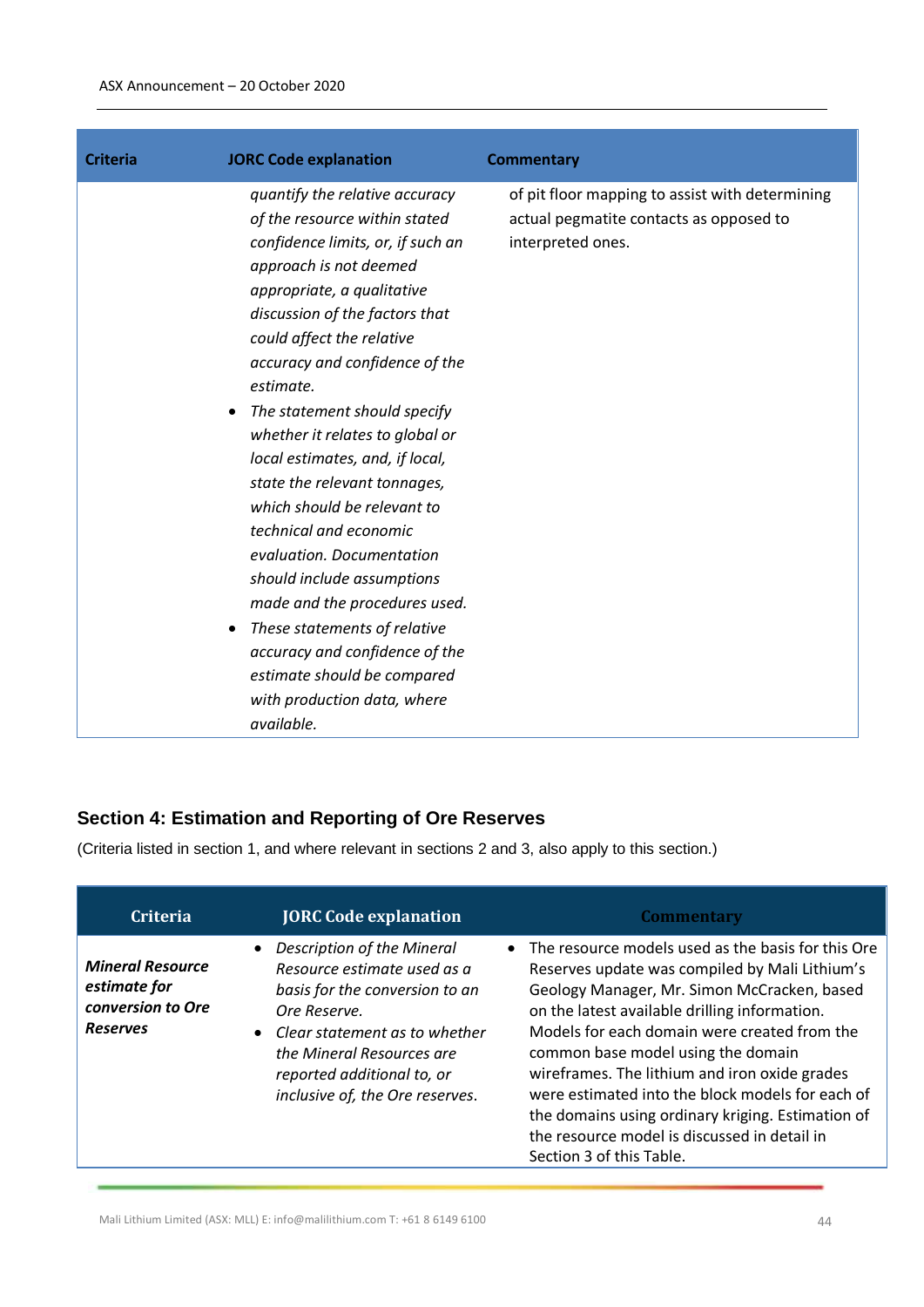| Criteria | JORC Code explanation | Commentary |
|---|---|---|
| | *quantify the relative accuracy of the resource within stated confidence limits, or, if such an approach is not deemed appropriate, a qualitative discussion of the factors that could affect the relative accuracy and confidence of the estimate.*<br>• *The statement should specify whether it relates to global or local estimates, and, if local, state the relevant tonnages, which should be relevant to technical and economic evaluation. Documentation should include assumptions made and the procedures used.*<br>• *These statements of relative accuracy and confidence of the estimate should be compared with production data, where available.* | of pit floor mapping to assist with determining actual pegmatite contacts as opposed to interpreted ones. |

## Section 4: Estimation and Reporting of Ore Reserves

(Criteria listed in section 1, and where relevant in sections 2 and 3, also apply to this section.)

| Criteria | JORC Code explanation | Commentary |
|---|---|---|
| ***Mineral Resource estimate for conversion to Ore Reserves*** | • *Description of the Mineral Resource estimate used as a basis for the conversion to an Ore Reserve.*<br>• *Clear statement as to whether the Mineral Resources are reported additional to, or inclusive of, the Ore reserves.* | • The resource models used as the basis for this Ore Reserves update was compiled by Mali Lithium's Geology Manager, Mr. Simon McCracken, based on the latest available drilling information. Models for each domain were created from the common base model using the domain wireframes. The lithium and iron oxide grades were estimated into the block models for each of the domains using ordinary kriging. Estimation of the resource model is discussed in detail in Section 3 of this Table. |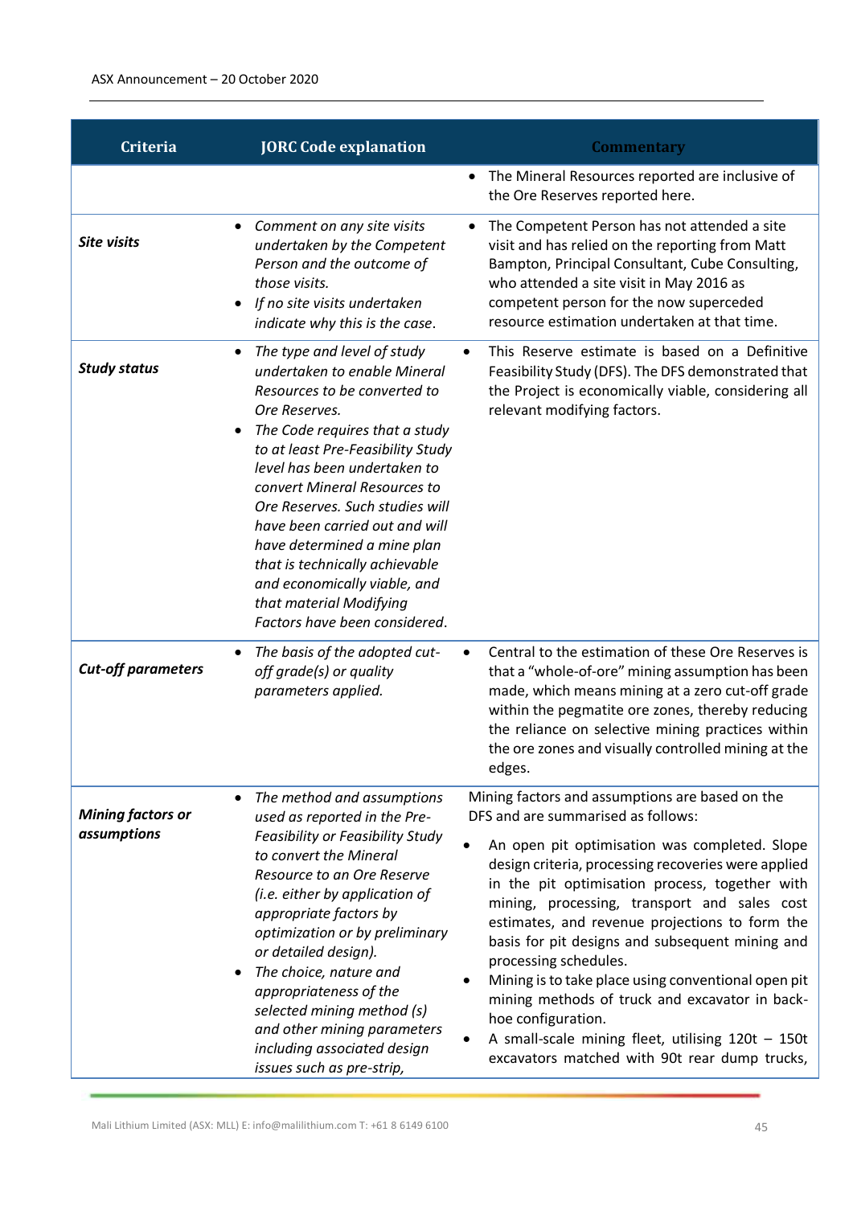| Criteria | JORC Code explanation | Commentary |
|---|---|---|
| | | • The Mineral Resources reported are inclusive of the Ore Reserves reported here. |
| ***Site visits*** | • *Comment on any site visits undertaken by the Competent Person and the outcome of those visits.*<br>• *If no site visits undertaken indicate why this is the case.* | • The Competent Person has not attended a site visit and has relied on the reporting from Matt Bampton, Principal Consultant, Cube Consulting, who attended a site visit in May 2016 as competent person for the now superceded resource estimation undertaken at that time. |
| ***Study status*** | • *The type and level of study undertaken to enable Mineral Resources to be converted to Ore Reserves.*<br>• *The Code requires that a study to at least Pre-Feasibility Study level has been undertaken to convert Mineral Resources to Ore Reserves. Such studies will have been carried out and will have determined a mine plan that is technically achievable and economically viable, and that material Modifying Factors have been considered.* | • This Reserve estimate is based on a Definitive Feasibility Study (DFS). The DFS demonstrated that the Project is economically viable, considering all relevant modifying factors. |
| ***Cut-off parameters*** | • *The basis of the adopted cut-off grade(s) or quality parameters applied.* | • Central to the estimation of these Ore Reserves is that a "whole-of-ore" mining assumption has been made, which means mining at a zero cut-off grade within the pegmatite ore zones, thereby reducing the reliance on selective mining practices within the ore zones and visually controlled mining at the edges. |
| ***Mining factors or assumptions*** | • *The method and assumptions used as reported in the Pre-Feasibility or Feasibility Study to convert the Mineral Resource to an Ore Reserve (i.e. either by application of appropriate factors by optimization or by preliminary or detailed design).*<br>• *The choice, nature and appropriateness of the selected mining method (s) and other mining parameters including associated design issues such as pre-strip,* | Mining factors and assumptions are based on the DFS and are summarised as follows:<br>• An open pit optimisation was completed. Slope design criteria, processing recoveries were applied in the pit optimisation process, together with mining, processing, transport and sales cost estimates, and revenue projections to form the basis for pit designs and subsequent mining and processing schedules.<br>• Mining is to take place using conventional open pit mining methods of truck and excavator in back-hoe configuration.<br>• A small-scale mining fleet, utilising 120t – 150t excavators matched with 90t rear dump trucks, |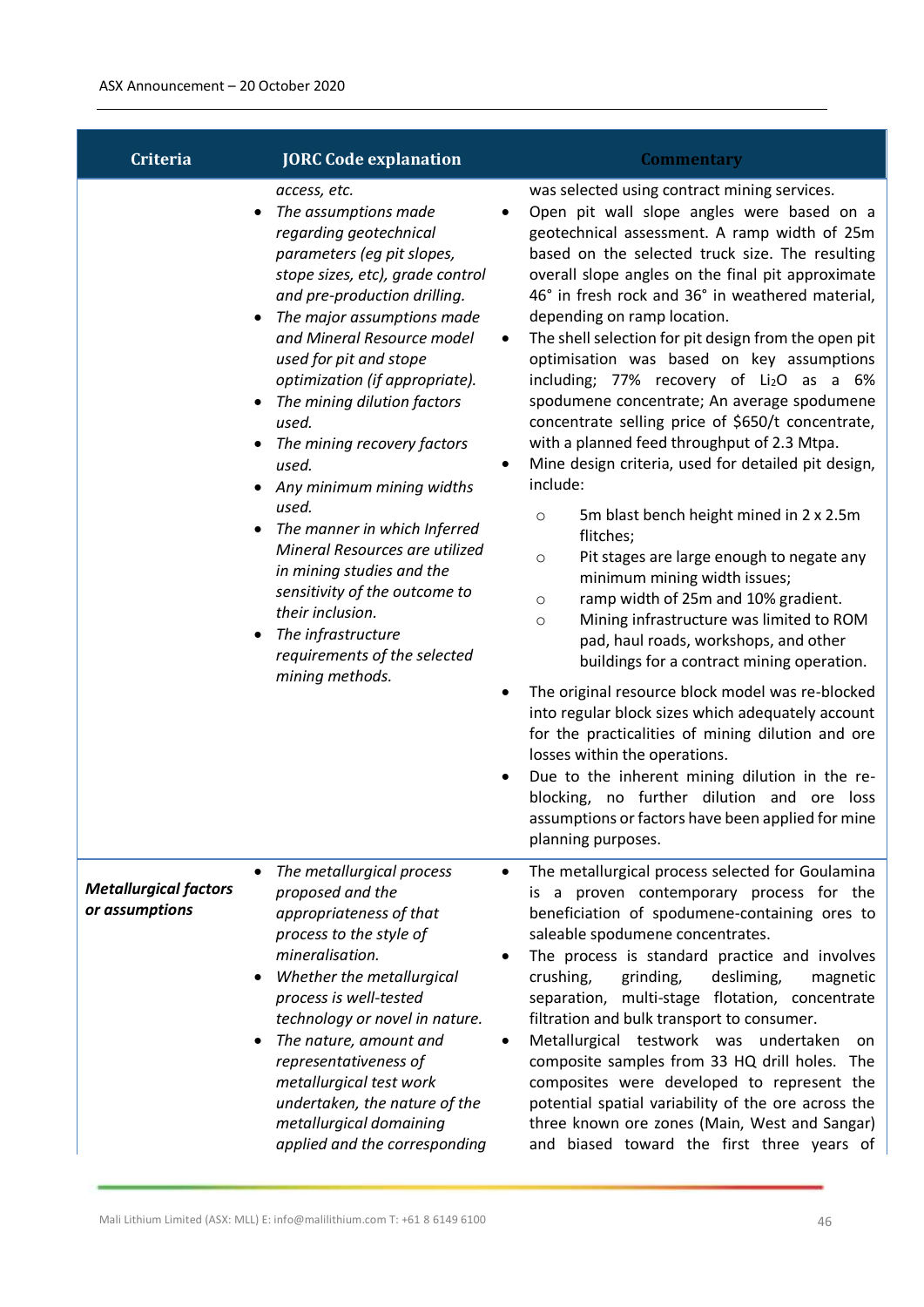| Criteria | JORC Code explanation | Commentary |
|---|---|---|
| | *access, etc.*<br>• *The assumptions made regarding geotechnical parameters (eg pit slopes, stope sizes, etc), grade control and pre-production drilling.*<br>• *The major assumptions made and Mineral Resource model used for pit and stope optimization (if appropriate).*<br>• *The mining dilution factors used.*<br>• *The mining recovery factors used.*<br>• *Any minimum mining widths used.*<br>• *The manner in which Inferred Mineral Resources are utilized in mining studies and the sensitivity of the outcome to their inclusion.*<br>• *The infrastructure requirements of the selected mining methods.* | was selected using contract mining services.<br>• Open pit wall slope angles were based on a geotechnical assessment. A ramp width of 25m based on the selected truck size. The resulting overall slope angles on the final pit approximate 46° in fresh rock and 36° in weathered material, depending on ramp location.<br>• The shell selection for pit design from the open pit optimisation was based on key assumptions including; 77% recovery of $Li_2O$ as a 6% spodumene concentrate; An average spodumene concentrate selling price of $650/t concentrate, with a planned feed throughput of 2.3 Mtpa.<br>• Mine design criteria, used for detailed pit design, include:<br>&nbsp;&nbsp;○ 5m blast bench height mined in 2 x 2.5m flitches;<br>&nbsp;&nbsp;○ Pit stages are large enough to negate any minimum mining width issues;<br>&nbsp;&nbsp;○ ramp width of 25m and 10% gradient.<br>&nbsp;&nbsp;○ Mining infrastructure was limited to ROM pad, haul roads, workshops, and other buildings for a contract mining operation.<br>• The original resource block model was re-blocked into regular block sizes which adequately account for the practicalities of mining dilution and ore losses within the operations.<br>• Due to the inherent mining dilution in the re-blocking, no further dilution and ore loss assumptions or factors have been applied for mine planning purposes. |
| ***Metallurgical factors or assumptions*** | • *The metallurgical process proposed and the appropriateness of that process to the style of mineralisation.*<br>• *Whether the metallurgical process is well-tested technology or novel in nature.*<br>• *The nature, amount and representativeness of metallurgical test work undertaken, the nature of the metallurgical domaining applied and the corresponding* | • The metallurgical process selected for Goulamina is a proven contemporary process for the beneficiation of spodumene-containing ores to saleable spodumene concentrates.<br>• The process is standard practice and involves crushing, grinding, desliming, magnetic separation, multi-stage flotation, concentrate filtration and bulk transport to consumer.<br>• Metallurgical testwork was undertaken on composite samples from 33 HQ drill holes. The composites were developed to represent the potential spatial variability of the ore across the three known ore zones (Main, West and Sangar) and biased toward the first three years of |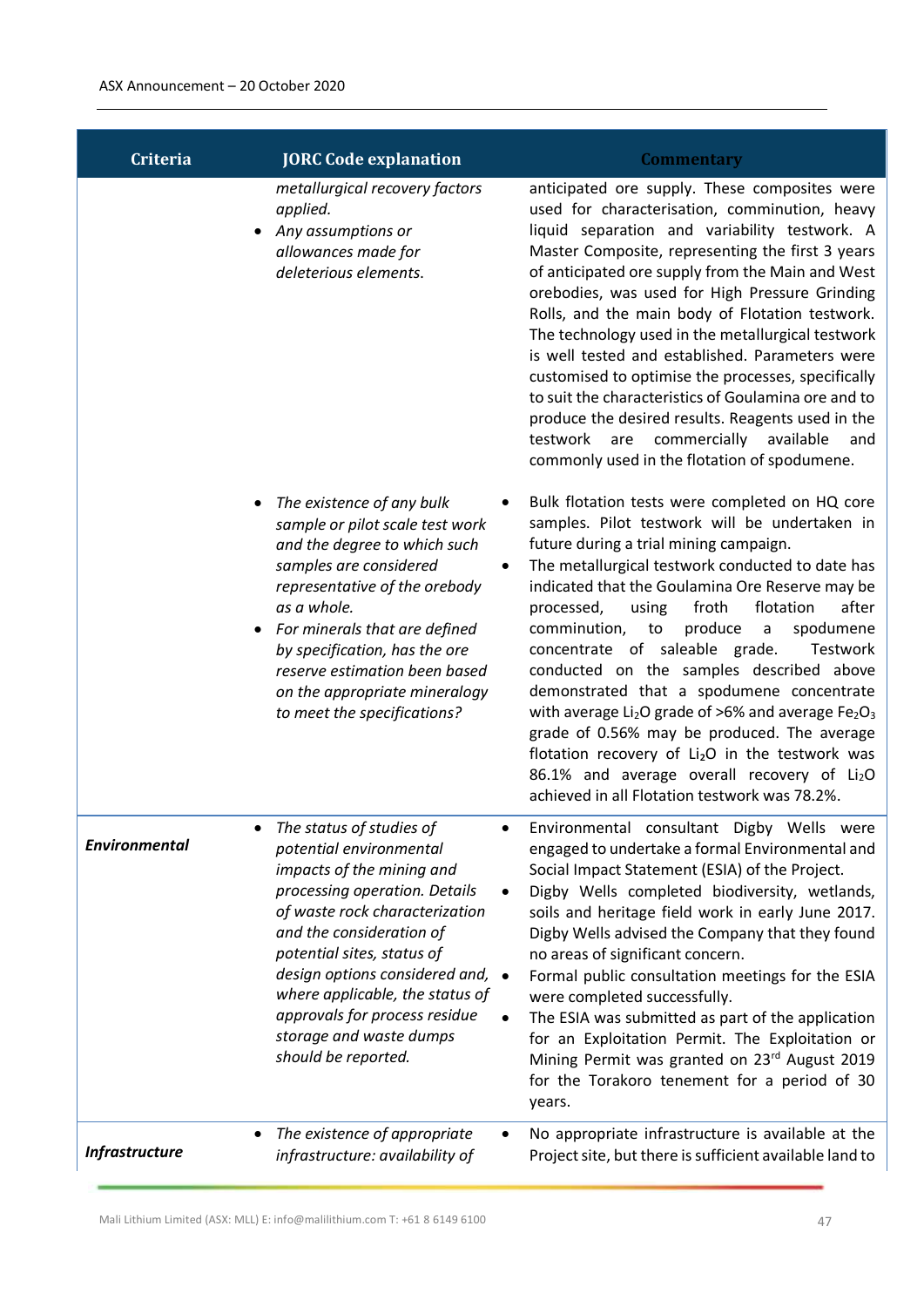| Criteria | JORC Code explanation | Commentary |
|---|---|---|
| | *metallurgical recovery factors applied.*<br>• *Any assumptions or allowances made for deleterious elements.* | anticipated ore supply. These composites were used for characterisation, comminution, heavy liquid separation and variability testwork. A Master Composite, representing the first 3 years of anticipated ore supply from the Main and West orebodies, was used for High Pressure Grinding Rolls, and the main body of Flotation testwork. The technology used in the metallurgical testwork is well tested and established. Parameters were customised to optimise the processes, specifically to suit the characteristics of Goulamina ore and to produce the desired results. Reagents used in the testwork are commercially available and commonly used in the flotation of spodumene. |
| | • *The existence of any bulk sample or pilot scale test work and the degree to which such samples are considered representative of the orebody as a whole.*<br>• *For minerals that are defined by specification, has the ore reserve estimation been based on the appropriate mineralogy to meet the specifications?* | • Bulk flotation tests were completed on HQ core samples. Pilot testwork will be undertaken in future during a trial mining campaign.<br>• The metallurgical testwork conducted to date has indicated that the Goulamina Ore Reserve may be processed, using froth flotation after comminution, to produce a spodumene concentrate of saleable grade. Testwork conducted on the samples described above demonstrated that a spodumene concentrate with average $Li_2O$ grade of >6% and average $Fe_2O_3$ grade of 0.56% may be produced. The average flotation recovery of $Li_2O$ in the testwork was 86.1% and average overall recovery of $Li_2O$ achieved in all Flotation testwork was 78.2%. |
| ***Environmental*** | • *The status of studies of potential environmental impacts of the mining and processing operation. Details of waste rock characterization and the consideration of potential sites, status of design options considered and, where applicable, the status of approvals for process residue storage and waste dumps should be reported.* | • Environmental consultant Digby Wells were engaged to undertake a formal Environmental and Social Impact Statement (ESIA) of the Project.<br>• Digby Wells completed biodiversity, wetlands, soils and heritage field work in early June 2017. Digby Wells advised the Company that they found no areas of significant concern.<br>• Formal public consultation meetings for the ESIA were completed successfully.<br>• The ESIA was submitted as part of the application for an Exploitation Permit. The Exploitation or Mining Permit was granted on 23rd August 2019 for the Torakoro tenement for a period of 30 years. |
| ***Infrastructure*** | • *The existence of appropriate infrastructure: availability of* | • No appropriate infrastructure is available at the Project site, but there is sufficient available land to |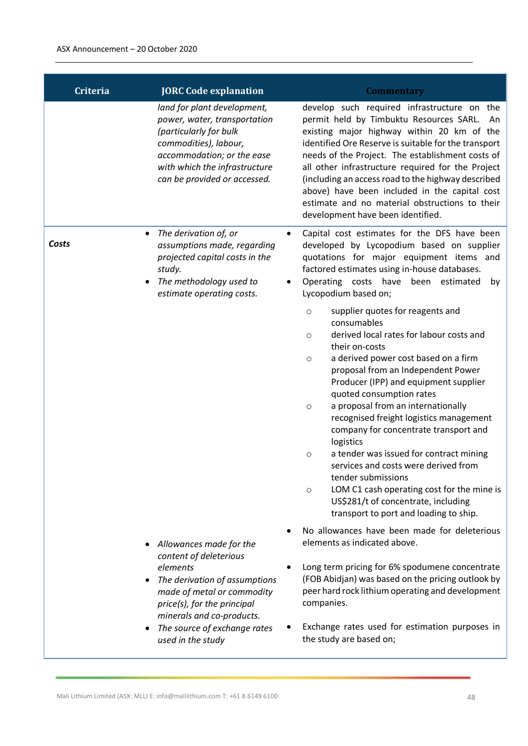| Criteria | JORC Code explanation | Commentary |
|---|---|---|
| | *land for plant development, power, water, transportation (particularly for bulk commodities), labour, accommodation; or the ease with which the infrastructure can be provided or accessed.* | develop such required infrastructure on the permit held by Timbuktu Resources SARL. An existing major highway within 20 km of the identified Ore Reserve is suitable for the transport needs of the Project. The establishment costs of all other infrastructure required for the Project (including an access road to the highway described above) have been included in the capital cost estimate and no material obstructions to their development have been identified. |
| ***Costs*** | • *The derivation of, or assumptions made, regarding projected capital costs in the study.*<br>• *The methodology used to estimate operating costs.* | • Capital cost estimates for the DFS have been developed by Lycopodium based on supplier quotations for major equipment items and factored estimates using in-house databases.<br>• Operating costs have been estimated by Lycopodium based on;<br>&nbsp;&nbsp;○ supplier quotes for reagents and consumables<br>&nbsp;&nbsp;○ derived local rates for labour costs and their on-costs<br>&nbsp;&nbsp;○ a derived power cost based on a firm proposal from an Independent Power Producer (IPP) and equipment supplier quoted consumption rates<br>&nbsp;&nbsp;○ a proposal from an internationally recognised freight logistics management company for concentrate transport and logistics<br>&nbsp;&nbsp;○ a tender was issued for contract mining services and costs were derived from tender submissions<br>&nbsp;&nbsp;○ LOM C1 cash operating cost for the mine is US$281/t of concentrate, including transport to port and loading to ship. |
| | • *Allowances made for the content of deleterious elements*<br>• *The derivation of assumptions made of metal or commodity price(s), for the principal minerals and co-products.*<br>• *The source of exchange rates used in the study* | • No allowances have been made for deleterious elements as indicated above.<br>• Long term pricing for 6% spodumene concentrate (FOB Abidjan) was based on the pricing outlook by peer hard rock lithium operating and development companies.<br>• Exchange rates used for estimation purposes in the study are based on; |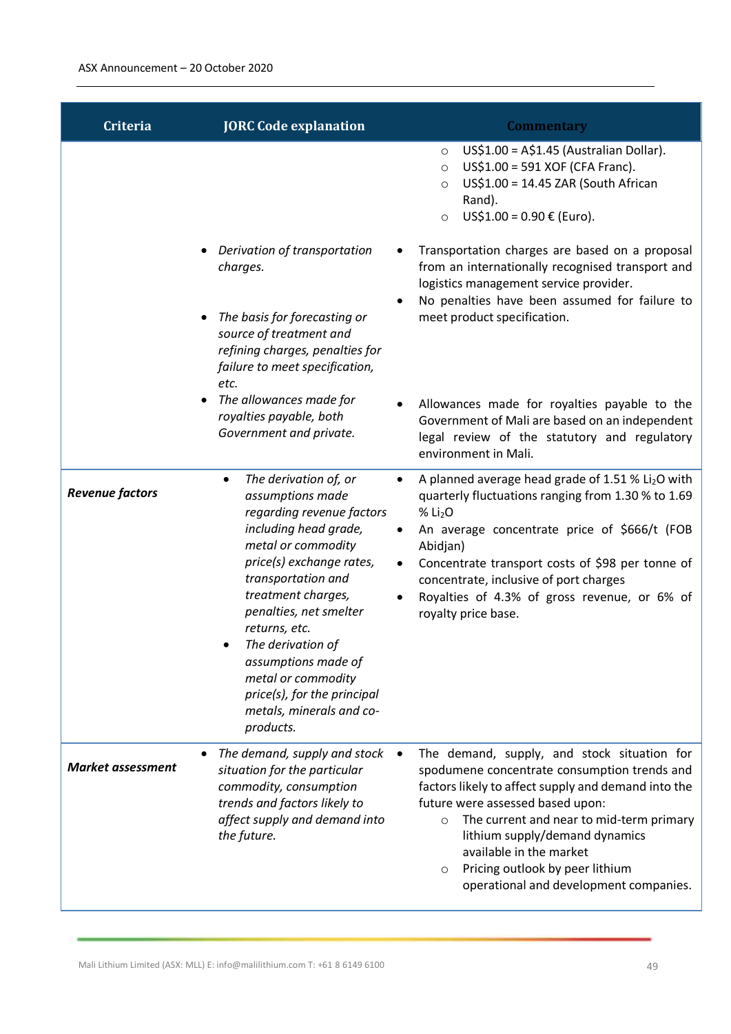| Criteria | JORC Code explanation | Commentary |
|---|---|---|
| | | ○ US$1.00 = A$1.45 (Australian Dollar).<br>○ US$1.00 = 591 XOF (CFA Franc).<br>○ US$1.00 = 14.45 ZAR (South African Rand).<br>○ US$1.00 = 0.90 € (Euro). |
| | • *Derivation of transportation charges.*<br>• *The basis for forecasting or source of treatment and refining charges, penalties for failure to meet specification, etc.* | • Transportation charges are based on a proposal from an internationally recognised transport and logistics management service provider.<br>• No penalties have been assumed for failure to meet product specification. |
| | • *The allowances made for royalties payable, both Government and private.* | • Allowances made for royalties payable to the Government of Mali are based on an independent legal review of the statutory and regulatory environment in Mali. |
| ***Revenue factors*** | • *The derivation of, or assumptions made regarding revenue factors including head grade, metal or commodity price(s) exchange rates, transportation and treatment charges, penalties, net smelter returns, etc.*<br>• *The derivation of assumptions made of metal or commodity price(s), for the principal metals, minerals and co-products.* | • A planned average head grade of 1.51 % $Li_2O$ with quarterly fluctuations ranging from 1.30 % to 1.69 % $Li_2O$<br>• An average concentrate price of $666/t (FOB Abidjan)<br>• Concentrate transport costs of $98 per tonne of concentrate, inclusive of port charges<br>• Royalties of 4.3% of gross revenue, or 6% of royalty price base. |
| ***Market assessment*** | • *The demand, supply and stock situation for the particular commodity, consumption trends and factors likely to affect supply and demand into the future.* | • The demand, supply, and stock situation for spodumene concentrate consumption trends and factors likely to affect supply and demand into the future were assessed based upon:<br>○ The current and near to mid-term primary lithium supply/demand dynamics available in the market<br>○ Pricing outlook by peer lithium operational and development companies. |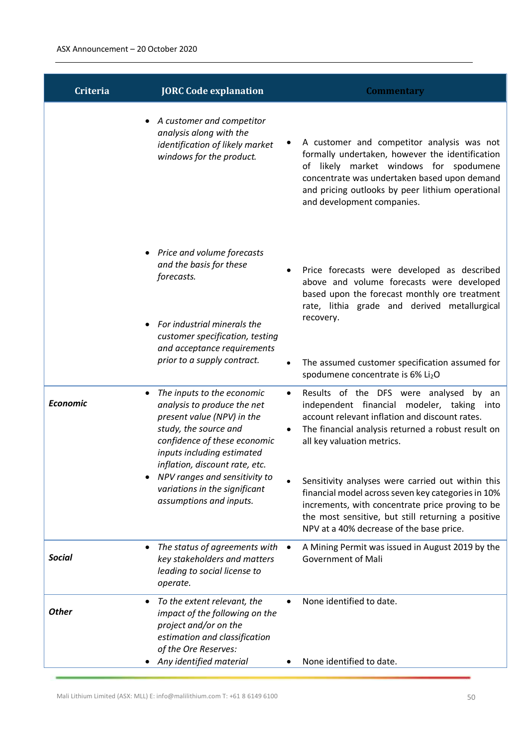| Criteria | JORC Code explanation | Commentary |
|---|---|---|
| | • *A customer and competitor analysis along with the identification of likely market windows for the product.* | • A customer and competitor analysis was not formally undertaken, however the identification of likely market windows for spodumene concentrate was undertaken based upon demand and pricing outlooks by peer lithium operational and development companies. |
| | • *Price and volume forecasts and the basis for these forecasts.* | • Price forecasts were developed as described above and volume forecasts were developed based upon the forecast monthly ore treatment rate, lithia grade and derived metallurgical recovery. |
| | • *For industrial minerals the customer specification, testing and acceptance requirements prior to a supply contract.* | • The assumed customer specification assumed for spodumene concentrate is 6% $Li_2O$ |
| ***Economic*** | • *The inputs to the economic analysis to produce the net present value (NPV) in the study, the source and confidence of these economic inputs including estimated inflation, discount rate, etc.* | • Results of the DFS were analysed by an independent financial modeler, taking into account relevant inflation and discount rates.<br>• The financial analysis returned a robust result on all key valuation metrics. |
| | • *NPV ranges and sensitivity to variations in the significant assumptions and inputs.* | • Sensitivity analyses were carried out within this financial model across seven key categories in 10% increments, with concentrate price proving to be the most sensitive, but still returning a positive NPV at a 40% decrease of the base price. |
| ***Social*** | • *The status of agreements with key stakeholders and matters leading to social license to operate.* | • A Mining Permit was issued in August 2019 by the Government of Mali |
| ***Other*** | • *To the extent relevant, the impact of the following on the project and/or on the estimation and classification of the Ore Reserves:* | • None identified to date. |
| | • *Any identified material* | • None identified to date. |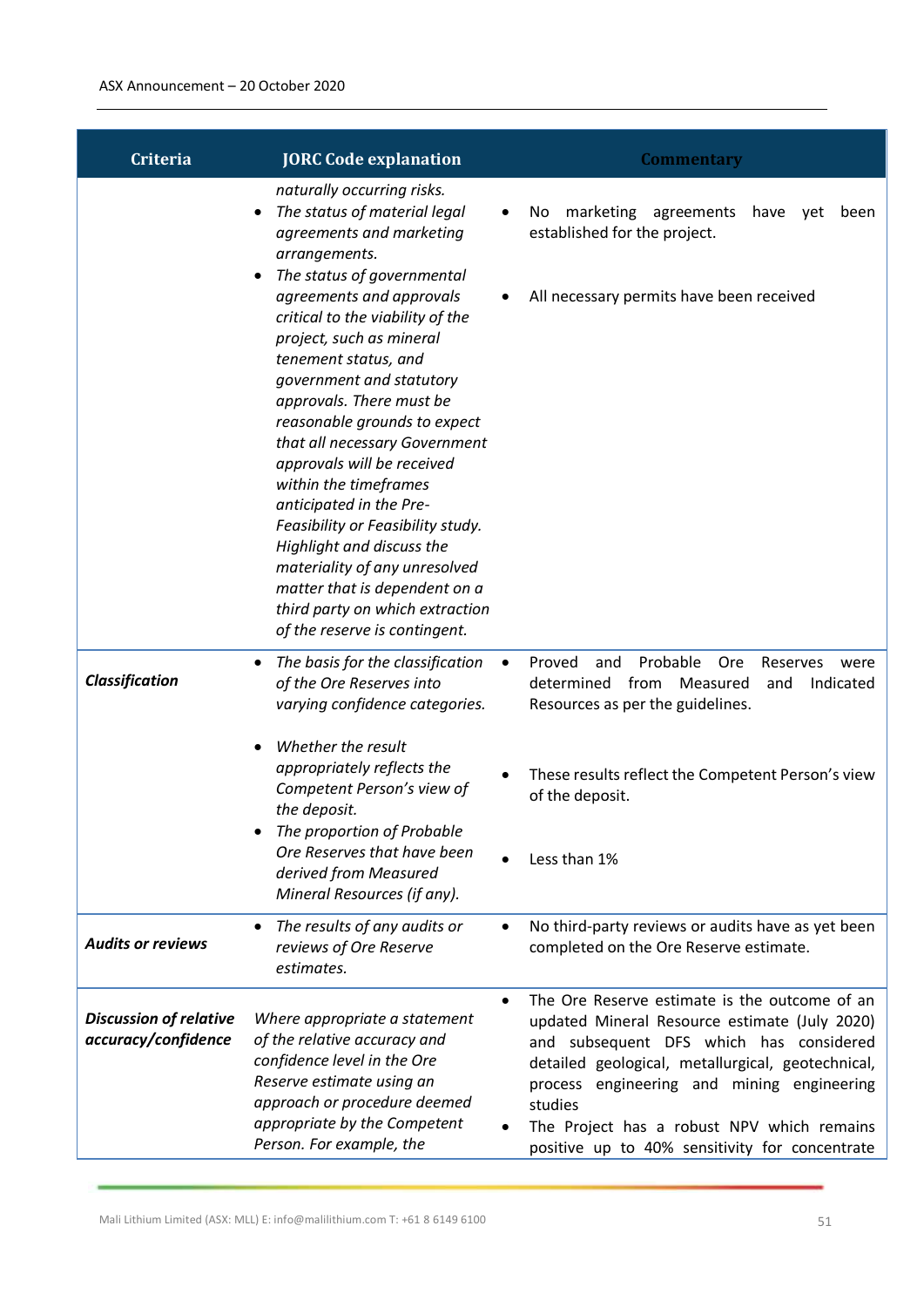| Criteria | JORC Code explanation | Commentary |
|---|---|---|
| | *naturally occurring risks.*<br>• *The status of material legal agreements and marketing arrangements.*<br>• *The status of governmental agreements and approvals critical to the viability of the project, such as mineral tenement status, and government and statutory approvals. There must be reasonable grounds to expect that all necessary Government approvals will be received within the timeframes anticipated in the Pre-Feasibility or Feasibility study. Highlight and discuss the materiality of any unresolved matter that is dependent on a third party on which extraction of the reserve is contingent.* | • No marketing agreements have yet been established for the project.<br>• All necessary permits have been received |
| ***Classification*** | • *The basis for the classification of the Ore Reserves into varying confidence categories.*<br>• *Whether the result appropriately reflects the Competent Person's view of the deposit.*<br>• *The proportion of Probable Ore Reserves that have been derived from Measured Mineral Resources (if any).* | • Proved and Probable Ore Reserves were determined from Measured and Indicated Resources as per the guidelines.<br>• These results reflect the Competent Person's view of the deposit.<br>• Less than 1% |
| ***Audits or reviews*** | • *The results of any audits or reviews of Ore Reserve estimates.* | • No third-party reviews or audits have as yet been completed on the Ore Reserve estimate. |
| ***Discussion of relative accuracy/confidence*** | *Where appropriate a statement of the relative accuracy and confidence level in the Ore Reserve estimate using an approach or procedure deemed appropriate by the Competent Person. For example, the* | • The Ore Reserve estimate is the outcome of an updated Mineral Resource estimate (July 2020) and subsequent DFS which has considered detailed geological, metallurgical, geotechnical, process engineering and mining engineering studies<br>• The Project has a robust NPV which remains positive up to 40% sensitivity for concentrate |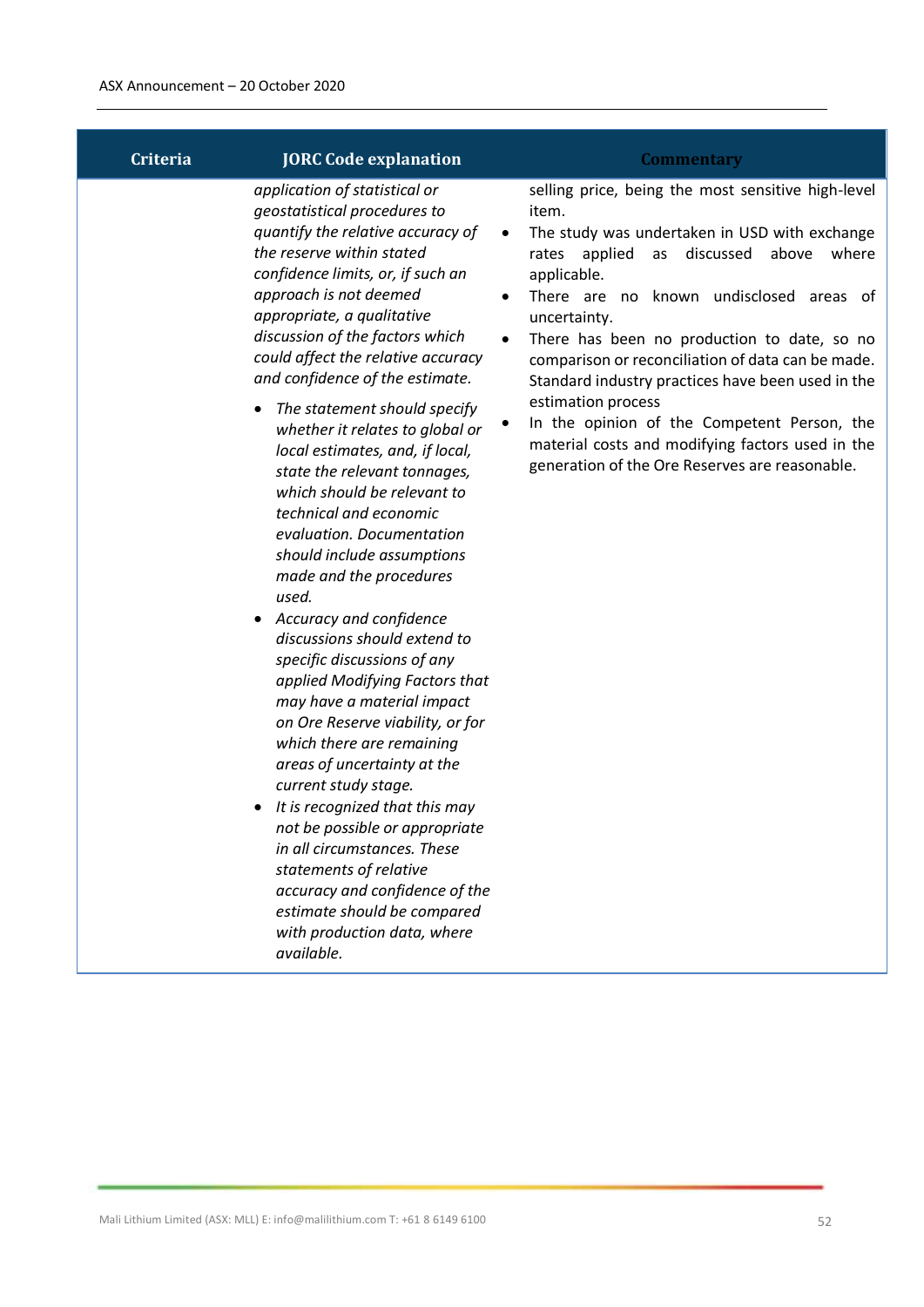| Criteria | JORC Code explanation | Commentary |
|---|---|---|
| | *application of statistical or geostatistical procedures to quantify the relative accuracy of the reserve within stated confidence limits, or, if such an approach is not deemed appropriate, a qualitative discussion of the factors which could affect the relative accuracy and confidence of the estimate.*<br>• *The statement should specify whether it relates to global or local estimates, and, if local, state the relevant tonnages, which should be relevant to technical and economic evaluation. Documentation should include assumptions made and the procedures used.*<br>• *Accuracy and confidence discussions should extend to specific discussions of any applied Modifying Factors that may have a material impact on Ore Reserve viability, or for which there are remaining areas of uncertainty at the current study stage.*<br>• *It is recognized that this may not be possible or appropriate in all circumstances. These statements of relative accuracy and confidence of the estimate should be compared with production data, where available.* | selling price, being the most sensitive high-level item.<br>• The study was undertaken in USD with exchange rates applied as discussed above where applicable.<br>• There are no known undisclosed areas of uncertainty.<br>• There has been no production to date, so no comparison or reconciliation of data can be made. Standard industry practices have been used in the estimation process<br>• In the opinion of the Competent Person, the material costs and modifying factors used in the generation of the Ore Reserves are reasonable. |